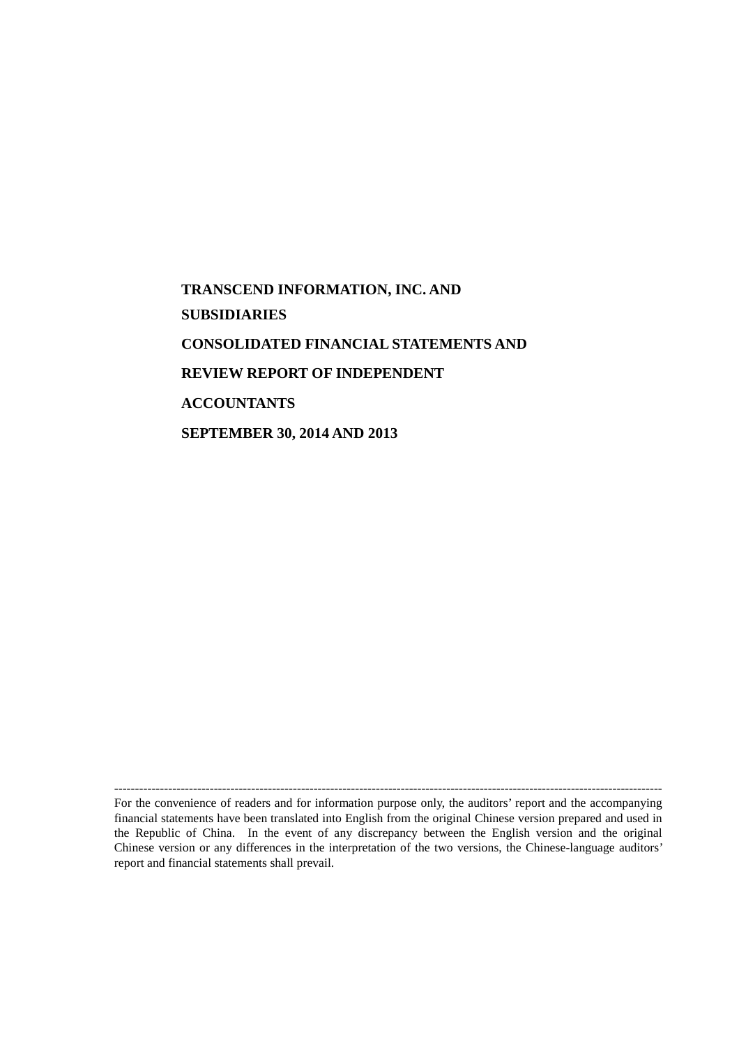# TRANSCEND INFORMATION, INC. AND SUBSIDIARIES

# CONSOLIDATED FINANCIAL STATEMENTS AND REVIEW REPORT OF INDEPENDENT ACCOUNTANTS

# SEPTEMBER 30, 2014 AND 2013

---

For the convenience of readers and for information purpose only, the auditors' report and the accompanying financial statements have been translated into English from the original Chinese version prepared and used in the Republic of China. In the event of any discrepancy between the English version and the original Chinese version or any differences in the interpretation of the two versions, the Chinese-language auditors' report and financial statements shall prevail.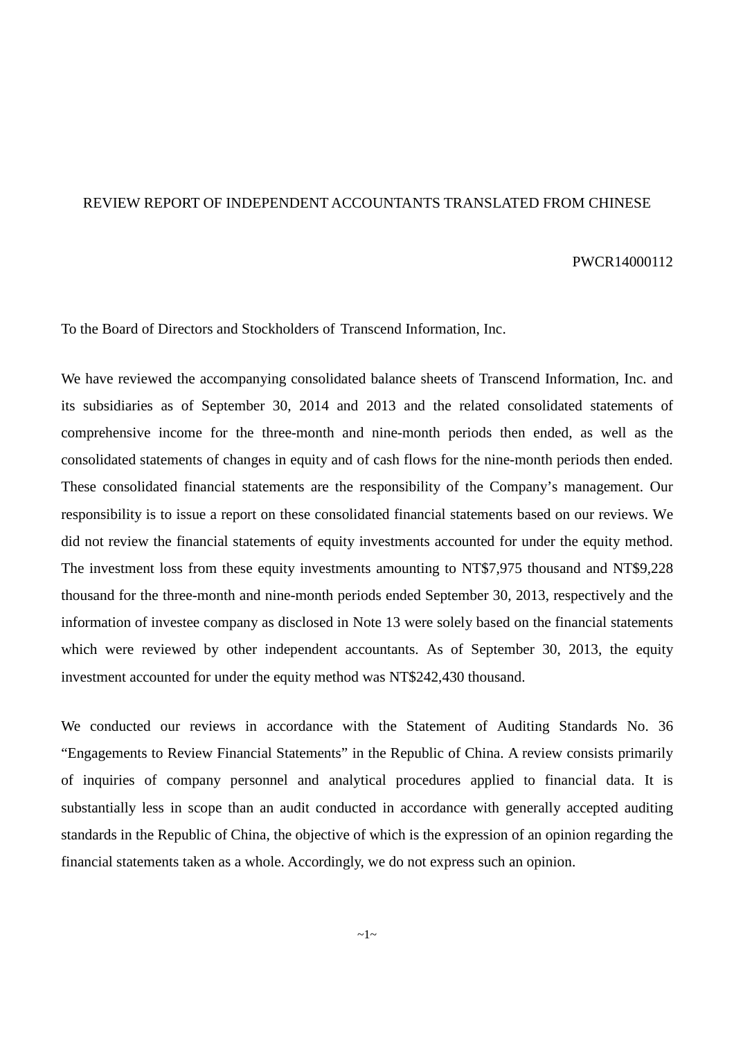# REVIEW REPORT OF INDEPENDENT ACCOUNTANTS TRANSLATED FROM CHINESE

PWCR14000112

To the Board of Directors and Stockholders of Transcend Information, Inc.

We have reviewed the accompanying consolidated balance sheets of Transcend Information, Inc. and its subsidiaries as of September 30, 2014 and 2013 and the related consolidated statements of comprehensive income for the three-month and nine-month periods then ended, as well as the consolidated statements of changes in equity and of cash flows for the nine-month periods then ended. These consolidated financial statements are the responsibility of the Company's management. Our responsibility is to issue a report on these consolidated financial statements based on our reviews. We did not review the financial statements of equity investments accounted for under the equity method. The investment loss from these equity investments amounting to NT$7,975 thousand and NT$9,228 thousand for the three-month and nine-month periods ended September 30, 2013, respectively and the information of investee company as disclosed in Note 13 were solely based on the financial statements which were reviewed by other independent accountants. As of September 30, 2013, the equity investment accounted for under the equity method was NT$242,430 thousand.

We conducted our reviews in accordance with the Statement of Auditing Standards No. 36 "Engagements to Review Financial Statements" in the Republic of China. A review consists primarily of inquiries of company personnel and analytical procedures applied to financial data. It is substantially less in scope than an audit conducted in accordance with generally accepted auditing standards in the Republic of China, the objective of which is the expression of an opinion regarding the financial statements taken as a whole. Accordingly, we do not express such an opinion.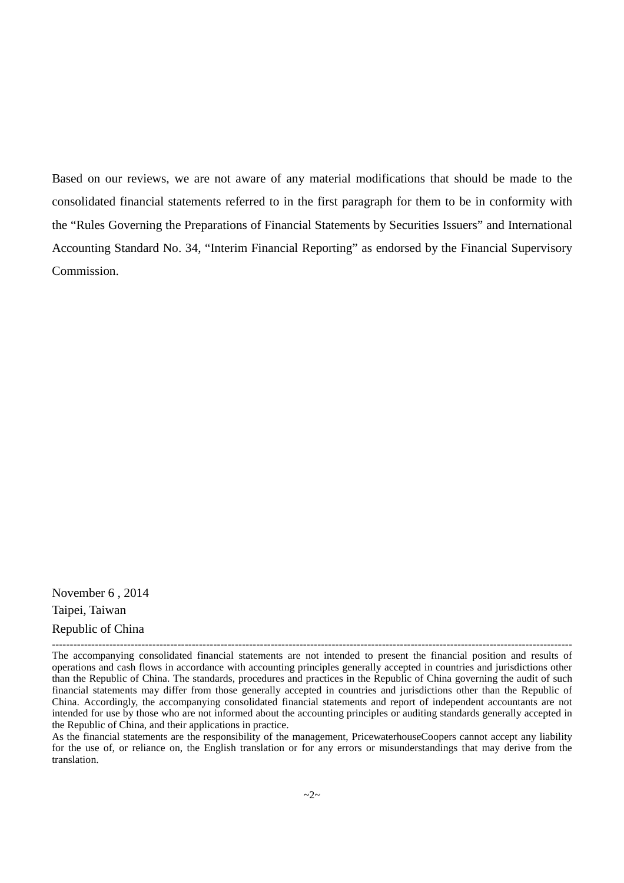Based on our reviews, we are not aware of any material modifications that should be made to the consolidated financial statements referred to in the first paragraph for them to be in conformity with the "Rules Governing the Preparations of Financial Statements by Securities Issuers" and International Accounting Standard No. 34, "Interim Financial Reporting" as endorsed by the Financial Supervisory Commission.

November 6 , 2014
Taipei, Taiwan
Republic of China

---

The accompanying consolidated financial statements are not intended to present the financial position and results of operations and cash flows in accordance with accounting principles generally accepted in countries and jurisdictions other than the Republic of China. The standards, procedures and practices in the Republic of China governing the audit of such financial statements may differ from those generally accepted in countries and jurisdictions other than the Republic of China. Accordingly, the accompanying consolidated financial statements and report of independent accountants are not intended for use by those who are not informed about the accounting principles or auditing standards generally accepted in the Republic of China, and their applications in practice.

As the financial statements are the responsibility of the management, PricewaterhouseCoopers cannot accept any liability for the use of, or reliance on, the English translation or for any errors or misunderstandings that may derive from the translation.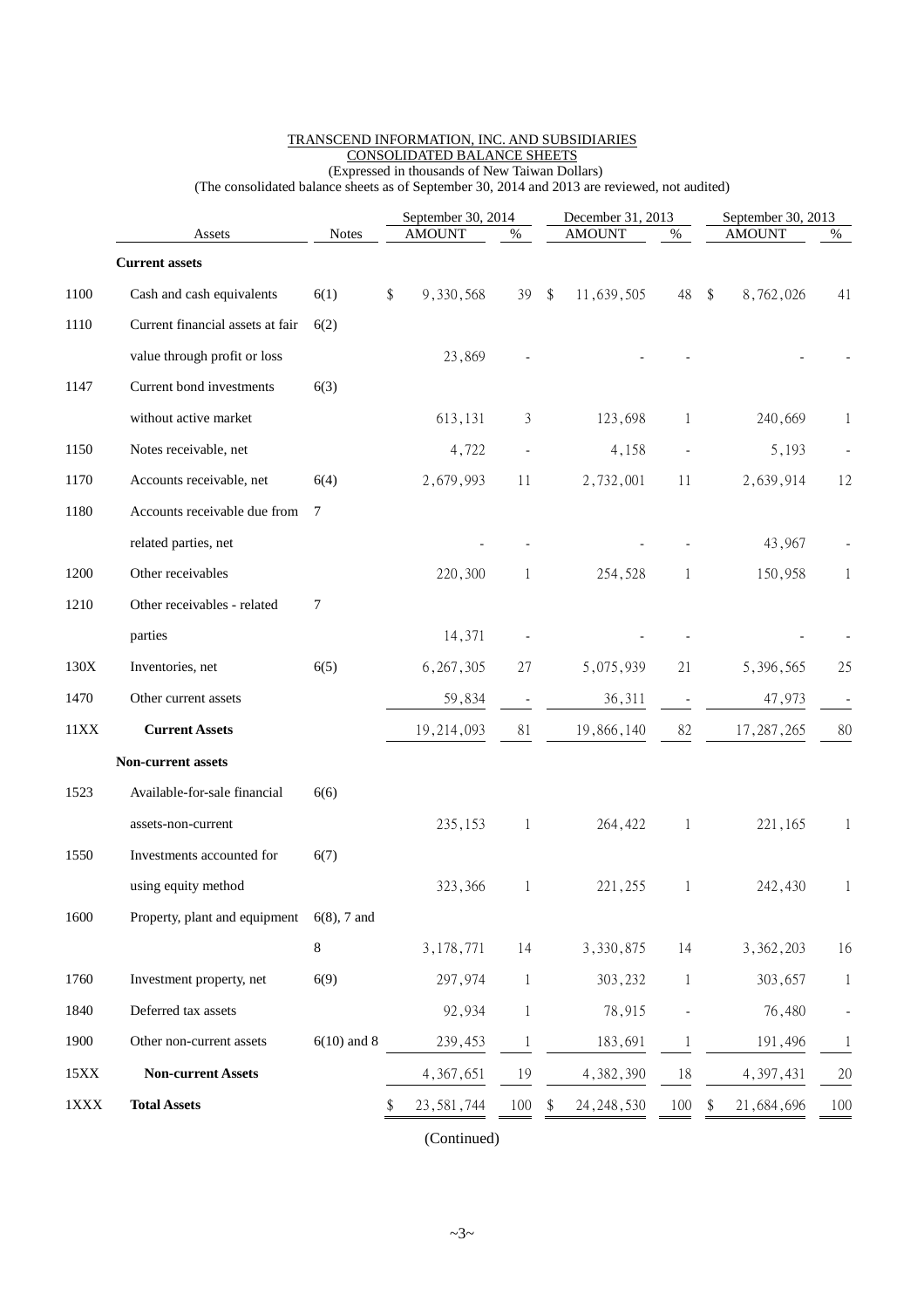TRANSCEND INFORMATION, INC. AND SUBSIDIARIES
CONSOLIDATED BALANCE SHEETS
(Expressed in thousands of New Taiwan Dollars)
(The consolidated balance sheets as of September 30, 2014 and 2013 are reviewed, not audited)

| | Assets | Notes | September 30, 2014 | | December 31, 2013 | | September 30, 2013 | |
|---|---|---|---|---|---|---|---|---|
| | | | AMOUNT | % | AMOUNT | % | AMOUNT | % |
| | **Current assets** | | | | | | | |
| 1100 | Cash and cash equivalents | 6(1) | $ 9,330,568 | 39 | $ 11,639,505 | 48 | $ 8,762,026 | 41 |
| 1110 | Current financial assets at fair value through profit or loss | 6(2) | 23,869 | - | - | - | - | - |
| 1147 | Current bond investments without active market | 6(3) | 613,131 | 3 | 123,698 | 1 | 240,669 | 1 |
| 1150 | Notes receivable, net | | 4,722 | - | 4,158 | - | 5,193 | - |
| 1170 | Accounts receivable, net | 6(4) | 2,679,993 | 11 | 2,732,001 | 11 | 2,639,914 | 12 |
| 1180 | Accounts receivable due from related parties, net | 7 | - | - | - | - | 43,967 | - |
| 1200 | Other receivables | | 220,300 | 1 | 254,528 | 1 | 150,958 | 1 |
| 1210 | Other receivables - related parties | 7 | 14,371 | - | - | - | - | - |
| 130X | Inventories, net | 6(5) | 6,267,305 | 27 | 5,075,939 | 21 | 5,396,565 | 25 |
| 1470 | Other current assets | | 59,834 | - | 36,311 | - | 47,973 | - |
| 11XX | **Current Assets** | | 19,214,093 | 81 | 19,866,140 | 82 | 17,287,265 | 80 |
| | **Non-current assets** | | | | | | | |
| 1523 | Available-for-sale financial assets-non-current | 6(6) | 235,153 | 1 | 264,422 | 1 | 221,165 | 1 |
| 1550 | Investments accounted for using equity method | 6(7) | 323,366 | 1 | 221,255 | 1 | 242,430 | 1 |
| 1600 | Property, plant and equipment | 6(8), 7 and 8 | 3,178,771 | 14 | 3,330,875 | 14 | 3,362,203 | 16 |
| 1760 | Investment property, net | 6(9) | 297,974 | 1 | 303,232 | 1 | 303,657 | 1 |
| 1840 | Deferred tax assets | | 92,934 | 1 | 78,915 | - | 76,480 | - |
| 1900 | Other non-current assets | 6(10) and 8 | 239,453 | 1 | 183,691 | 1 | 191,496 | 1 |
| 15XX | **Non-current Assets** | | 4,367,651 | 19 | 4,382,390 | 18 | 4,397,431 | 20 |
| 1XXX | **Total Assets** | | $ 23,581,744 | 100 | $ 24,248,530 | 100 | $ 21,684,696 | 100 |

(Continued)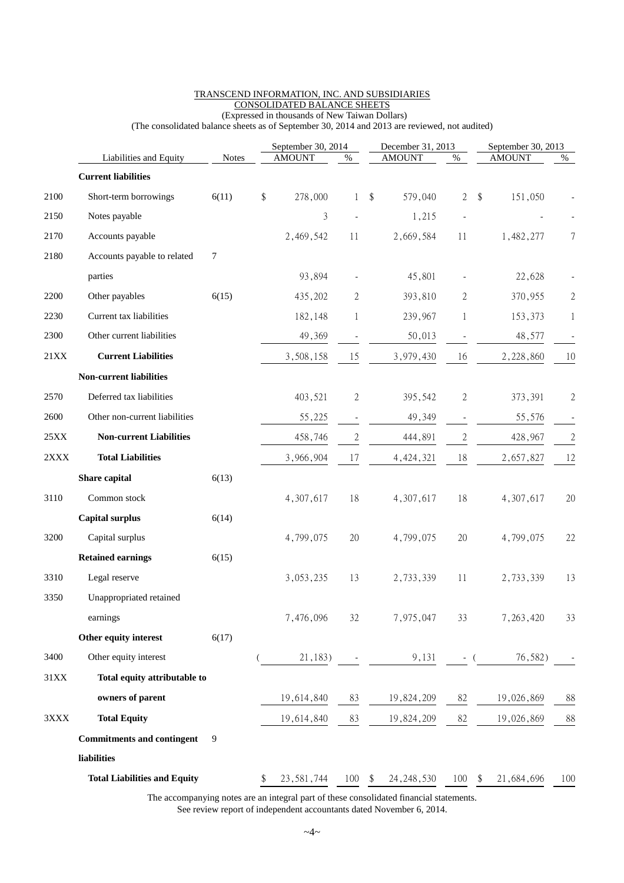TRANSCEND INFORMATION, INC. AND SUBSIDIARIES
CONSOLIDATED BALANCE SHEETS
(Expressed in thousands of New Taiwan Dollars)
(The consolidated balance sheets as of September 30, 2014 and 2013 are reviewed, not audited)

| | Liabilities and Equity | Notes | September 30, 2014 AMOUNT | % | December 31, 2013 AMOUNT | % | September 30, 2013 AMOUNT | % |
|---|---|---|---|---|---|---|---|---|
| | **Current liabilities** | | | | | | | |
| 2100 | Short-term borrowings | 6(11) | $ 278,000 | 1 | $ 579,040 | 2 | $ 151,050 | - |
| 2150 | Notes payable | | 3 | - | 1,215 | - | - | - |
| 2170 | Accounts payable | | 2,469,542 | 11 | 2,669,584 | 11 | 1,482,277 | 7 |
| 2180 | Accounts payable to related parties | 7 | 93,894 | - | 45,801 | - | 22,628 | - |
| 2200 | Other payables | 6(15) | 435,202 | 2 | 393,810 | 2 | 370,955 | 2 |
| 2230 | Current tax liabilities | | 182,148 | 1 | 239,967 | 1 | 153,373 | 1 |
| 2300 | Other current liabilities | | 49,369 | - | 50,013 | - | 48,577 | - |
| 21XX | **Current Liabilities** | | 3,508,158 | 15 | 3,979,430 | 16 | 2,228,860 | 10 |
| | **Non-current liabilities** | | | | | | | |
| 2570 | Deferred tax liabilities | | 403,521 | 2 | 395,542 | 2 | 373,391 | 2 |
| 2600 | Other non-current liabilities | | 55,225 | - | 49,349 | - | 55,576 | - |
| 25XX | **Non-current Liabilities** | | 458,746 | 2 | 444,891 | 2 | 428,967 | 2 |
| 2XXX | **Total Liabilities** | | 3,966,904 | 17 | 4,424,321 | 18 | 2,657,827 | 12 |
| | **Share capital** | 6(13) | | | | | | |
| 3110 | Common stock | | 4,307,617 | 18 | 4,307,617 | 18 | 4,307,617 | 20 |
| | **Capital surplus** | 6(14) | | | | | | |
| 3200 | Capital surplus | | 4,799,075 | 20 | 4,799,075 | 20 | 4,799,075 | 22 |
| | **Retained earnings** | 6(15) | | | | | | |
| 3310 | Legal reserve | | 3,053,235 | 13 | 2,733,339 | 11 | 2,733,339 | 13 |
| 3350 | Unappropriated retained earnings | | 7,476,096 | 32 | 7,975,047 | 33 | 7,263,420 | 33 |
| | **Other equity interest** | 6(17) | | | | | | |
| 3400 | Other equity interest | | ( 21,183) | - | 9,131 | - | ( 76,582) | - |
| 31XX | **Total equity attributable to owners of parent** | | 19,614,840 | 83 | 19,824,209 | 82 | 19,026,869 | 88 |
| 3XXX | **Total Equity** | | 19,614,840 | 83 | 19,824,209 | 82 | 19,026,869 | 88 |
| | **Commitments and contingent liabilities** | 9 | | | | | | |
| | **Total Liabilities and Equity** | | $ 23,581,744 | 100 | $ 24,248,530 | 100 | $ 21,684,696 | 100 |

The accompanying notes are an integral part of these consolidated financial statements.
See review report of independent accountants dated November 6, 2014.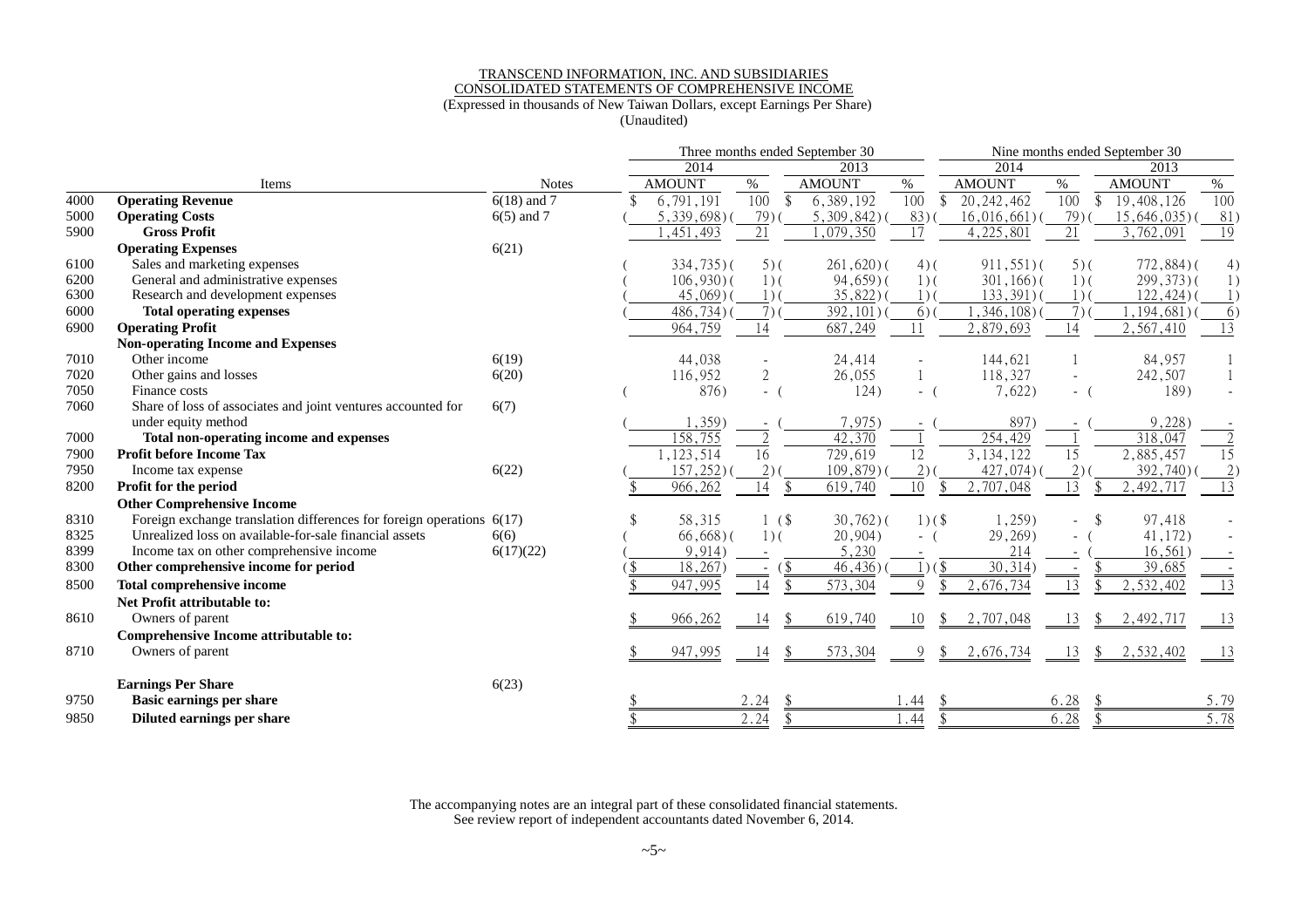TRANSCEND INFORMATION, INC. AND SUBSIDIARIES
CONSOLIDATED STATEMENTS OF COMPREHENSIVE INCOME
(Expressed in thousands of New Taiwan Dollars, except Earnings Per Share)
(Unaudited)

| | | | Three months ended September 30 | | | | Nine months ended September 30 | | | |
|---|---|---|---|---|---|---|---|---|---|---|
| | | | 2014 | | 2013 | | 2014 | | 2013 | |
| | Items | Notes | AMOUNT | % | AMOUNT | % | AMOUNT | % | AMOUNT | % |
| 4000 | **Operating Revenue** | 6(18) and 7 | $ 6,791,191 | 100 | $ 6,389,192 | 100 | $ 20,242,462 | 100 | $ 19,408,126 | 100 |
| 5000 | **Operating Costs** | 6(5) and 7 | ( 5,339,698) | ( 79) | ( 5,309,842) | ( 83) | ( 16,016,661) | ( 79) | ( 15,646,035) | ( 81) |
| 5900 | **Gross Profit** | | 1,451,493 | 21 | 1,079,350 | 17 | 4,225,801 | 21 | 3,762,091 | 19 |
| | **Operating Expenses** | 6(21) | | | | | | | | |
| 6100 | Sales and marketing expenses | | ( 334,735) | ( 5) | ( 261,620) | ( 4) | ( 911,551) | ( 5) | ( 772,884) | ( 4) |
| 6200 | General and administrative expenses | | ( 106,930) | ( 1) | ( 94,659) | ( 1) | ( 301,166) | ( 1) | ( 299,373) | ( 1) |
| 6300 | Research and development expenses | | ( 45,069) | ( 1) | ( 35,822) | ( 1) | ( 133,391) | ( 1) | ( 122,424) | ( 1) |
| 6000 | **Total operating expenses** | | ( 486,734) | ( 7) | ( 392,101) | ( 6) | ( 1,346,108) | ( 7) | ( 1,194,681) | ( 6) |
| 6900 | **Operating Profit** | | 964,759 | 14 | 687,249 | 11 | 2,879,693 | 14 | 2,567,410 | 13 |
| | **Non-operating Income and Expenses** | | | | | | | | | |
| 7010 | Other income | 6(19) | 44,038 | - | 24,414 | - | 144,621 | 1 | 84,957 | 1 |
| 7020 | Other gains and losses | 6(20) | 116,952 | 2 | 26,055 | 1 | 118,327 | - | 242,507 | 1 |
| 7050 | Finance costs | | ( 876) | - | ( 124) | - | ( 7,622) | - | ( 189) | - |
| 7060 | Share of loss of associates and joint ventures accounted for under equity method | 6(7) | ( 1,359) | - | ( 7,975) | - | ( 897) | - | ( 9,228) | - |
| 7000 | **Total non-operating income and expenses** | | 158,755 | 2 | 42,370 | 1 | 254,429 | 1 | 318,047 | 2 |
| 7900 | **Profit before Income Tax** | | 1,123,514 | 16 | 729,619 | 12 | 3,134,122 | 15 | 2,885,457 | 15 |
| 7950 | Income tax expense | 6(22) | ( 157,252) | ( 2) | ( 109,879) | ( 2) | ( 427,074) | ( 2) | ( 392,740) | ( 2) |
| 8200 | **Profit for the period** | | $ 966,262 | 14 | $ 619,740 | 10 | $ 2,707,048 | 13 | $ 2,492,717 | 13 |
| | **Other Comprehensive Income** | | | | | | | | | |
| 8310 | Foreign exchange translation differences for foreign operations | 6(17) | $ 58,315 | 1 | ($ 30,762) | ( 1) | ($ 1,259) | - | $ 97,418 | - |
| 8325 | Unrealized loss on available-for-sale financial assets | 6(6) | ( 66,668) | ( 1) | ( 20,904) | - | ( 29,269) | - | ( 41,172) | - |
| 8399 | Income tax on other comprehensive income | 6(17)(22) | ( 9,914) | - | 5,230 | - | 214 | - | ( 16,561) | - |
| 8300 | **Other comprehensive income for period** | | ($ 18,267) | - | ($ 46,436) | ( 1) | ($ 30,314) | - | $ 39,685 | - |
| 8500 | **Total comprehensive income** | | $ 947,995 | 14 | $ 573,304 | 9 | $ 2,676,734 | 13 | $ 2,532,402 | 13 |
| | **Net Profit attributable to:** | | | | | | | | | |
| 8610 | Owners of parent | | $ 966,262 | 14 | $ 619,740 | 10 | $ 2,707,048 | 13 | $ 2,492,717 | 13 |
| | **Comprehensive Income attributable to:** | | | | | | | | | |
| 8710 | Owners of parent | | $ 947,995 | 14 | $ 573,304 | 9 | $ 2,676,734 | 13 | $ 2,532,402 | 13 |
| | **Earnings Per Share** | 6(23) | | | | | | | | |
| 9750 | **Basic earnings per share** | | $ | 2.24 | $ | 1.44 | $ | 6.28 | $ | 5.79 |
| 9850 | **Diluted earnings per share** | | $ | 2.24 | $ | 1.44 | $ | 6.28 | $ | 5.78 |

The accompanying notes are an integral part of these consolidated financial statements.
See review report of independent accountants dated November 6, 2014.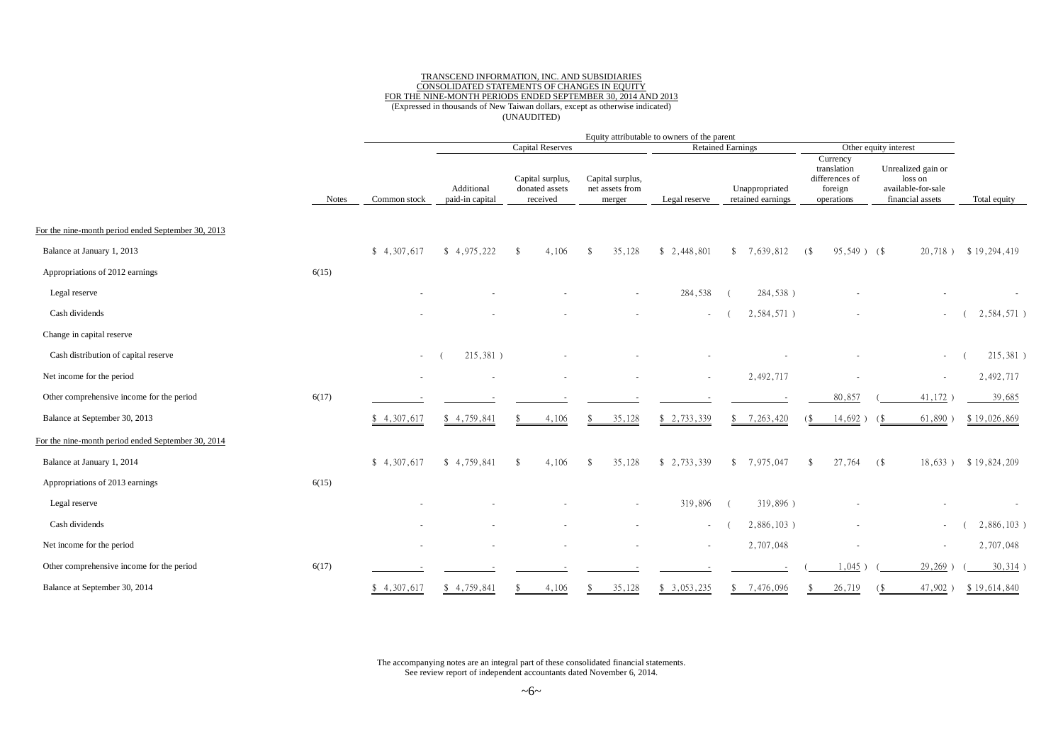TRANSCEND INFORMATION, INC. AND SUBSIDIARIES
CONSOLIDATED STATEMENTS OF CHANGES IN EQUITY
FOR THE NINE-MONTH PERIODS ENDED SEPTEMBER 30, 2014 AND 2013
(Expressed in thousands of New Taiwan dollars, except as otherwise indicated)
(UNAUDITED)

| | | Equity attributable to owners of the parent | | | | | | | | |
|---|---|---|---|---|---|---|---|---|---|---|
| | | | Capital Reserves | | | Retained Earnings | | Other equity interest | | |
| | Notes | Common stock | Additional paid-in capital | Capital surplus, donated assets received | Capital surplus, net assets from merger | Legal reserve | Unappropriated retained earnings | Currency translation differences of foreign operations | Unrealized gain or loss on available-for-sale financial assets | Total equity |
| For the nine-month period ended September 30, 2013 | | | | | | | | | | |
| Balance at January 1, 2013 | | $ 4,307,617 | $ 4,975,222 | $ 4,106 | $ 35,128 | $ 2,448,801 | $ 7,639,812 | ($ 95,549 ) | ($ 20,718 ) | $ 19,294,419 |
| Appropriations of 2012 earnings | 6(15) | | | | | | | | | |
| Legal reserve | | - | - | - | - | 284,538 | ( 284,538 ) | - | - | - |
| Cash dividends | | - | - | - | - | - | ( 2,584,571 ) | - | - | ( 2,584,571 ) |
| Change in capital reserve | | | | | | | | | | |
| Cash distribution of capital reserve | | - | ( 215,381 ) | - | - | - | - | - | - | ( 215,381 ) |
| Net income for the period | | - | - | - | - | - | 2,492,717 | - | - | 2,492,717 |
| Other comprehensive income for the period | 6(17) | - | - | - | - | - | - | 80,857 | ( 41,172 ) | 39,685 |
| Balance at September 30, 2013 | | $ 4,307,617 | $ 4,759,841 | $ 4,106 | $ 35,128 | $ 2,733,339 | $ 7,263,420 | ($ 14,692 ) | ($ 61,890 ) | $ 19,026,869 |
| For the nine-month period ended September 30, 2014 | | | | | | | | | | |
| Balance at January 1, 2014 | | $ 4,307,617 | $ 4,759,841 | $ 4,106 | $ 35,128 | $ 2,733,339 | $ 7,975,047 | $ 27,764 | ($ 18,633 ) | $ 19,824,209 |
| Appropriations of 2013 earnings | 6(15) | | | | | | | | | |
| Legal reserve | | - | - | - | - | 319,896 | ( 319,896 ) | - | - | - |
| Cash dividends | | - | - | - | - | - | ( 2,886,103 ) | - | - | ( 2,886,103 ) |
| Net income for the period | | - | - | - | - | - | 2,707,048 | - | - | 2,707,048 |
| Other comprehensive income for the period | 6(17) | - | - | - | - | - | - | ( 1,045 ) | ( 29,269 ) | ( 30,314 ) |
| Balance at September 30, 2014 | | $ 4,307,617 | $ 4,759,841 | $ 4,106 | $ 35,128 | $ 3,053,235 | $ 7,476,096 | $ 26,719 | ($ 47,902 ) | $ 19,614,840 |

The accompanying notes are an integral part of these consolidated financial statements.
See review report of independent accountants dated November 6, 2014.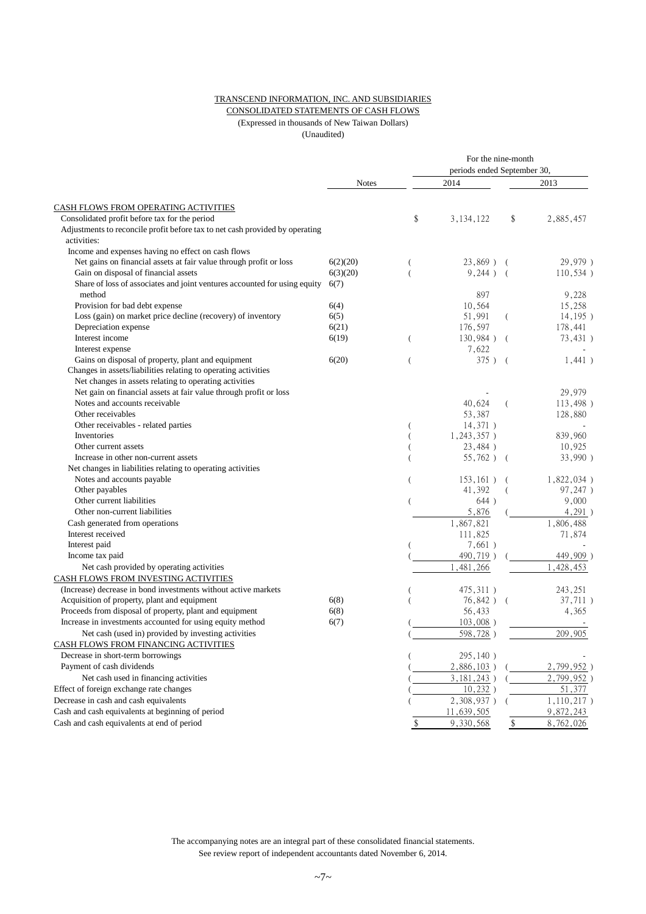TRANSCEND INFORMATION, INC. AND SUBSIDIARIES

CONSOLIDATED STATEMENTS OF CASH FLOWS

(Expressed in thousands of New Taiwan Dollars)

(Unaudited)

| | Notes | For the nine-month periods ended September 30, 2014 | 2013 |
|---|---|---|---|
| CASH FLOWS FROM OPERATING ACTIVITIES | | | |
| Consolidated profit before tax for the period | | $ 3,134,122 | $ 2,885,457 |
| Adjustments to reconcile profit before tax to net cash provided by operating activities: | | | |
| Income and expenses having no effect on cash flows | | | |
| Net gains on financial assets at fair value through profit or loss | 6(2)(20) | ( 23,869 ) | ( 29,979 ) |
| Gain on disposal of financial assets | 6(3)(20) | ( 9,244 ) | ( 110,534 ) |
| Share of loss of associates and joint ventures accounted for using equity method | 6(7) | 897 | 9,228 |
| Provision for bad debt expense | 6(4) | 10,564 | 15,258 |
| Loss (gain) on market price decline (recovery) of inventory | 6(5) | 51,991 | ( 14,195 ) |
| Depreciation expense | 6(21) | 176,597 | 178,441 |
| Interest income | 6(19) | ( 130,984 ) | ( 73,431 ) |
| Interest expense | | 7,622 | - |
| Gains on disposal of property, plant and equipment | 6(20) | ( 375 ) | ( 1,441 ) |
| Changes in assets/liabilities relating to operating activities | | | |
| Net changes in assets relating to operating activities | | | |
| Net gain on financial assets at fair value through profit or loss | | - | 29,979 |
| Notes and accounts receivable | | 40,624 | ( 113,498 ) |
| Other receivables | | 53,387 | 128,880 |
| Other receivables - related parties | | ( 14,371 ) | - |
| Inventories | | ( 1,243,357 ) | 839,960 |
| Other current assets | | ( 23,484 ) | 10,925 |
| Increase in other non-current assets | | ( 55,762 ) | ( 33,990 ) |
| Net changes in liabilities relating to operating activities | | | |
| Notes and accounts payable | | ( 153,161 ) | ( 1,822,034 ) |
| Other payables | | 41,392 | ( 97,247 ) |
| Other current liabilities | | ( 644 ) | 9,000 |
| Other non-current liabilities | | 5,876 | ( 4,291 ) |
| Cash generated from operations | | 1,867,821 | 1,806,488 |
| Interest received | | 111,825 | 71,874 |
| Interest paid | | ( 7,661 ) | - |
| Income tax paid | | ( 490,719 ) | ( 449,909 ) |
| Net cash provided by operating activities | | 1,481,266 | 1,428,453 |
| CASH FLOWS FROM INVESTING ACTIVITIES | | | |
| (Increase) decrease in bond investments without active markets | | ( 475,311 ) | 243,251 |
| Acquisition of property, plant and equipment | 6(8) | ( 76,842 ) | ( 37,711 ) |
| Proceeds from disposal of property, plant and equipment | 6(8) | 56,433 | 4,365 |
| Increase in investments accounted for using equity method | 6(7) | ( 103,008 ) | - |
| Net cash (used in) provided by investing activities | | ( 598,728 ) | 209,905 |
| CASH FLOWS FROM FINANCING ACTIVITIES | | | |
| Decrease in short-term borrowings | | ( 295,140 ) | - |
| Payment of cash dividends | | ( 2,886,103 ) | ( 2,799,952 ) |
| Net cash used in financing activities | | ( 3,181,243 ) | ( 2,799,952 ) |
| Effect of foreign exchange rate changes | | ( 10,232 ) | 51,377 |
| Decrease in cash and cash equivalents | | ( 2,308,937 ) | ( 1,110,217 ) |
| Cash and cash equivalents at beginning of period | | 11,639,505 | 9,872,243 |
| Cash and cash equivalents at end of period | | $ 9,330,568 | $ 8,762,026 |

The accompanying notes are an integral part of these consolidated financial statements.
See review report of independent accountants dated November 6, 2014.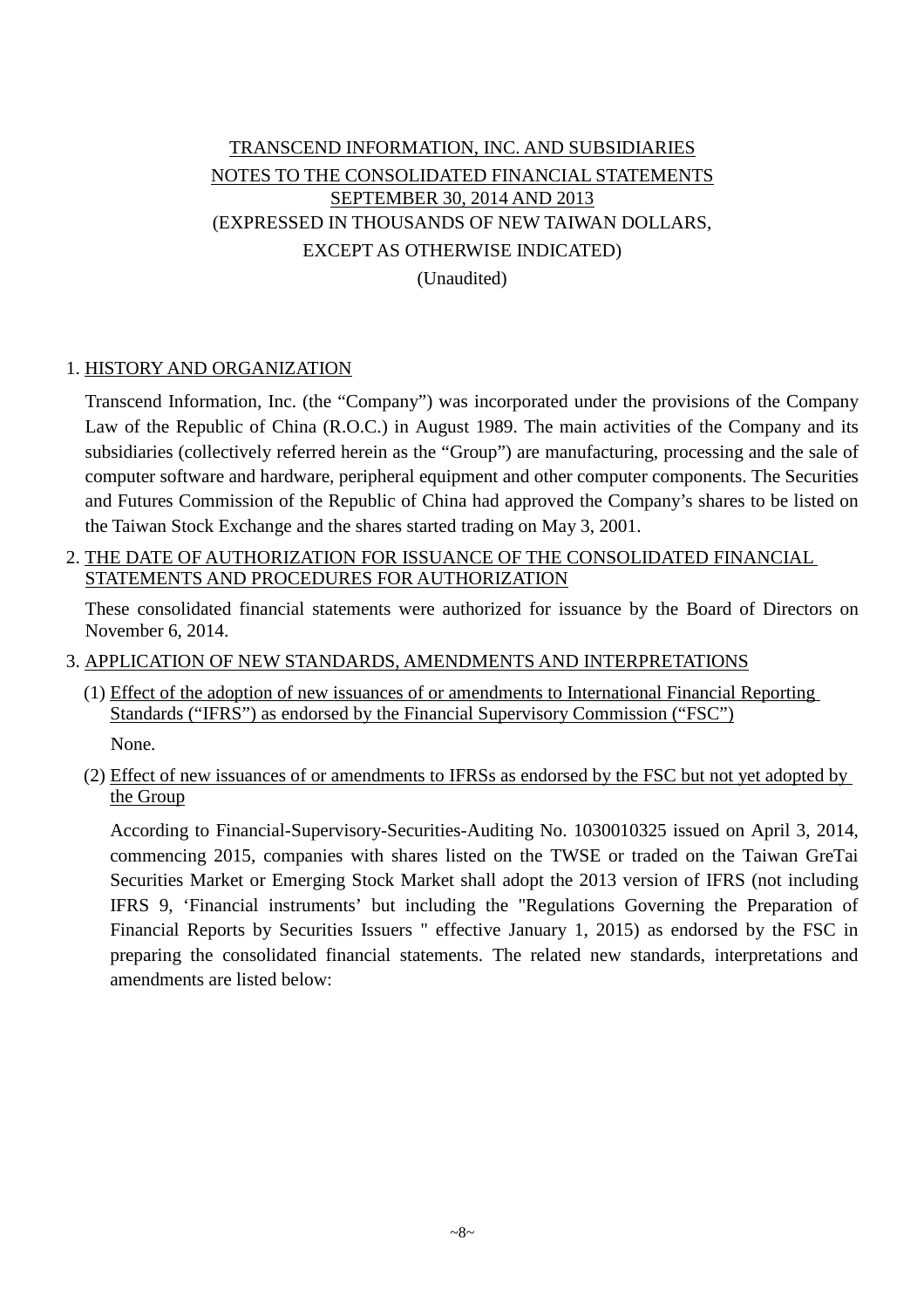# TRANSCEND INFORMATION, INC. AND SUBSIDIARIES

## NOTES TO THE CONSOLIDATED FINANCIAL STATEMENTS

## SEPTEMBER 30, 2014 AND 2013

(EXPRESSED IN THOUSANDS OF NEW TAIWAN DOLLARS,

EXCEPT AS OTHERWISE INDICATED)

(Unaudited)

### 1. HISTORY AND ORGANIZATION

Transcend Information, Inc. (the "Company") was incorporated under the provisions of the Company Law of the Republic of China (R.O.C.) in August 1989. The main activities of the Company and its subsidiaries (collectively referred herein as the "Group") are manufacturing, processing and the sale of computer software and hardware, peripheral equipment and other computer components. The Securities and Futures Commission of the Republic of China had approved the Company's shares to be listed on the Taiwan Stock Exchange and the shares started trading on May 3, 2001.

### 2. THE DATE OF AUTHORIZATION FOR ISSUANCE OF THE CONSOLIDATED FINANCIAL STATEMENTS AND PROCEDURES FOR AUTHORIZATION

These consolidated financial statements were authorized for issuance by the Board of Directors on November 6, 2014.

### 3. APPLICATION OF NEW STANDARDS, AMENDMENTS AND INTERPRETATIONS

#### (1) Effect of the adoption of new issuances of or amendments to International Financial Reporting Standards ("IFRS") as endorsed by the Financial Supervisory Commission ("FSC")

None.

#### (2) Effect of new issuances of or amendments to IFRSs as endorsed by the FSC but not yet adopted by the Group

According to Financial-Supervisory-Securities-Auditing No. 1030010325 issued on April 3, 2014, commencing 2015, companies with shares listed on the TWSE or traded on the Taiwan GreTai Securities Market or Emerging Stock Market shall adopt the 2013 version of IFRS (not including IFRS 9, 'Financial instruments' but including the "Regulations Governing the Preparation of Financial Reports by Securities Issuers " effective January 1, 2015) as endorsed by the FSC in preparing the consolidated financial statements. The related new standards, interpretations and amendments are listed below: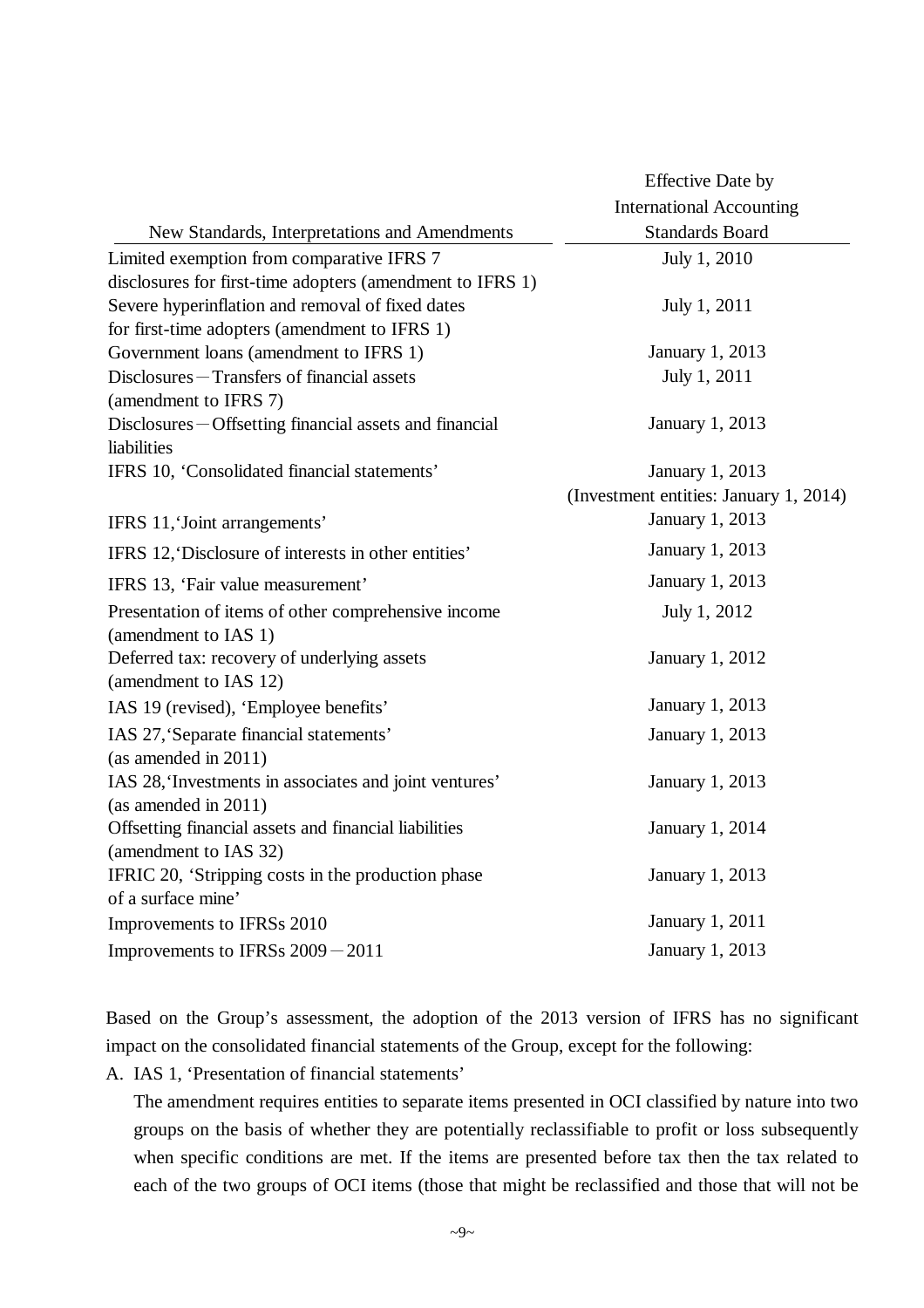| New Standards, Interpretations and Amendments | Effective Date by International Accounting Standards Board |
| --- | --- |
| Limited exemption from comparative IFRS 7 disclosures for first-time adopters (amendment to IFRS 1) | July 1, 2010 |
| Severe hyperinflation and removal of fixed dates for first-time adopters (amendment to IFRS 1) | July 1, 2011 |
| Government loans (amendment to IFRS 1) | January 1, 2013 |
| Disclosures－Transfers of financial assets (amendment to IFRS 7) | July 1, 2011 |
| Disclosures－Offsetting financial assets and financial liabilities | January 1, 2013 |
| IFRS 10, ‘Consolidated financial statements’ | January 1, 2013 (Investment entities: January 1, 2014) |
| IFRS 11,‘Joint arrangements’ | January 1, 2013 |
| IFRS 12,‘Disclosure of interests in other entities’ | January 1, 2013 |
| IFRS 13, ‘Fair value measurement’ | January 1, 2013 |
| Presentation of items of other comprehensive income (amendment to IAS 1) | July 1, 2012 |
| Deferred tax: recovery of underlying assets (amendment to IAS 12) | January 1, 2012 |
| IAS 19 (revised), ‘Employee benefits’ | January 1, 2013 |
| IAS 27,‘Separate financial statements’ (as amended in 2011) | January 1, 2013 |
| IAS 28,‘Investments in associates and joint ventures’ (as amended in 2011) | January 1, 2013 |
| Offsetting financial assets and financial liabilities (amendment to IAS 32) | January 1, 2014 |
| IFRIC 20, ‘Stripping costs in the production phase of a surface mine’ | January 1, 2013 |
| Improvements to IFRSs 2010 | January 1, 2011 |
| Improvements to IFRSs 2009－2011 | January 1, 2013 |

Based on the Group’s assessment, the adoption of the 2013 version of IFRS has no significant impact on the consolidated financial statements of the Group, except for the following:

A. IAS 1, ‘Presentation of financial statements’

   The amendment requires entities to separate items presented in OCI classified by nature into two groups on the basis of whether they are potentially reclassifiable to profit or loss subsequently when specific conditions are met. If the items are presented before tax then the tax related to each of the two groups of OCI items (those that might be reclassified and those that will not be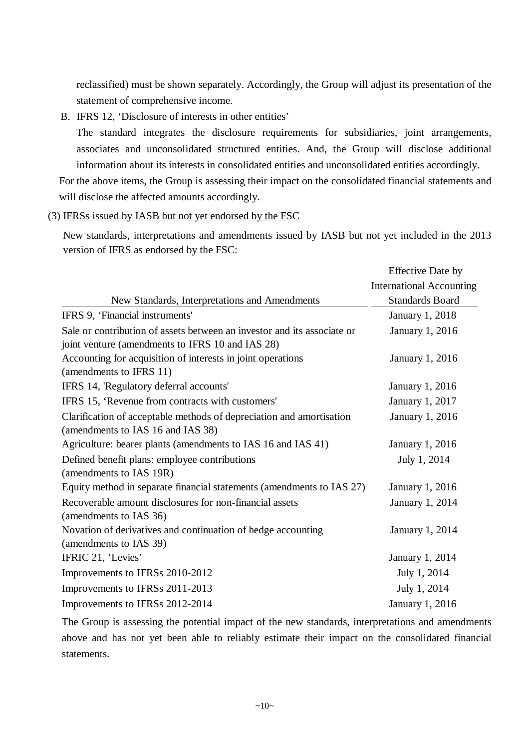reclassified) must be shown separately. Accordingly, the Group will adjust its presentation of the statement of comprehensive income.

B. IFRS 12, 'Disclosure of interests in other entities'

The standard integrates the disclosure requirements for subsidiaries, joint arrangements, associates and unconsolidated structured entities. And, the Group will disclose additional information about its interests in consolidated entities and unconsolidated entities accordingly.

For the above items, the Group is assessing their impact on the consolidated financial statements and will disclose the affected amounts accordingly.

(3) IFRSs issued by IASB but not yet endorsed by the FSC

New standards, interpretations and amendments issued by IASB but not yet included in the 2013 version of IFRS as endorsed by the FSC:

| New Standards, Interpretations and Amendments | Effective Date by International Accounting Standards Board |
|---|---|
| IFRS 9, 'Financial instruments' | January 1, 2018 |
| Sale or contribution of assets between an investor and its associate or joint venture (amendments to IFRS 10 and IAS 28) | January 1, 2016 |
| Accounting for acquisition of interests in joint operations (amendments to IFRS 11) | January 1, 2016 |
| IFRS 14, 'Regulatory deferral accounts' | January 1, 2016 |
| IFRS 15, 'Revenue from contracts with customers' | January 1, 2017 |
| Clarification of acceptable methods of depreciation and amortisation (amendments to IAS 16 and IAS 38) | January 1, 2016 |
| Agriculture: bearer plants (amendments to IAS 16 and IAS 41) | January 1, 2016 |
| Defined benefit plans: employee contributions (amendments to IAS 19R) | July 1, 2014 |
| Equity method in separate financial statements (amendments to IAS 27) | January 1, 2016 |
| Recoverable amount disclosures for non-financial assets (amendments to IAS 36) | January 1, 2014 |
| Novation of derivatives and continuation of hedge accounting (amendments to IAS 39) | January 1, 2014 |
| IFRIC 21, 'Levies' | January 1, 2014 |
| Improvements to IFRSs 2010-2012 | July 1, 2014 |
| Improvements to IFRSs 2011-2013 | July 1, 2014 |
| Improvements to IFRSs 2012-2014 | January 1, 2016 |

The Group is assessing the potential impact of the new standards, interpretations and amendments above and has not yet been able to reliably estimate their impact on the consolidated financial statements.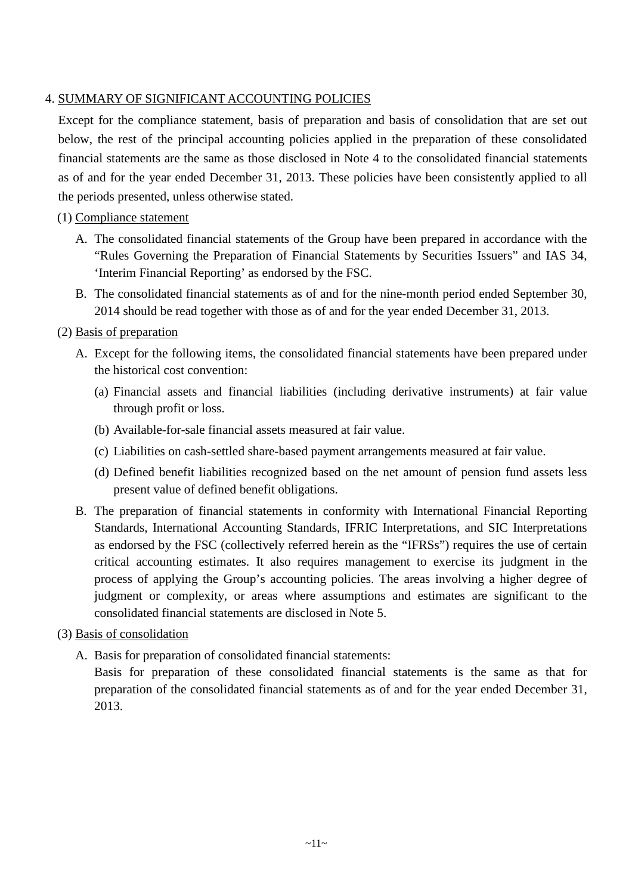## 4. SUMMARY OF SIGNIFICANT ACCOUNTING POLICIES

Except for the compliance statement, basis of preparation and basis of consolidation that are set out below, the rest of the principal accounting policies applied in the preparation of these consolidated financial statements are the same as those disclosed in Note 4 to the consolidated financial statements as of and for the year ended December 31, 2013. These policies have been consistently applied to all the periods presented, unless otherwise stated.

### (1) Compliance statement

A. The consolidated financial statements of the Group have been prepared in accordance with the "Rules Governing the Preparation of Financial Statements by Securities Issuers" and IAS 34, 'Interim Financial Reporting' as endorsed by the FSC.

B. The consolidated financial statements as of and for the nine-month period ended September 30, 2014 should be read together with those as of and for the year ended December 31, 2013.

### (2) Basis of preparation

A. Except for the following items, the consolidated financial statements have been prepared under the historical cost convention:

(a) Financial assets and financial liabilities (including derivative instruments) at fair value through profit or loss.

(b) Available-for-sale financial assets measured at fair value.

(c) Liabilities on cash-settled share-based payment arrangements measured at fair value.

(d) Defined benefit liabilities recognized based on the net amount of pension fund assets less present value of defined benefit obligations.

B. The preparation of financial statements in conformity with International Financial Reporting Standards, International Accounting Standards, IFRIC Interpretations, and SIC Interpretations as endorsed by the FSC (collectively referred herein as the "IFRSs") requires the use of certain critical accounting estimates. It also requires management to exercise its judgment in the process of applying the Group's accounting policies. The areas involving a higher degree of judgment or complexity, or areas where assumptions and estimates are significant to the consolidated financial statements are disclosed in Note 5.

### (3) Basis of consolidation

A. Basis for preparation of consolidated financial statements:

Basis for preparation of these consolidated financial statements is the same as that for preparation of the consolidated financial statements as of and for the year ended December 31, 2013.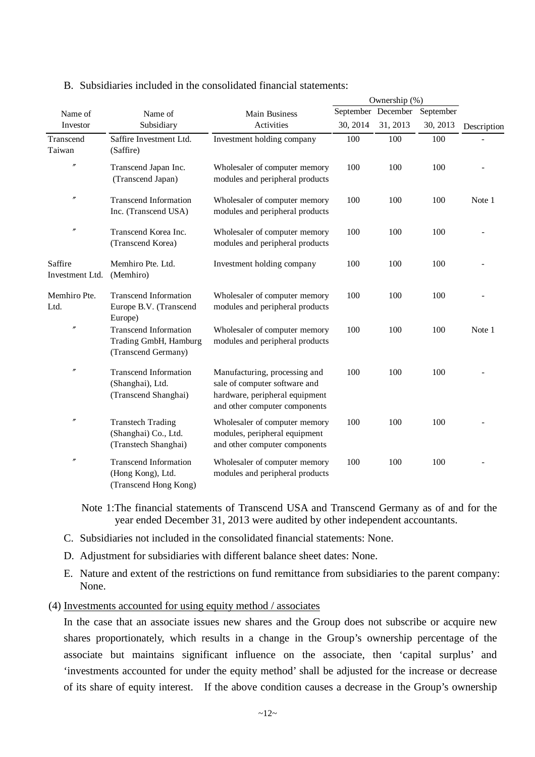B. Subsidiaries included in the consolidated financial statements:

| Name of Investor | Name of Subsidiary | Main Business Activities | Ownership (%) | | | Description |
|---|---|---|---|---|---|---|
| | | | September 30, 2014 | December 31, 2013 | September 30, 2013 | |
| Transcend Taiwan | Saffire Investment Ltd. (Saffire) | Investment holding company | 100 | 100 | 100 | - |
| 〃 | Transcend Japan Inc. (Transcend Japan) | Wholesaler of computer memory modules and peripheral products | 100 | 100 | 100 | - |
| 〃 | Transcend Information Inc. (Transcend USA) | Wholesaler of computer memory modules and peripheral products | 100 | 100 | 100 | Note 1 |
| 〃 | Transcend Korea Inc. (Transcend Korea) | Wholesaler of computer memory modules and peripheral products | 100 | 100 | 100 | - |
| Saffire Investment Ltd. | Memhiro Pte. Ltd. (Memhiro) | Investment holding company | 100 | 100 | 100 | - |
| Memhiro Pte. Ltd. | Transcend Information Europe B.V. (Transcend Europe) | Wholesaler of computer memory modules and peripheral products | 100 | 100 | 100 | - |
| 〃 | Transcend Information Trading GmbH, Hamburg (Transcend Germany) | Wholesaler of computer memory modules and peripheral products | 100 | 100 | 100 | Note 1 |
| 〃 | Transcend Information (Shanghai), Ltd. (Transcend Shanghai) | Manufacturing, processing and sale of computer software and hardware, peripheral equipment and other computer components | 100 | 100 | 100 | - |
| 〃 | Transtech Trading (Shanghai) Co., Ltd. (Transtech Shanghai) | Wholesaler of computer memory modules, peripheral equipment and other computer components | 100 | 100 | 100 | - |
| 〃 | Transcend Information (Hong Kong), Ltd. (Transcend Hong Kong) | Wholesaler of computer memory modules and peripheral products | 100 | 100 | 100 | - |

Note 1:The financial statements of Transcend USA and Transcend Germany as of and for the year ended December 31, 2013 were audited by other independent accountants.

C. Subsidiaries not included in the consolidated financial statements: None.

D. Adjustment for subsidiaries with different balance sheet dates: None.

E. Nature and extent of the restrictions on fund remittance from subsidiaries to the parent company: None.

(4) Investments accounted for using equity method / associates

In the case that an associate issues new shares and the Group does not subscribe or acquire new shares proportionately, which results in a change in the Group's ownership percentage of the associate but maintains significant influence on the associate, then 'capital surplus' and 'investments accounted for under the equity method' shall be adjusted for the increase or decrease of its share of equity interest. If the above condition causes a decrease in the Group's ownership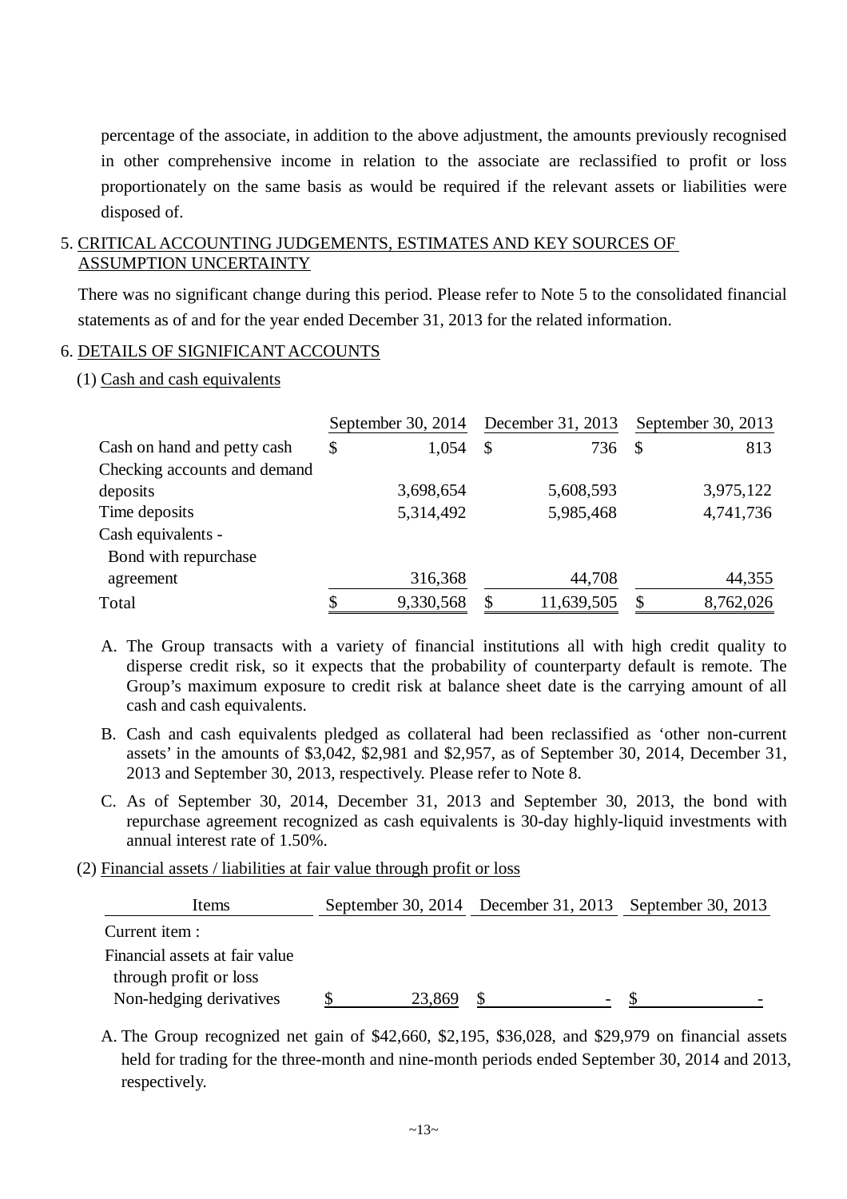percentage of the associate, in addition to the above adjustment, the amounts previously recognised in other comprehensive income in relation to the associate are reclassified to profit or loss proportionately on the same basis as would be required if the relevant assets or liabilities were disposed of.

## 5. CRITICAL ACCOUNTING JUDGEMENTS, ESTIMATES AND KEY SOURCES OF ASSUMPTION UNCERTAINTY

There was no significant change during this period. Please refer to Note 5 to the consolidated financial statements as of and for the year ended December 31, 2013 for the related information.

## 6. DETAILS OF SIGNIFICANT ACCOUNTS

### (1) Cash and cash equivalents

| | September 30, 2014 | December 31, 2013 | September 30, 2013 |
|---|---|---|---|
| Cash on hand and petty cash | $ 1,054 | $ 736 | $ 813 |
| Checking accounts and demand deposits | 3,698,654 | 5,608,593 | 3,975,122 |
| Time deposits | 5,314,492 | 5,985,468 | 4,741,736 |
| Cash equivalents - Bond with repurchase agreement | 316,368 | 44,708 | 44,355 |
| Total | $ 9,330,568 | $ 11,639,505 | $ 8,762,026 |

A. The Group transacts with a variety of financial institutions all with high credit quality to disperse credit risk, so it expects that the probability of counterparty default is remote. The Group's maximum exposure to credit risk at balance sheet date is the carrying amount of all cash and cash equivalents.

B. Cash and cash equivalents pledged as collateral had been reclassified as 'other non-current assets' in the amounts of $3,042, $2,981 and $2,957, as of September 30, 2014, December 31, 2013 and September 30, 2013, respectively. Please refer to Note 8.

C. As of September 30, 2014, December 31, 2013 and September 30, 2013, the bond with repurchase agreement recognized as cash equivalents is 30-day highly-liquid investments with annual interest rate of 1.50%.

### (2) Financial assets / liabilities at fair value through profit or loss

| Items | September 30, 2014 | December 31, 2013 | September 30, 2013 |
|---|---|---|---|
| Current item : | | | |
| Financial assets at fair value through profit or loss | | | |
| Non-hedging derivatives | $ 23,869 | $ - | $ - |

A. The Group recognized net gain of $42,660, $2,195, $36,028, and $29,979 on financial assets held for trading for the three-month and nine-month periods ended September 30, 2014 and 2013, respectively.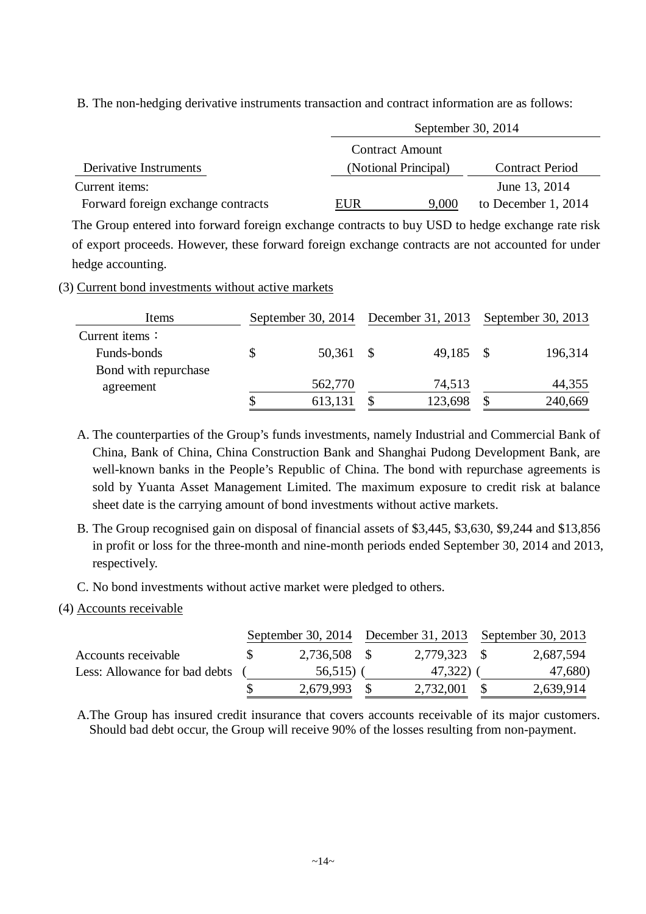B. The non-hedging derivative instruments transaction and contract information are as follows:

| | September 30, 2014 | | |
|---|---|---|---|
| Derivative Instruments | Contract Amount (Notional Principal) | | Contract Period |
| Current items: | | | |
| Forward foreign exchange contracts | EUR | 9,000 | June 13, 2014 to December 1, 2014 |

The Group entered into forward foreign exchange contracts to buy USD to hedge exchange rate risk of export proceeds. However, these forward foreign exchange contracts are not accounted for under hedge accounting.

(3) Current bond investments without active markets

| Items | September 30, 2014 | December 31, 2013 | September 30, 2013 |
|---|---|---|---|
| Current items： | | | |
| Funds-bonds | $ 50,361 | $ 49,185 | $ 196,314 |
| Bond with repurchase agreement | 562,770 | 74,513 | 44,355 |
| | $ 613,131 | $ 123,698 | $ 240,669 |

A. The counterparties of the Group's funds investments, namely Industrial and Commercial Bank of China, Bank of China, China Construction Bank and Shanghai Pudong Development Bank, are well-known banks in the People's Republic of China. The bond with repurchase agreements is sold by Yuanta Asset Management Limited. The maximum exposure to credit risk at balance sheet date is the carrying amount of bond investments without active markets.

B. The Group recognised gain on disposal of financial assets of $3,445, $3,630, $9,244 and $13,856 in profit or loss for the three-month and nine-month periods ended September 30, 2014 and 2013, respectively.

C. No bond investments without active market were pledged to others.

(4) Accounts receivable

| | September 30, 2014 | December 31, 2013 | September 30, 2013 |
|---|---|---|---|
| Accounts receivable | $ 2,736,508 | $ 2,779,323 | $ 2,687,594 |
| Less: Allowance for bad debts | ( 56,515) | ( 47,322) | ( 47,680) |
| | $ 2,679,993 | $ 2,732,001 | $ 2,639,914 |

A.The Group has insured credit insurance that covers accounts receivable of its major customers. Should bad debt occur, the Group will receive 90% of the losses resulting from non-payment.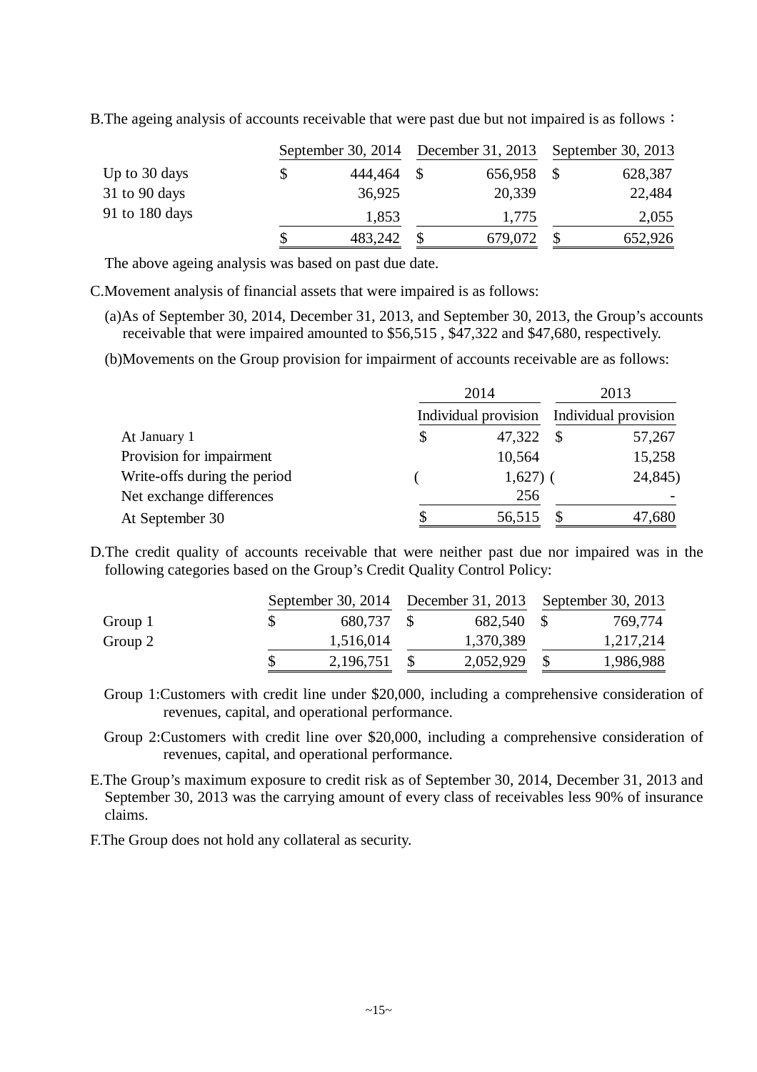B.The ageing analysis of accounts receivable that were past due but not impaired is as follows：

| | September 30, 2014 | December 31, 2013 | September 30, 2013 |
|---|---|---|---|
| Up to 30 days | $ 444,464 | $ 656,958 | $ 628,387 |
| 31 to 90 days | 36,925 | 20,339 | 22,484 |
| 91 to 180 days | 1,853 | 1,775 | 2,055 |
| | $ 483,242 | $ 679,072 | $ 652,926 |

The above ageing analysis was based on past due date.

C.Movement analysis of financial assets that were impaired is as follows:

(a)As of September 30, 2014, December 31, 2013, and September 30, 2013, the Group's accounts receivable that were impaired amounted to $56,515 , $47,322 and $47,680, respectively.

(b)Movements on the Group provision for impairment of accounts receivable are as follows:

| | 2014 | 2013 |
|---|---|---|
| | Individual provision | Individual provision |
| At January 1 | $ 47,322 | $ 57,267 |
| Provision for impairment | 10,564 | 15,258 |
| Write-offs during the period | ( 1,627) | ( 24,845) |
| Net exchange differences | 256 | - |
| At September 30 | $ 56,515 | $ 47,680 |

D.The credit quality of accounts receivable that were neither past due nor impaired was in the following categories based on the Group's Credit Quality Control Policy:

| | September 30, 2014 | December 31, 2013 | September 30, 2013 |
|---|---|---|---|
| Group 1 | $ 680,737 | $ 682,540 | $ 769,774 |
| Group 2 | 1,516,014 | 1,370,389 | 1,217,214 |
| | $ 2,196,751 | $ 2,052,929 | $ 1,986,988 |

Group 1:Customers with credit line under $20,000, including a comprehensive consideration of revenues, capital, and operational performance.

Group 2:Customers with credit line over $20,000, including a comprehensive consideration of revenues, capital, and operational performance.

E.The Group's maximum exposure to credit risk as of September 30, 2014, December 31, 2013 and September 30, 2013 was the carrying amount of every class of receivables less 90% of insurance claims.

F.The Group does not hold any collateral as security.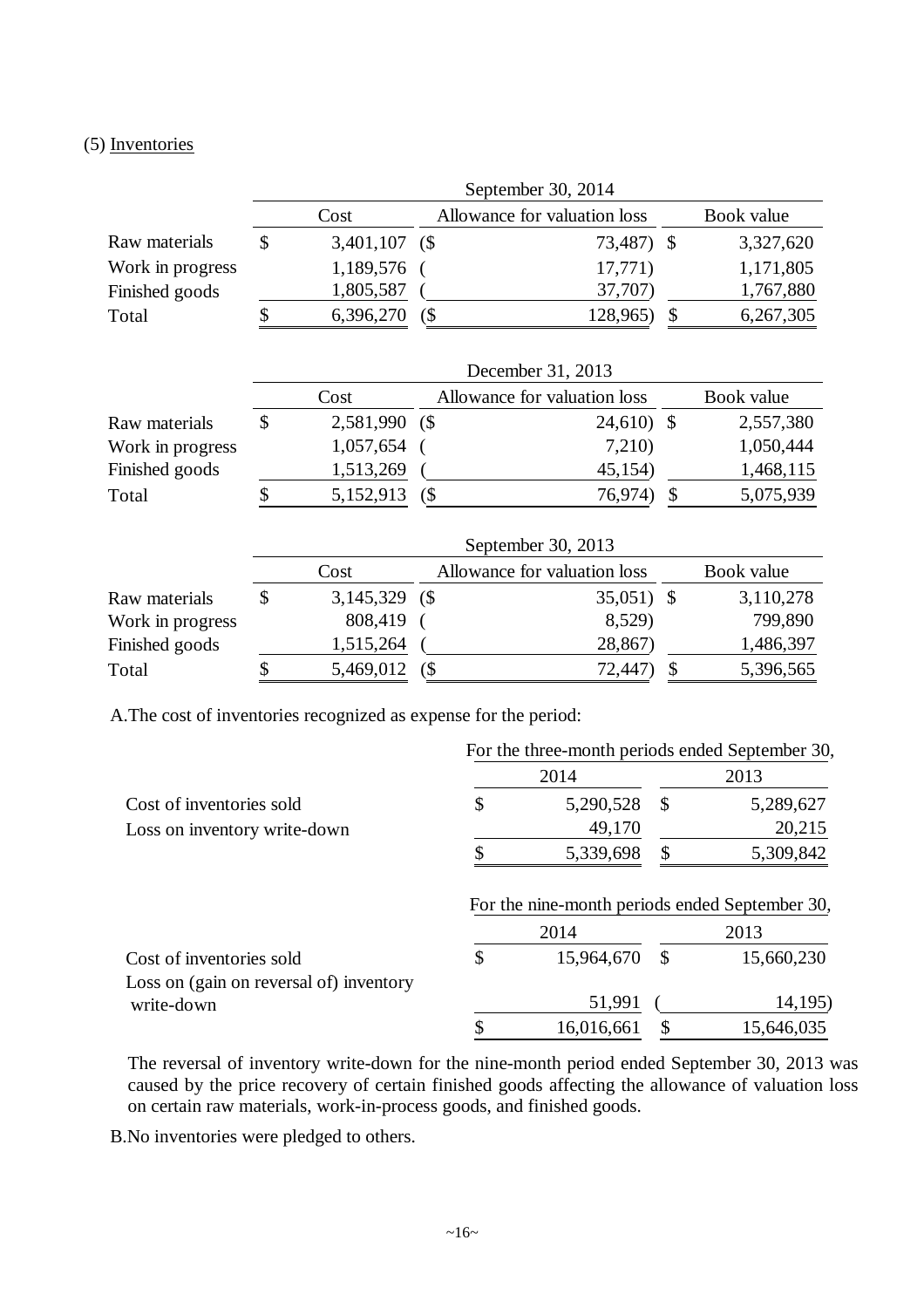(5) Inventories

| | September 30, 2014 | | |
|---|---|---|---|
| | Cost | Allowance for valuation loss | Book value |
| Raw materials | $ 3,401,107 | ($ 73,487) | $ 3,327,620 |
| Work in progress | 1,189,576 | ( 17,771) | 1,171,805 |
| Finished goods | 1,805,587 | ( 37,707) | 1,767,880 |
| Total | $ 6,396,270 | ($ 128,965) | $ 6,267,305 |

| | December 31, 2013 | | |
|---|---|---|---|
| | Cost | Allowance for valuation loss | Book value |
| Raw materials | $ 2,581,990 | ($ 24,610) | $ 2,557,380 |
| Work in progress | 1,057,654 | ( 7,210) | 1,050,444 |
| Finished goods | 1,513,269 | ( 45,154) | 1,468,115 |
| Total | $ 5,152,913 | ($ 76,974) | $ 5,075,939 |

| | September 30, 2013 | | |
|---|---|---|---|
| | Cost | Allowance for valuation loss | Book value |
| Raw materials | $ 3,145,329 | ($ 35,051) | $ 3,110,278 |
| Work in progress | 808,419 | ( 8,529) | 799,890 |
| Finished goods | 1,515,264 | ( 28,867) | 1,486,397 |
| Total | $ 5,469,012 | ($ 72,447) | $ 5,396,565 |

A.The cost of inventories recognized as expense for the period:

| | For the three-month periods ended September 30, | |
|---|---|---|
| | 2014 | 2013 |
| Cost of inventories sold | $ 5,290,528 | $ 5,289,627 |
| Loss on inventory write-down | 49,170 | 20,215 |
| | $ 5,339,698 | $ 5,309,842 |

| | For the nine-month periods ended September 30, | |
|---|---|---|
| | 2014 | 2013 |
| Cost of inventories sold | $ 15,964,670 | $ 15,660,230 |
| Loss on (gain on reversal of) inventory write-down | 51,991 | ( 14,195) |
| | $ 16,016,661 | $ 15,646,035 |

The reversal of inventory write-down for the nine-month period ended September 30, 2013 was caused by the price recovery of certain finished goods affecting the allowance of valuation loss on certain raw materials, work-in-process goods, and finished goods.

B.No inventories were pledged to others.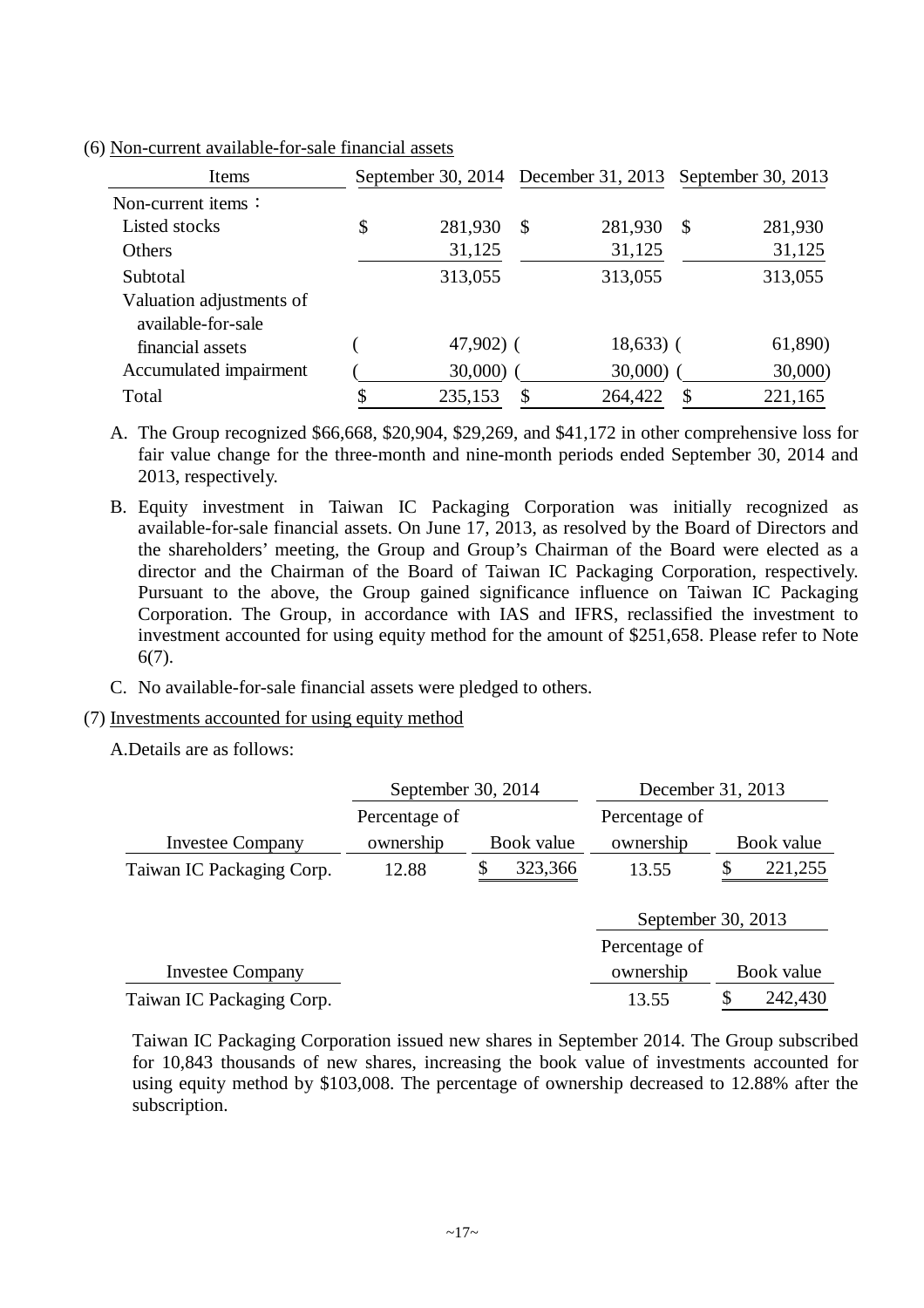(6) Non-current available-for-sale financial assets

| Items | September 30, 2014 | December 31, 2013 | September 30, 2013 |
|---|---|---|---|
| Non-current items： | | | |
| Listed stocks | $ 281,930 | $ 281,930 | $ 281,930 |
| Others | 31,125 | 31,125 | 31,125 |
| Subtotal | 313,055 | 313,055 | 313,055 |
| Valuation adjustments of available-for-sale financial assets | ( 47,902) | ( 18,633) | ( 61,890) |
| Accumulated impairment | ( 30,000) | ( 30,000) | ( 30,000) |
| Total | $ 235,153 | $ 264,422 | $ 221,165 |

A. The Group recognized $66,668, $20,904, $29,269, and $41,172 in other comprehensive loss for fair value change for the three-month and nine-month periods ended September 30, 2014 and 2013, respectively.

B. Equity investment in Taiwan IC Packaging Corporation was initially recognized as available-for-sale financial assets. On June 17, 2013, as resolved by the Board of Directors and the shareholders' meeting, the Group and Group's Chairman of the Board were elected as a director and the Chairman of the Board of Taiwan IC Packaging Corporation, respectively. Pursuant to the above, the Group gained significance influence on Taiwan IC Packaging Corporation. The Group, in accordance with IAS and IFRS, reclassified the investment to investment accounted for using equity method for the amount of $251,658. Please refer to Note 6(7).

C. No available-for-sale financial assets were pledged to others.

(7) Investments accounted for using equity method

A.Details are as follows:

| | September 30, 2014 | | December 31, 2013 | |
|---|---|---|---|---|
| Investee Company | Percentage of ownership | Book value | Percentage of ownership | Book value |
| Taiwan IC Packaging Corp. | 12.88 | $ 323,366 | 13.55 | $ 221,255 |

| | September 30, 2013 | |
|---|---|---|
| Investee Company | Percentage of ownership | Book value |
| Taiwan IC Packaging Corp. | 13.55 | $ 242,430 |

Taiwan IC Packaging Corporation issued new shares in September 2014. The Group subscribed for 10,843 thousands of new shares, increasing the book value of investments accounted for using equity method by $103,008. The percentage of ownership decreased to 12.88% after the subscription.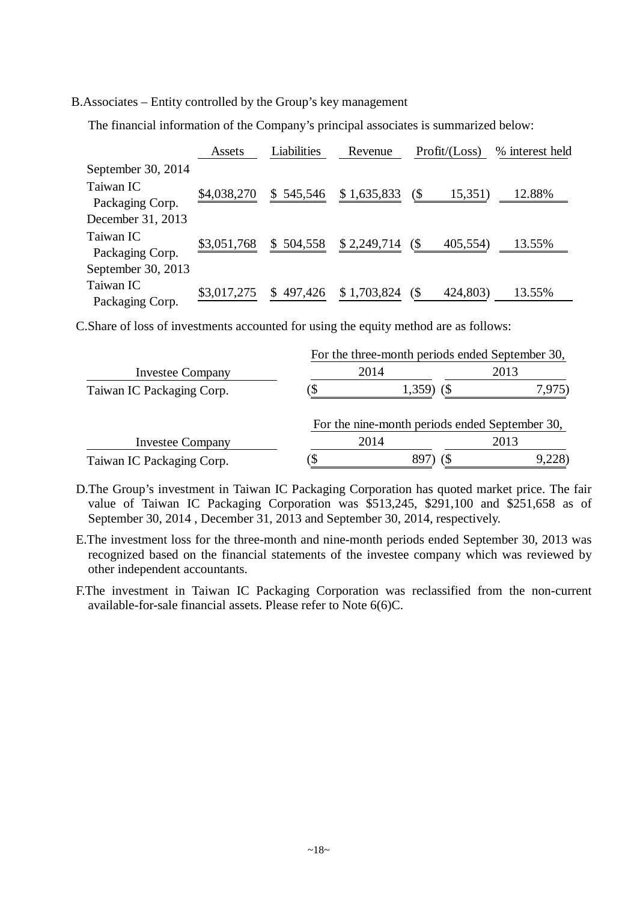B.Associates – Entity controlled by the Group's key management

The financial information of the Company's principal associates is summarized below:

| | Assets | Liabilities | Revenue | Profit/(Loss) | % interest held |
|---|---|---|---|---|---|
| September 30, 2014 | | | | | |
| Taiwan IC Packaging Corp. | $4,038,270 | $ 545,546 | $ 1,635,833 | ($ 15,351) | 12.88% |
| December 31, 2013 | | | | | |
| Taiwan IC Packaging Corp. | $3,051,768 | $ 504,558 | $ 2,249,714 | ($ 405,554) | 13.55% |
| September 30, 2013 | | | | | |
| Taiwan IC Packaging Corp. | $3,017,275 | $ 497,426 | $ 1,703,824 | ($ 424,803) | 13.55% |

C.Share of loss of investments accounted for using the equity method are as follows:

| | For the three-month periods ended September 30, | |
|---|---|---|
| Investee Company | 2014 | 2013 |
| Taiwan IC Packaging Corp. | ($ 1,359) | ($ 7,975) |

| | For the nine-month periods ended September 30, | |
|---|---|---|
| Investee Company | 2014 | 2013 |
| Taiwan IC Packaging Corp. | ($ 897) | ($ 9,228) |

D.The Group's investment in Taiwan IC Packaging Corporation has quoted market price. The fair value of Taiwan IC Packaging Corporation was $513,245, $291,100 and $251,658 as of September 30, 2014 , December 31, 2013 and September 30, 2014, respectively.

E.The investment loss for the three-month and nine-month periods ended September 30, 2013 was recognized based on the financial statements of the investee company which was reviewed by other independent accountants.

F.The investment in Taiwan IC Packaging Corporation was reclassified from the non-current available-for-sale financial assets. Please refer to Note 6(6)C.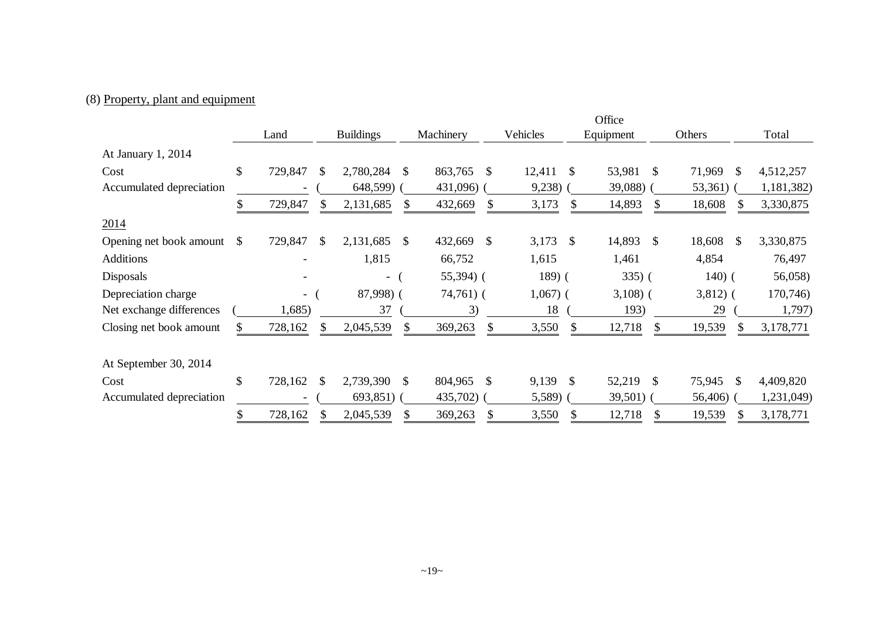(8) Property, plant and equipment

| | Land | Buildings | Machinery | Vehicles | Office Equipment | Others | Total |
|---|---|---|---|---|---|---|---|
| At January 1, 2014 | | | | | | | |
| Cost | $ 729,847 | $ 2,780,284 | $ 863,765 | $ 12,411 | $ 53,981 | $ 71,969 | $ 4,512,257 |
| Accumulated depreciation | - | ( 648,599) | ( 431,096) | ( 9,238) | ( 39,088) | ( 53,361) | ( 1,181,382) |
| | $ 729,847 | $ 2,131,685 | $ 432,669 | $ 3,173 | $ 14,893 | $ 18,608 | $ 3,330,875 |
| 2014 | | | | | | | |
| Opening net book amount | $ 729,847 | $ 2,131,685 | $ 432,669 | $ 3,173 | $ 14,893 | $ 18,608 | $ 3,330,875 |
| Additions | - | 1,815 | 66,752 | 1,615 | 1,461 | 4,854 | 76,497 |
| Disposals | - | - | ( 55,394) | ( 189) | ( 335) | ( 140) | ( 56,058) |
| Depreciation charge | - | ( 87,998) | ( 74,761) | ( 1,067) | ( 3,108) | ( 3,812) | ( 170,746) |
| Net exchange differences | ( 1,685) | 37 | ( 3) | 18 | ( 193) | 29 | ( 1,797) |
| Closing net book amount | $ 728,162 | $ 2,045,539 | $ 369,263 | $ 3,550 | $ 12,718 | $ 19,539 | $ 3,178,771 |
| At September 30, 2014 | | | | | | | |
| Cost | $ 728,162 | $ 2,739,390 | $ 804,965 | $ 9,139 | $ 52,219 | $ 75,945 | $ 4,409,820 |
| Accumulated depreciation | - | ( 693,851) | ( 435,702) | ( 5,589) | ( 39,501) | ( 56,406) | ( 1,231,049) |
| | $ 728,162 | $ 2,045,539 | $ 369,263 | $ 3,550 | $ 12,718 | $ 19,539 | $ 3,178,771 |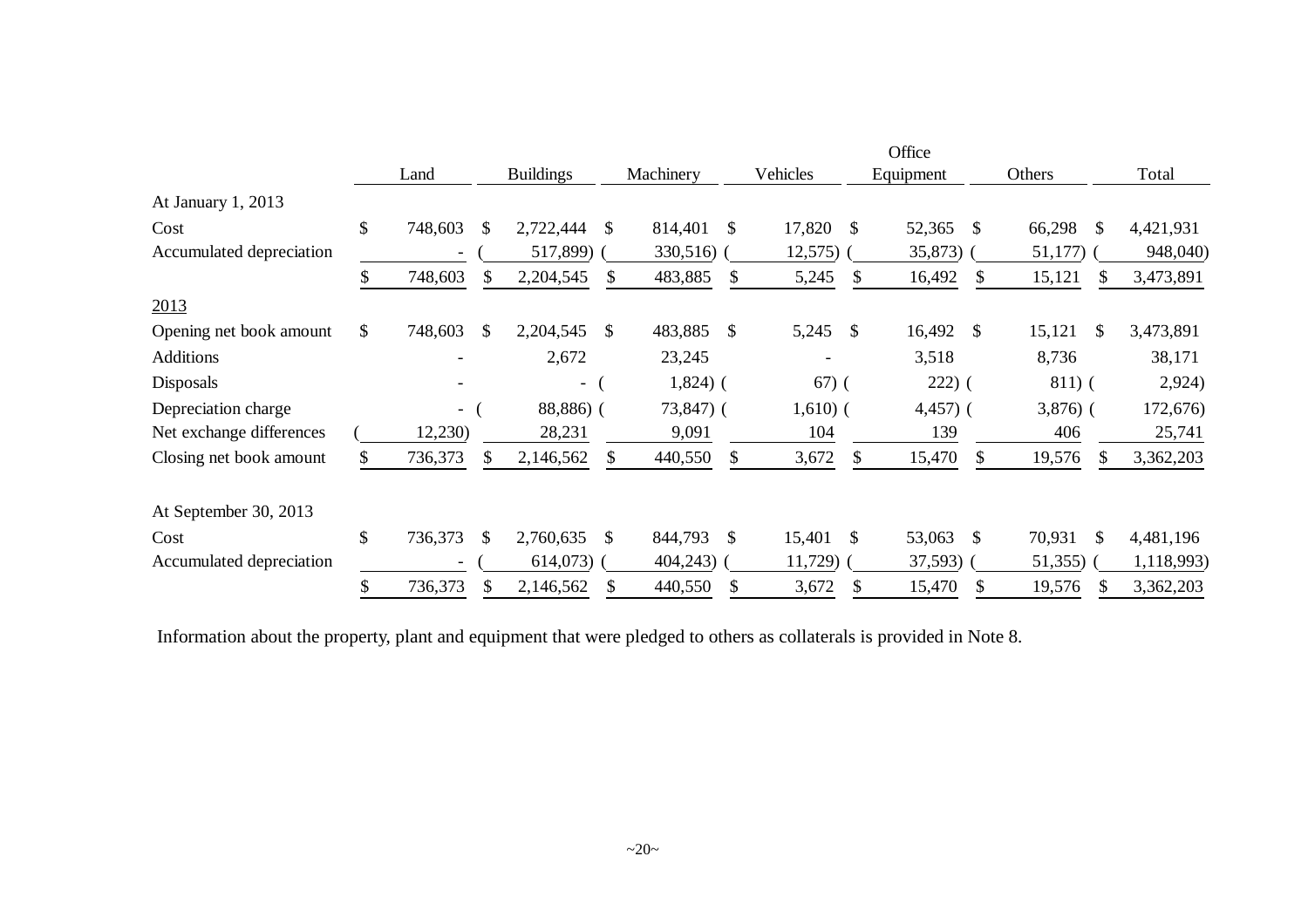| | Land | Buildings | Machinery | Vehicles | Office Equipment | Others | Total |
|---|---|---|---|---|---|---|---|
| At January 1, 2013 | | | | | | | |
| Cost | $ 748,603 | $ 2,722,444 | $ 814,401 | $ 17,820 | $ 52,365 | $ 66,298 | $ 4,421,931 |
| Accumulated depreciation | - | ( 517,899) | ( 330,516) | ( 12,575) | ( 35,873) | ( 51,177) | ( 948,040) |
| | $ 748,603 | $ 2,204,545 | $ 483,885 | $ 5,245 | $ 16,492 | $ 15,121 | $ 3,473,891 |
| 2013 | | | | | | | |
| Opening net book amount | $ 748,603 | $ 2,204,545 | $ 483,885 | $ 5,245 | $ 16,492 | $ 15,121 | $ 3,473,891 |
| Additions | - | 2,672 | 23,245 | - | 3,518 | 8,736 | 38,171 |
| Disposals | - | - | ( 1,824) | ( 67) | ( 222) | ( 811) | ( 2,924) |
| Depreciation charge | - | ( 88,886) | ( 73,847) | ( 1,610) | ( 4,457) | ( 3,876) | ( 172,676) |
| Net exchange differences | ( 12,230) | 28,231 | 9,091 | 104 | 139 | 406 | 25,741 |
| Closing net book amount | $ 736,373 | $ 2,146,562 | $ 440,550 | $ 3,672 | $ 15,470 | $ 19,576 | $ 3,362,203 |
| At September 30, 2013 | | | | | | | |
| Cost | $ 736,373 | $ 2,760,635 | $ 844,793 | $ 15,401 | $ 53,063 | $ 70,931 | $ 4,481,196 |
| Accumulated depreciation | - | ( 614,073) | ( 404,243) | ( 11,729) | ( 37,593) | ( 51,355) | ( 1,118,993) |
| | $ 736,373 | $ 2,146,562 | $ 440,550 | $ 3,672 | $ 15,470 | $ 19,576 | $ 3,362,203 |

Information about the property, plant and equipment that were pledged to others as collaterals is provided in Note 8.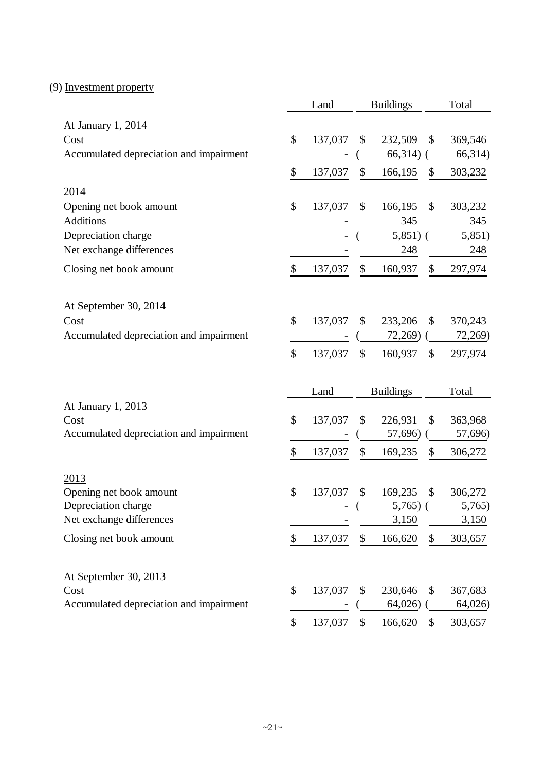(9) Investment property

| | Land | Buildings | Total |
|---|---|---|---|
| At January 1, 2014 | | | |
| Cost | $ 137,037 | $ 232,509 | $ 369,546 |
| Accumulated depreciation and impairment | - | ( 66,314) | ( 66,314) |
| | $ 137,037 | $ 166,195 | $ 303,232 |
| 2014 | | | |
| Opening net book amount | $ 137,037 | $ 166,195 | $ 303,232 |
| Additions | - | 345 | 345 |
| Depreciation charge | - | ( 5,851) | ( 5,851) |
| Net exchange differences | - | 248 | 248 |
| Closing net book amount | $ 137,037 | $ 160,937 | $ 297,974 |
| At September 30, 2014 | | | |
| Cost | $ 137,037 | $ 233,206 | $ 370,243 |
| Accumulated depreciation and impairment | - | ( 72,269) | ( 72,269) |
| | $ 137,037 | $ 160,937 | $ 297,974 |

| | Land | Buildings | Total |
|---|---|---|---|
| At January 1, 2013 | | | |
| Cost | $ 137,037 | $ 226,931 | $ 363,968 |
| Accumulated depreciation and impairment | - | ( 57,696) | ( 57,696) |
| | $ 137,037 | $ 169,235 | $ 306,272 |
| 2013 | | | |
| Opening net book amount | $ 137,037 | $ 169,235 | $ 306,272 |
| Depreciation charge | - | ( 5,765) | ( 5,765) |
| Net exchange differences | - | 3,150 | 3,150 |
| Closing net book amount | $ 137,037 | $ 166,620 | $ 303,657 |
| At September 30, 2013 | | | |
| Cost | $ 137,037 | $ 230,646 | $ 367,683 |
| Accumulated depreciation and impairment | - | ( 64,026) | ( 64,026) |
| | $ 137,037 | $ 166,620 | $ 303,657 |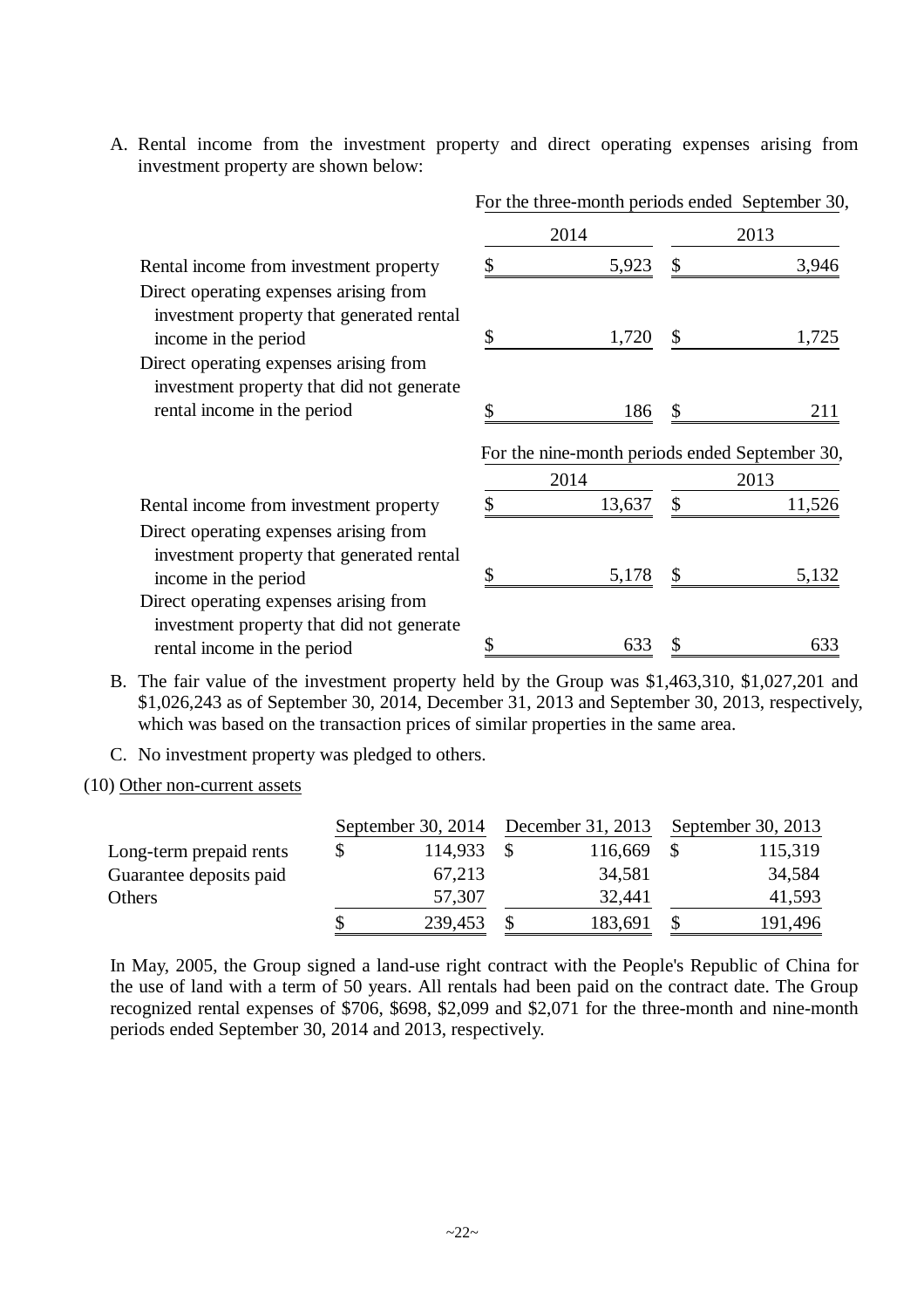A. Rental income from the investment property and direct operating expenses arising from investment property are shown below:

| | For the three-month periods ended September 30, | |
|---|---|---|
| | 2014 | 2013 |
| Rental income from investment property | $ 5,923 | $ 3,946 |
| Direct operating expenses arising from investment property that generated rental income in the period | $ 1,720 | $ 1,725 |
| Direct operating expenses arising from investment property that did not generate rental income in the period | $ 186 | $ 211 |

| | For the nine-month periods ended September 30, | |
|---|---|---|
| | 2014 | 2013 |
| Rental income from investment property | $ 13,637 | $ 11,526 |
| Direct operating expenses arising from investment property that generated rental income in the period | $ 5,178 | $ 5,132 |
| Direct operating expenses arising from investment property that did not generate rental income in the period | $ 633 | $ 633 |

B. The fair value of the investment property held by the Group was $1,463,310, $1,027,201 and $1,026,243 as of September 30, 2014, December 31, 2013 and September 30, 2013, respectively, which was based on the transaction prices of similar properties in the same area.

C. No investment property was pledged to others.

(10) Other non-current assets

| | September 30, 2014 | December 31, 2013 | September 30, 2013 |
|---|---|---|---|
| Long-term prepaid rents | $ 114,933 | $ 116,669 | $ 115,319 |
| Guarantee deposits paid | 67,213 | 34,581 | 34,584 |
| Others | 57,307 | 32,441 | 41,593 |
| | $ 239,453 | $ 183,691 | $ 191,496 |

In May, 2005, the Group signed a land-use right contract with the People's Republic of China for the use of land with a term of 50 years. All rentals had been paid on the contract date. The Group recognized rental expenses of $706, $698, $2,099 and $2,071 for the three-month and nine-month periods ended September 30, 2014 and 2013, respectively.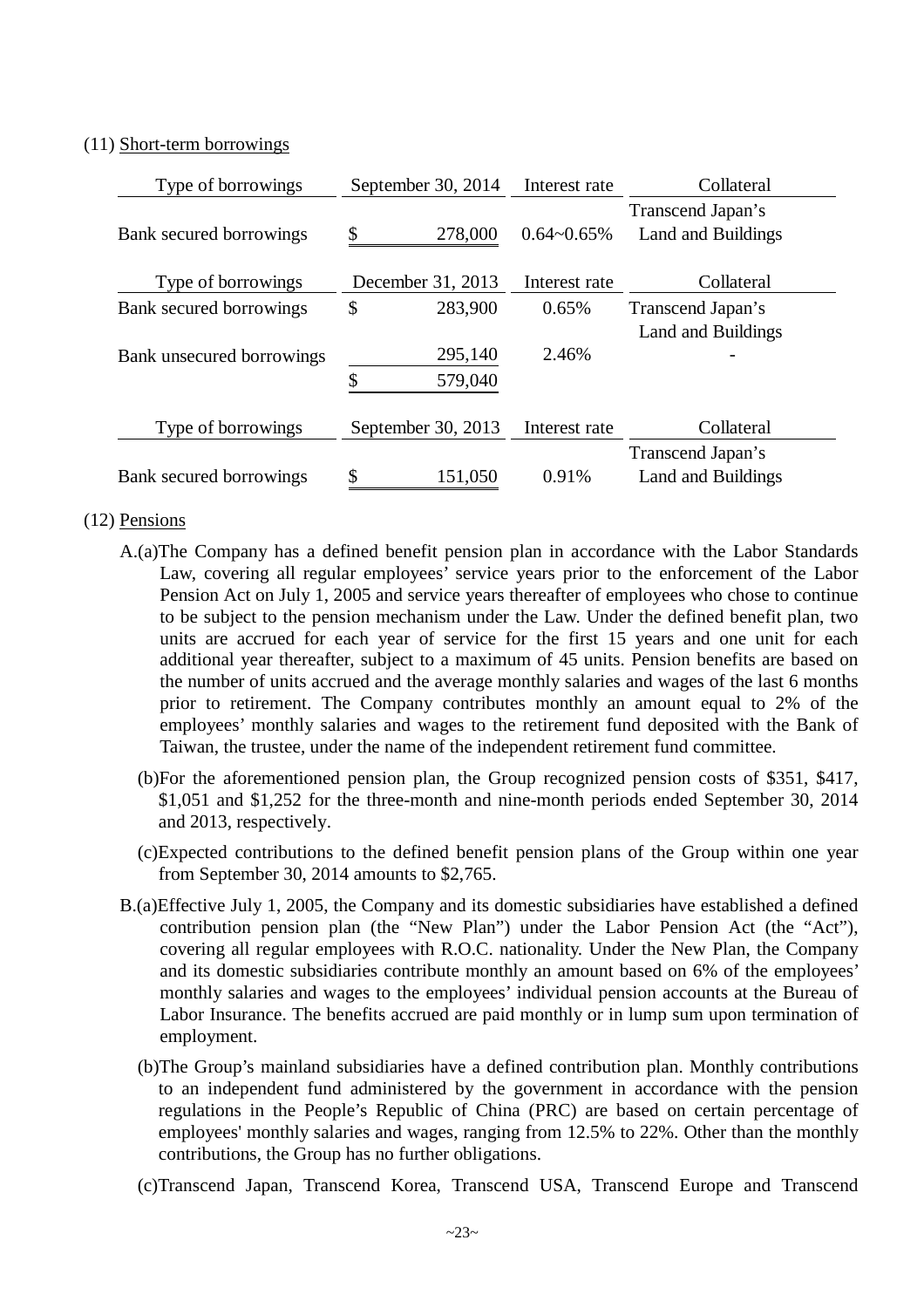(11) Short-term borrowings

| Type of borrowings | September 30, 2014 | Interest rate | Collateral |
|---|---|---|---|
| Bank secured borrowings | $ 278,000 | 0.64~0.65% | Transcend Japan's Land and Buildings |

| Type of borrowings | December 31, 2013 | Interest rate | Collateral |
|---|---|---|---|
| Bank secured borrowings | $ 283,900 | 0.65% | Transcend Japan's Land and Buildings |
| Bank unsecured borrowings | 295,140 | 2.46% | - |
| | $ 579,040 | | |

| Type of borrowings | September 30, 2013 | Interest rate | Collateral |
|---|---|---|---|
| Bank secured borrowings | $ 151,050 | 0.91% | Transcend Japan's Land and Buildings |

(12) Pensions

A.(a)The Company has a defined benefit pension plan in accordance with the Labor Standards Law, covering all regular employees' service years prior to the enforcement of the Labor Pension Act on July 1, 2005 and service years thereafter of employees who chose to continue to be subject to the pension mechanism under the Law. Under the defined benefit plan, two units are accrued for each year of service for the first 15 years and one unit for each additional year thereafter, subject to a maximum of 45 units. Pension benefits are based on the number of units accrued and the average monthly salaries and wages of the last 6 months prior to retirement. The Company contributes monthly an amount equal to 2% of the employees' monthly salaries and wages to the retirement fund deposited with the Bank of Taiwan, the trustee, under the name of the independent retirement fund committee.

(b)For the aforementioned pension plan, the Group recognized pension costs of $351, $417, $1,051 and $1,252 for the three-month and nine-month periods ended September 30, 2014 and 2013, respectively.

(c)Expected contributions to the defined benefit pension plans of the Group within one year from September 30, 2014 amounts to $2,765.

B.(a)Effective July 1, 2005, the Company and its domestic subsidiaries have established a defined contribution pension plan (the "New Plan") under the Labor Pension Act (the "Act"), covering all regular employees with R.O.C. nationality. Under the New Plan, the Company and its domestic subsidiaries contribute monthly an amount based on 6% of the employees' monthly salaries and wages to the employees' individual pension accounts at the Bureau of Labor Insurance. The benefits accrued are paid monthly or in lump sum upon termination of employment.

(b)The Group's mainland subsidiaries have a defined contribution plan. Monthly contributions to an independent fund administered by the government in accordance with the pension regulations in the People's Republic of China (PRC) are based on certain percentage of employees' monthly salaries and wages, ranging from 12.5% to 22%. Other than the monthly contributions, the Group has no further obligations.

(c)Transcend Japan, Transcend Korea, Transcend USA, Transcend Europe and Transcend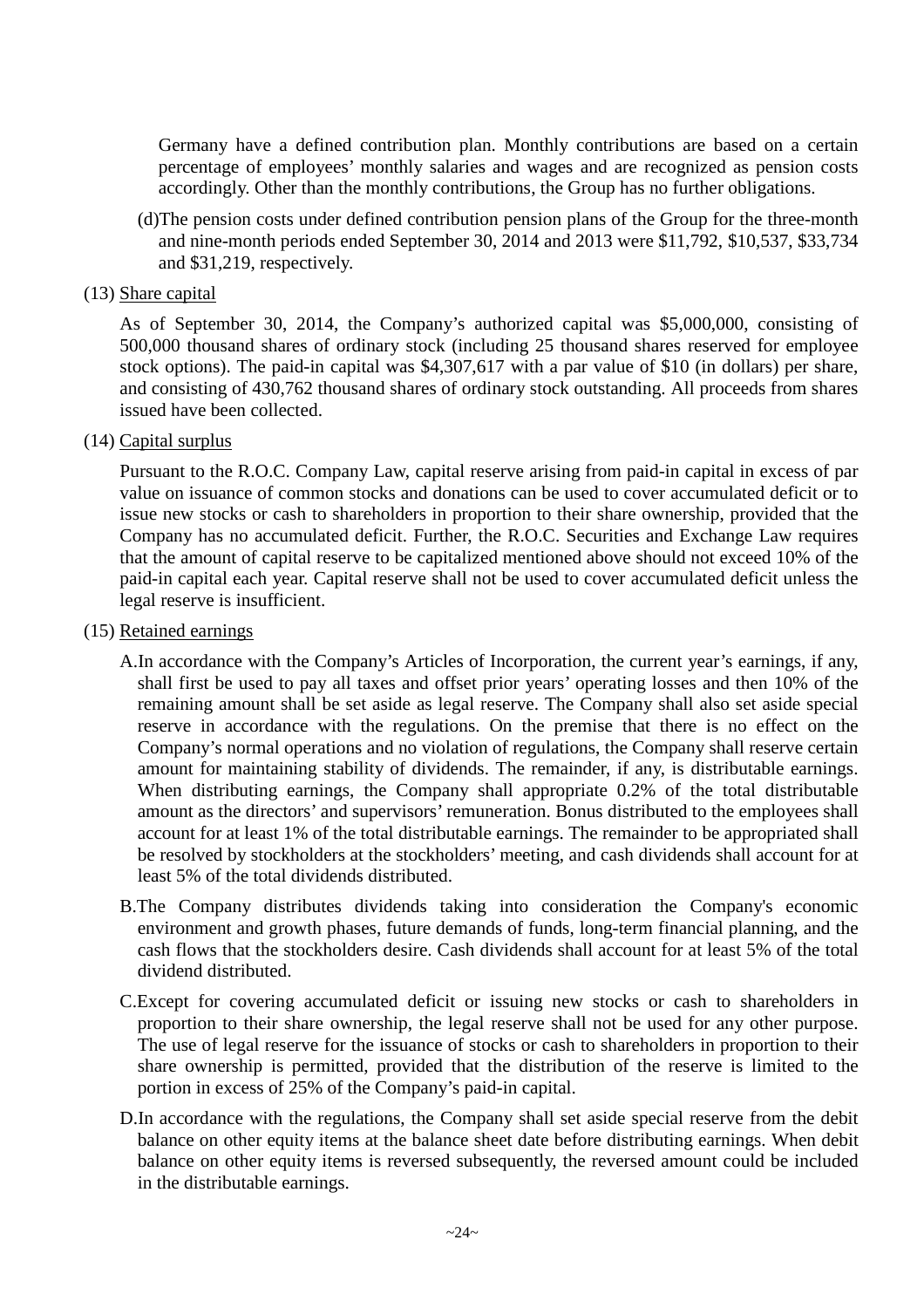Germany have a defined contribution plan. Monthly contributions are based on a certain percentage of employees' monthly salaries and wages and are recognized as pension costs accordingly. Other than the monthly contributions, the Group has no further obligations.

(d)The pension costs under defined contribution pension plans of the Group for the three-month and nine-month periods ended September 30, 2014 and 2013 were $11,792, $10,537, $33,734 and $31,219, respectively.

(13) Share capital

As of September 30, 2014, the Company's authorized capital was $5,000,000, consisting of 500,000 thousand shares of ordinary stock (including 25 thousand shares reserved for employee stock options). The paid-in capital was $4,307,617 with a par value of $10 (in dollars) per share, and consisting of 430,762 thousand shares of ordinary stock outstanding. All proceeds from shares issued have been collected.

(14) Capital surplus

Pursuant to the R.O.C. Company Law, capital reserve arising from paid-in capital in excess of par value on issuance of common stocks and donations can be used to cover accumulated deficit or to issue new stocks or cash to shareholders in proportion to their share ownership, provided that the Company has no accumulated deficit. Further, the R.O.C. Securities and Exchange Law requires that the amount of capital reserve to be capitalized mentioned above should not exceed 10% of the paid-in capital each year. Capital reserve shall not be used to cover accumulated deficit unless the legal reserve is insufficient.

(15) Retained earnings

A.In accordance with the Company's Articles of Incorporation, the current year's earnings, if any, shall first be used to pay all taxes and offset prior years' operating losses and then 10% of the remaining amount shall be set aside as legal reserve. The Company shall also set aside special reserve in accordance with the regulations. On the premise that there is no effect on the Company's normal operations and no violation of regulations, the Company shall reserve certain amount for maintaining stability of dividends. The remainder, if any, is distributable earnings. When distributing earnings, the Company shall appropriate 0.2% of the total distributable amount as the directors' and supervisors' remuneration. Bonus distributed to the employees shall account for at least 1% of the total distributable earnings. The remainder to be appropriated shall be resolved by stockholders at the stockholders' meeting, and cash dividends shall account for at least 5% of the total dividends distributed.

B.The Company distributes dividends taking into consideration the Company's economic environment and growth phases, future demands of funds, long-term financial planning, and the cash flows that the stockholders desire. Cash dividends shall account for at least 5% of the total dividend distributed.

C.Except for covering accumulated deficit or issuing new stocks or cash to shareholders in proportion to their share ownership, the legal reserve shall not be used for any other purpose. The use of legal reserve for the issuance of stocks or cash to shareholders in proportion to their share ownership is permitted, provided that the distribution of the reserve is limited to the portion in excess of 25% of the Company's paid-in capital.

D.In accordance with the regulations, the Company shall set aside special reserve from the debit balance on other equity items at the balance sheet date before distributing earnings. When debit balance on other equity items is reversed subsequently, the reversed amount could be included in the distributable earnings.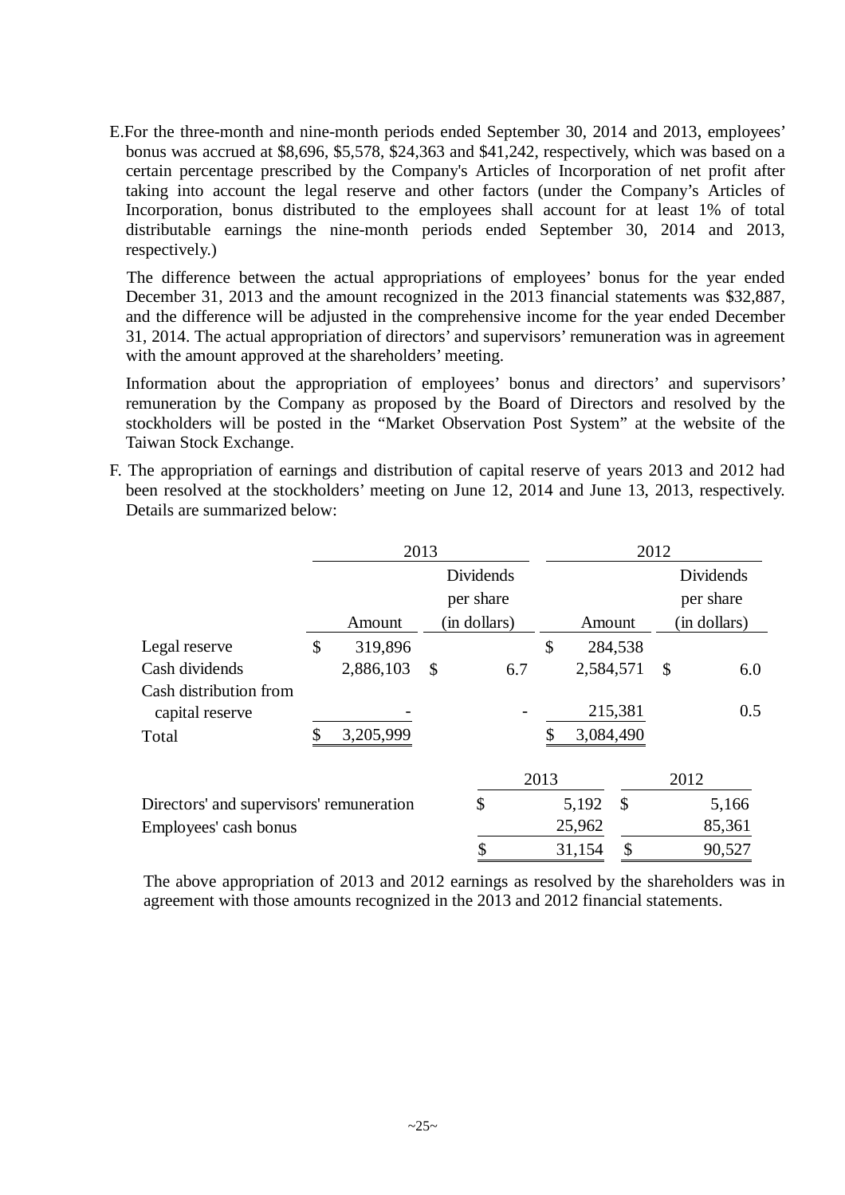E. For the three-month and nine-month periods ended September 30, 2014 and 2013, employees' bonus was accrued at $8,696, $5,578, $24,363 and $41,242, respectively, which was based on a certain percentage prescribed by the Company's Articles of Incorporation of net profit after taking into account the legal reserve and other factors (under the Company's Articles of Incorporation, bonus distributed to the employees shall account for at least 1% of total distributable earnings the nine-month periods ended September 30, 2014 and 2013, respectively.)

The difference between the actual appropriations of employees' bonus for the year ended December 31, 2013 and the amount recognized in the 2013 financial statements was $32,887, and the difference will be adjusted in the comprehensive income for the year ended December 31, 2014. The actual appropriation of directors' and supervisors' remuneration was in agreement with the amount approved at the shareholders' meeting.

Information about the appropriation of employees' bonus and directors' and supervisors' remuneration by the Company as proposed by the Board of Directors and resolved by the stockholders will be posted in the "Market Observation Post System" at the website of the Taiwan Stock Exchange.

F. The appropriation of earnings and distribution of capital reserve of years 2013 and 2012 had been resolved at the stockholders' meeting on June 12, 2014 and June 13, 2013, respectively. Details are summarized below:

| | 2013 | | 2012 | |
|---|---|---|---|---|
| | Amount | Dividends per share (in dollars) | Amount | Dividends per share (in dollars) |
| Legal reserve | $ 319,896 | | $ 284,538 | |
| Cash dividends | 2,886,103 | $ 6.7 | 2,584,571 | $ 6.0 |
| Cash distribution from capital reserve | - | - | 215,381 | 0.5 |
| Total | $ 3,205,999 | | $ 3,084,490 | |

| | 2013 | 2012 |
|---|---|---|
| Directors' and supervisors' remuneration | $ 5,192 | $ 5,166 |
| Employees' cash bonus | 25,962 | 85,361 |
| | $ 31,154 | $ 90,527 |

The above appropriation of 2013 and 2012 earnings as resolved by the shareholders was in agreement with those amounts recognized in the 2013 and 2012 financial statements.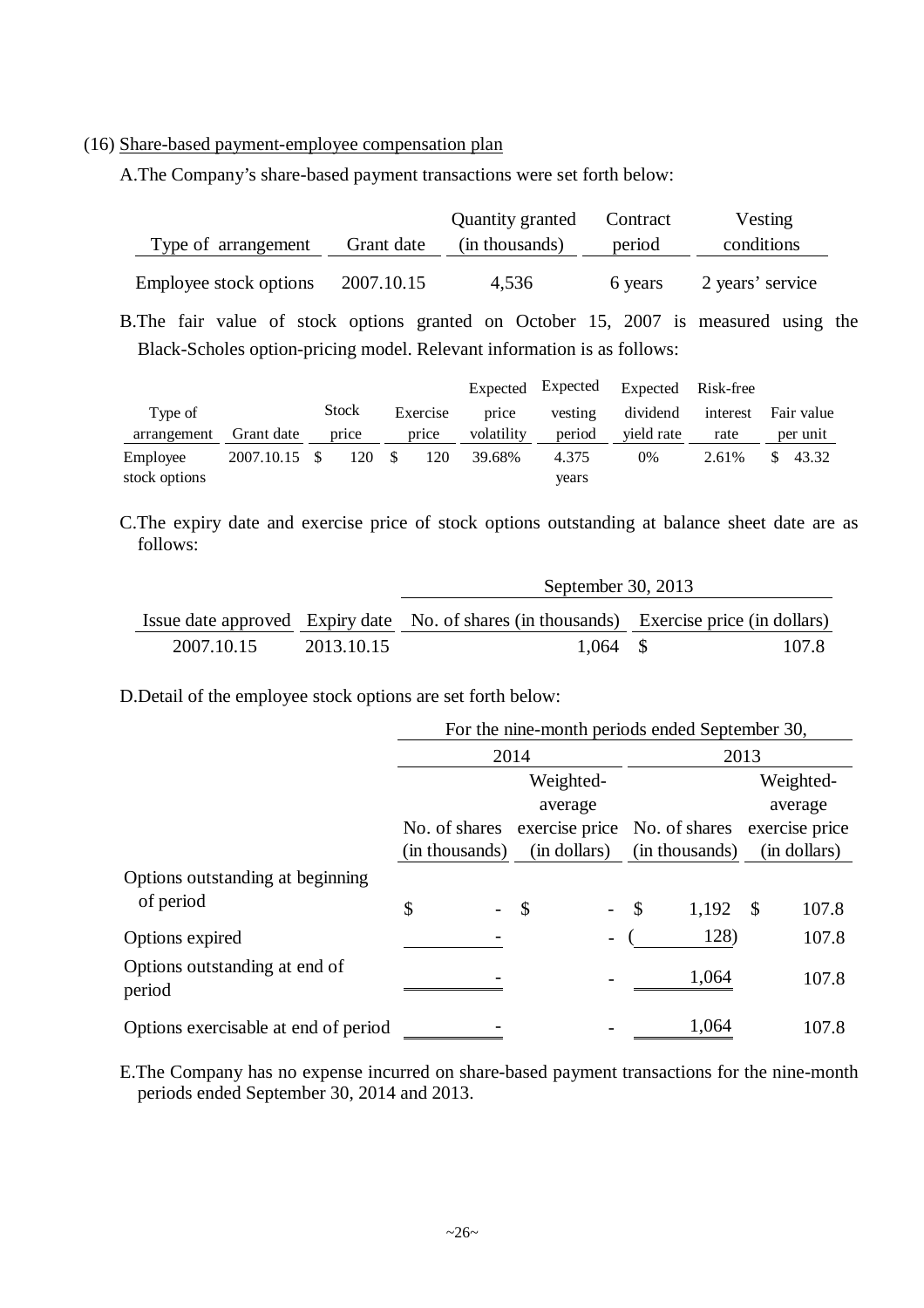(16) Share-based payment-employee compensation plan

A.The Company's share-based payment transactions were set forth below:

| Type of arrangement | Grant date | Quantity granted (in thousands) | Contract period | Vesting conditions |
|---|---|---|---|---|
| Employee stock options | 2007.10.15 | 4,536 | 6 years | 2 years' service |

B.The fair value of stock options granted on October 15, 2007 is measured using the Black-Scholes option-pricing model. Relevant information is as follows:

| Type of arrangement | Grant date | Stock price | Exercise price | Expected price volatility | Expected vesting period | Expected dividend yield rate | Risk-free interest rate | Fair value per unit |
|---|---|---|---|---|---|---|---|---|
| Employee stock options | 2007.10.15 | $ 120 | $ 120 | 39.68% | 4.375 years | 0% | 2.61% | $ 43.32 |

C.The expiry date and exercise price of stock options outstanding at balance sheet date are as follows:

| | | September 30, 2013 | |
|---|---|---|---|
| Issue date approved | Expiry date | No. of shares (in thousands) | Exercise price (in dollars) |
| 2007.10.15 | 2013.10.15 | 1,064 | $ 107.8 |

D.Detail of the employee stock options are set forth below:

| | For the nine-month periods ended September 30, | | | |
|---|---|---|---|---|
| | 2014 | | 2013 | |
| | No. of shares (in thousands) | Weighted-average exercise price (in dollars) | No. of shares (in thousands) | Weighted-average exercise price (in dollars) |
| Options outstanding at beginning of period | $ - | $ - | $ 1,192 | $ 107.8 |
| Options expired | - | - | ( 128) | 107.8 |
| Options outstanding at end of period | - | - | 1,064 | 107.8 |
| Options exercisable at end of period | - | - | 1,064 | 107.8 |

E.The Company has no expense incurred on share-based payment transactions for the nine-month periods ended September 30, 2014 and 2013.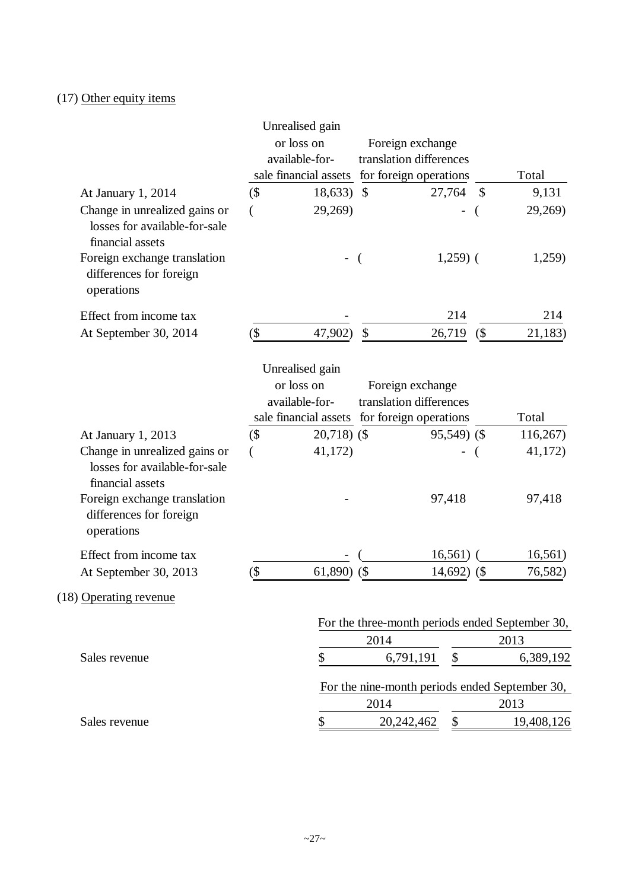(17) Other equity items

| | Unrealised gain or loss on available-for-sale financial assets | Foreign exchange translation differences for foreign operations | Total |
|---|---|---|---|
| At January 1, 2014 | ($ 18,633) | $ 27,764 | $ 9,131 |
| Change in unrealized gains or losses for available-for-sale financial assets | ( 29,269) | - | ( 29,269) |
| Foreign exchange translation differences for foreign operations | - | ( 1,259) | ( 1,259) |
| Effect from income tax | - | 214 | 214 |
| At September 30, 2014 | ($ 47,902) | $ 26,719 | ($ 21,183) |

| | Unrealised gain or loss on available-for-sale financial assets | Foreign exchange translation differences for foreign operations | Total |
|---|---|---|---|
| At January 1, 2013 | ($ 20,718) | ($ 95,549) | ($ 116,267) |
| Change in unrealized gains or losses for available-for-sale financial assets | ( 41,172) | - | ( 41,172) |
| Foreign exchange translation differences for foreign operations | - | 97,418 | 97,418 |
| Effect from income tax | - | ( 16,561) | ( 16,561) |
| At September 30, 2013 | ($ 61,890) | ($ 14,692) | ($ 76,582) |

(18) Operating revenue

| | For the three-month periods ended September 30, | |
|---|---|---|
| | 2014 | 2013 |
| Sales revenue | $ 6,791,191 | $ 6,389,192 |

| | For the nine-month periods ended September 30, | |
|---|---|---|
| | 2014 | 2013 |
| Sales revenue | $ 20,242,462 | $ 19,408,126 |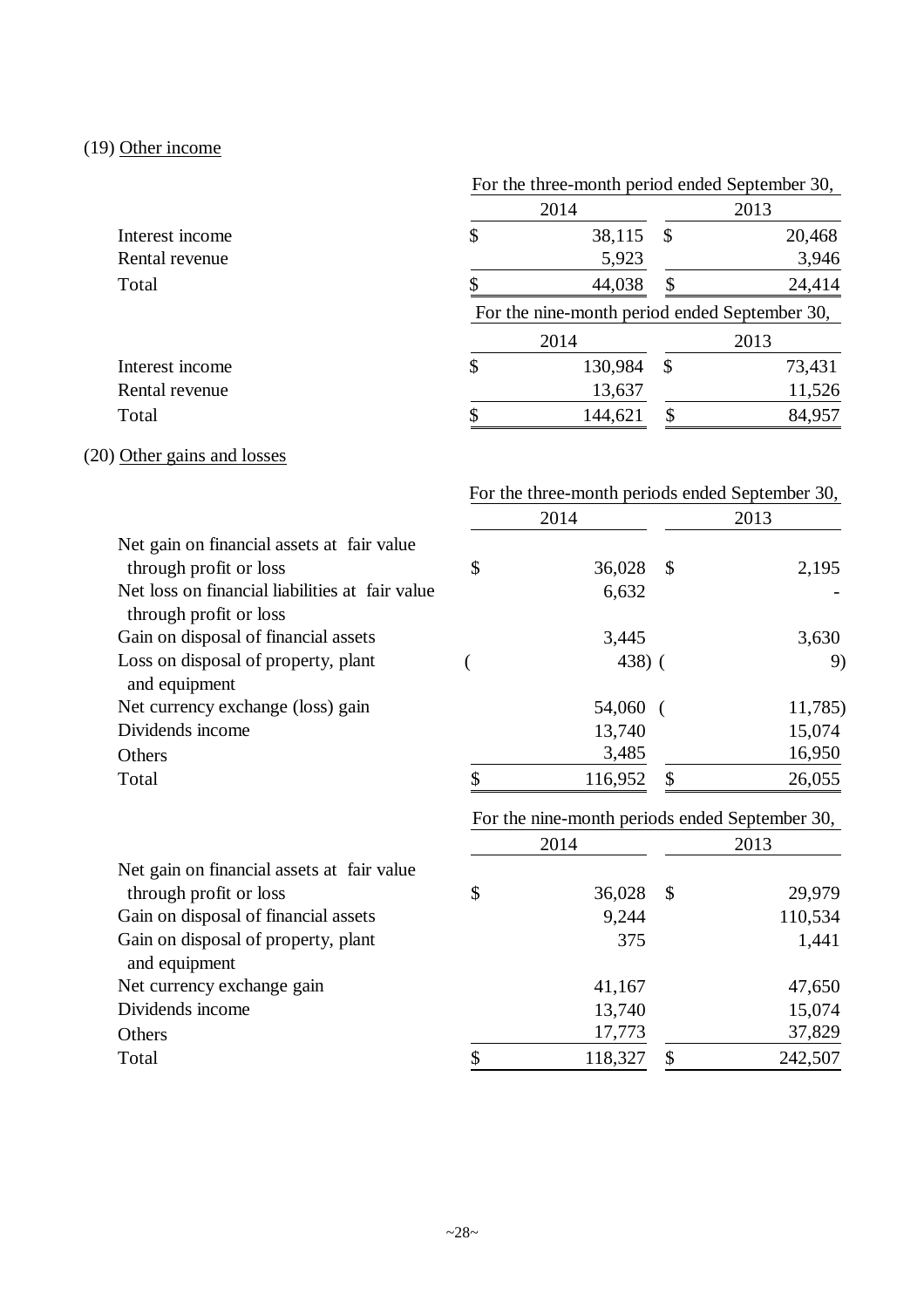(19) Other income

| | For the three-month period ended September 30, | |
|---|---|---|
| | 2014 | 2013 |
| Interest income | $ 38,115 | $ 20,468 |
| Rental revenue | 5,923 | 3,946 |
| Total | $ 44,038 | $ 24,414 |

| | For the nine-month period ended September 30, | |
|---|---|---|
| | 2014 | 2013 |
| Interest income | $ 130,984 | $ 73,431 |
| Rental revenue | 13,637 | 11,526 |
| Total | $ 144,621 | $ 84,957 |

(20) Other gains and losses

| | For the three-month periods ended September 30, | |
|---|---|---|
| | 2014 | 2013 |
| Net gain on financial assets at fair value through profit or loss | $ 36,028 | $ 2,195 |
| Net loss on financial liabilities at fair value through profit or loss | 6,632 | - |
| Gain on disposal of financial assets | 3,445 | 3,630 |
| Loss on disposal of property, plant and equipment | ( 438) | ( 9) |
| Net currency exchange (loss) gain | 54,060 | ( 11,785) |
| Dividends income | 13,740 | 15,074 |
| Others | 3,485 | 16,950 |
| Total | $ 116,952 | $ 26,055 |

| | For the nine-month periods ended September 30, | |
|---|---|---|
| | 2014 | 2013 |
| Net gain on financial assets at fair value through profit or loss | $ 36,028 | $ 29,979 |
| Gain on disposal of financial assets | 9,244 | 110,534 |
| Gain on disposal of property, plant and equipment | 375 | 1,441 |
| Net currency exchange gain | 41,167 | 47,650 |
| Dividends income | 13,740 | 15,074 |
| Others | 17,773 | 37,829 |
| Total | $ 118,327 | $ 242,507 |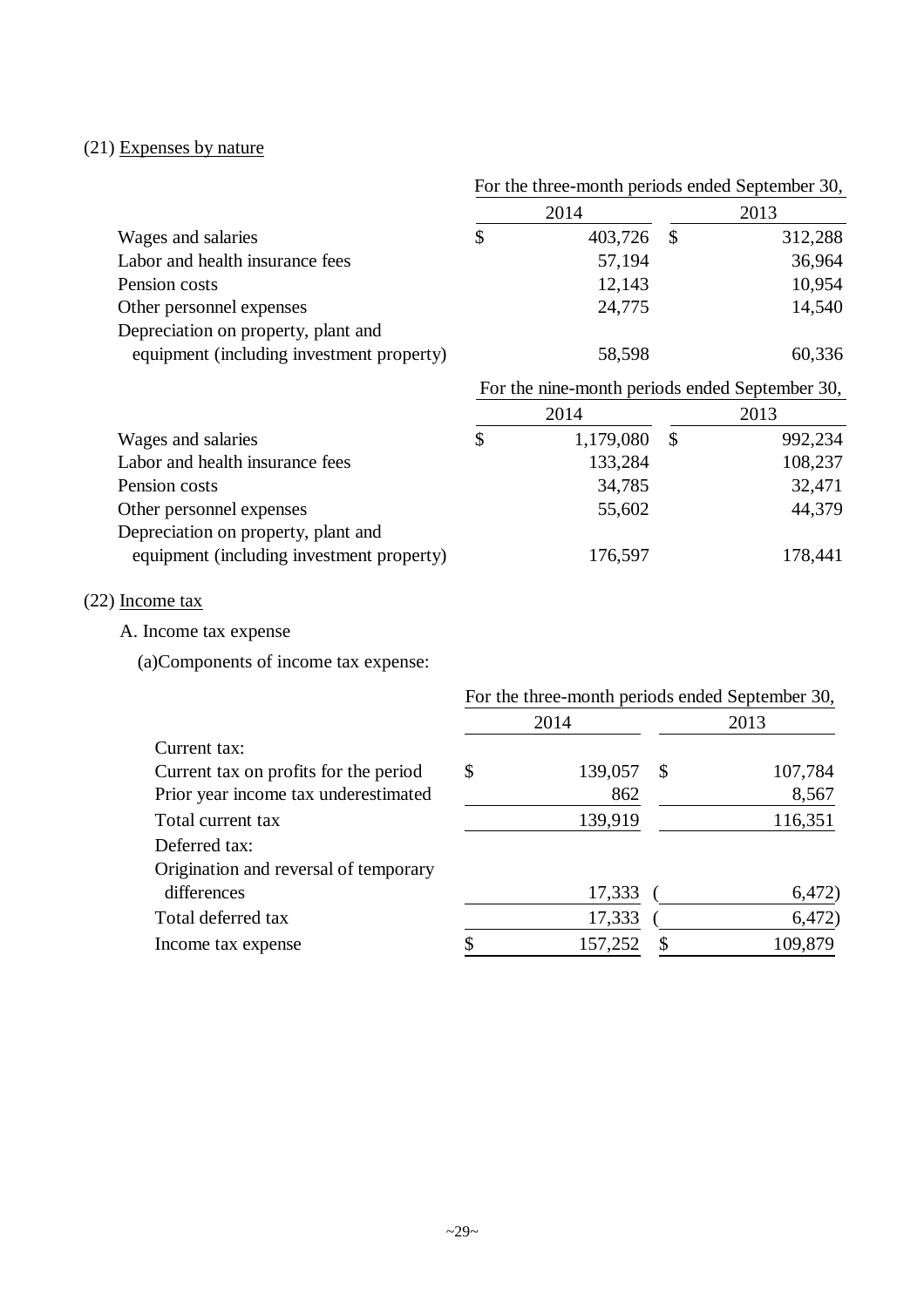(21) Expenses by nature

| | For the three-month periods ended September 30, | |
|---|---|---|
| | 2014 | 2013 |
| Wages and salaries | $ 403,726 | $ 312,288 |
| Labor and health insurance fees | 57,194 | 36,964 |
| Pension costs | 12,143 | 10,954 |
| Other personnel expenses | 24,775 | 14,540 |
| Depreciation on property, plant and equipment (including investment property) | 58,598 | 60,336 |

| | For the nine-month periods ended September 30, | |
|---|---|---|
| | 2014 | 2013 |
| Wages and salaries | $ 1,179,080 | $ 992,234 |
| Labor and health insurance fees | 133,284 | 108,237 |
| Pension costs | 34,785 | 32,471 |
| Other personnel expenses | 55,602 | 44,379 |
| Depreciation on property, plant and equipment (including investment property) | 176,597 | 178,441 |

(22) Income tax

A. Income tax expense

(a)Components of income tax expense:

| | For the three-month periods ended September 30, | |
|---|---|---|
| | 2014 | 2013 |
| Current tax: | | |
| Current tax on profits for the period | $ 139,057 | $ 107,784 |
| Prior year income tax underestimated | 862 | 8,567 |
| Total current tax | 139,919 | 116,351 |
| Deferred tax: | | |
| Origination and reversal of temporary differences | 17,333 | ( 6,472) |
| Total deferred tax | 17,333 | ( 6,472) |
| Income tax expense | $ 157,252 | $ 109,879 |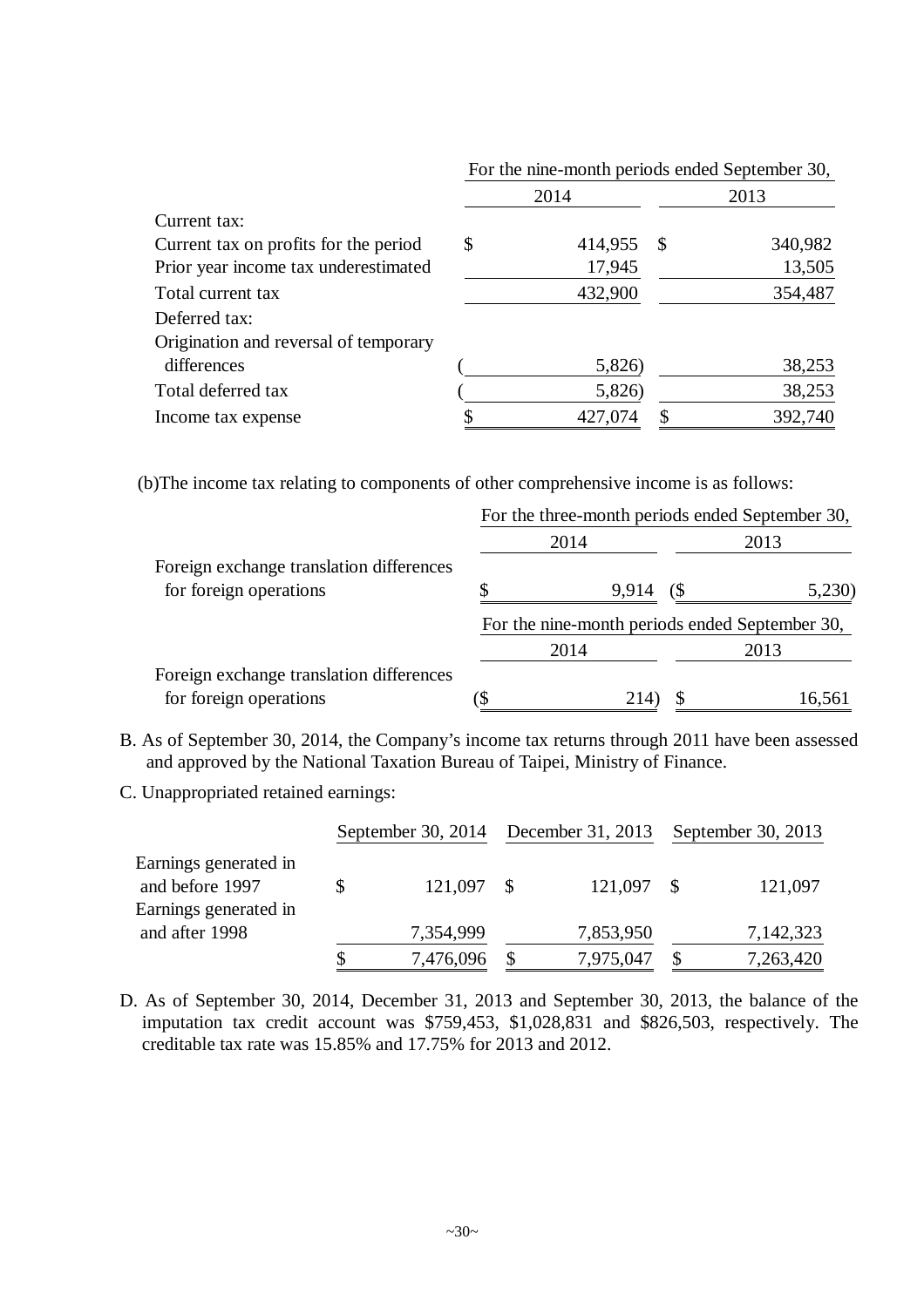| | For the nine-month periods ended September 30, | |
|---|---|---|
| | 2014 | 2013 |
| Current tax: | | |
| Current tax on profits for the period | $ 414,955 | $ 340,982 |
| Prior year income tax underestimated | 17,945 | 13,505 |
| Total current tax | 432,900 | 354,487 |
| Deferred tax: | | |
| Origination and reversal of temporary differences | ( 5,826) | 38,253 |
| Total deferred tax | ( 5,826) | 38,253 |
| Income tax expense | $ 427,074 | $ 392,740 |

(b)The income tax relating to components of other comprehensive income is as follows:

| | For the three-month periods ended September 30, | |
|---|---|---|
| | 2014 | 2013 |
| Foreign exchange translation differences for foreign operations | $ 9,914 | ($ 5,230) |

| | For the nine-month periods ended September 30, | |
|---|---|---|
| | 2014 | 2013 |
| Foreign exchange translation differences for foreign operations | ($ 214) | $ 16,561 |

B. As of September 30, 2014, the Company's income tax returns through 2011 have been assessed and approved by the National Taxation Bureau of Taipei, Ministry of Finance.

C. Unappropriated retained earnings:

| | September 30, 2014 | December 31, 2013 | September 30, 2013 |
|---|---|---|---|
| Earnings generated in and before 1997 | $ 121,097 | $ 121,097 | $ 121,097 |
| Earnings generated in and after 1998 | 7,354,999 | 7,853,950 | 7,142,323 |
| | $ 7,476,096 | $ 7,975,047 | $ 7,263,420 |

D. As of September 30, 2014, December 31, 2013 and September 30, 2013, the balance of the imputation tax credit account was $759,453, $1,028,831 and $826,503, respectively. The creditable tax rate was 15.85% and 17.75% for 2013 and 2012.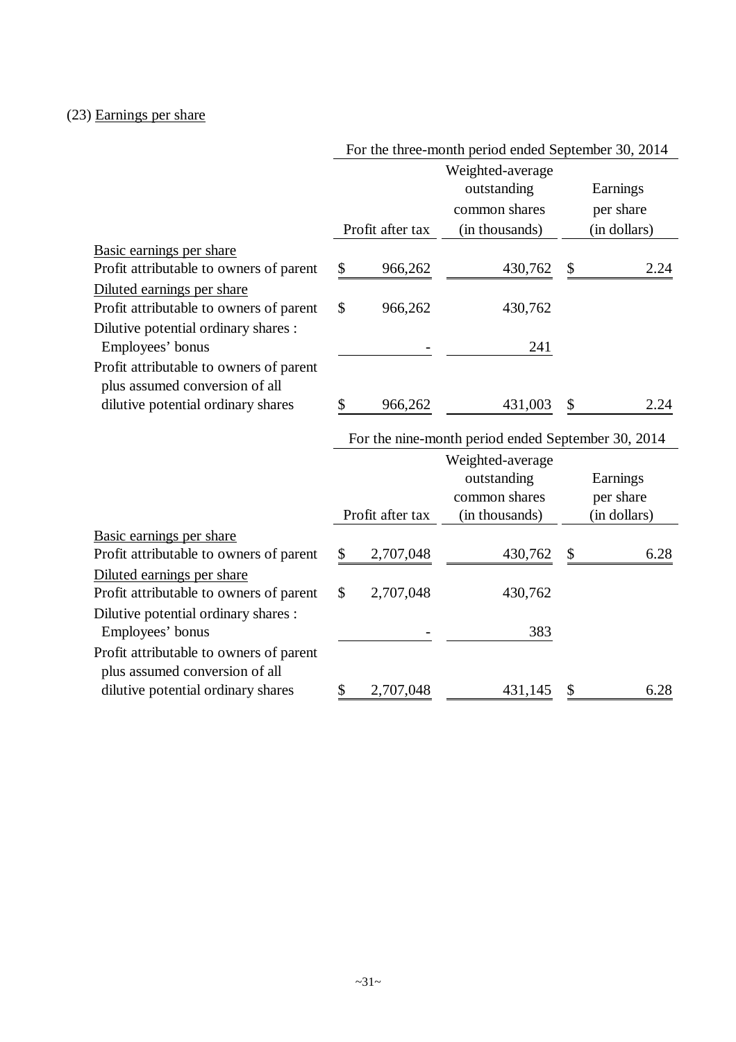(23) Earnings per share

| | For the three-month period ended September 30, 2014 | | |
|---|---|---|---|
| | Profit after tax | Weighted-average outstanding common shares (in thousands) | Earnings per share (in dollars) |
| Basic earnings per share | | | |
| Profit attributable to owners of parent | $ 966,262 | 430,762 | $ 2.24 |
| Diluted earnings per share | | | |
| Profit attributable to owners of parent | $ 966,262 | 430,762 | |
| Dilutive potential ordinary shares : | | | |
| Employees' bonus | - | 241 | |
| Profit attributable to owners of parent plus assumed conversion of all dilutive potential ordinary shares | $ 966,262 | 431,003 | $ 2.24 |

| | For the nine-month period ended September 30, 2014 | | |
|---|---|---|---|
| | Profit after tax | Weighted-average outstanding common shares (in thousands) | Earnings per share (in dollars) |
| Basic earnings per share | | | |
| Profit attributable to owners of parent | $ 2,707,048 | 430,762 | $ 6.28 |
| Diluted earnings per share | | | |
| Profit attributable to owners of parent | $ 2,707,048 | 430,762 | |
| Dilutive potential ordinary shares : | | | |
| Employees' bonus | - | 383 | |
| Profit attributable to owners of parent plus assumed conversion of all dilutive potential ordinary shares | $ 2,707,048 | 431,145 | $ 6.28 |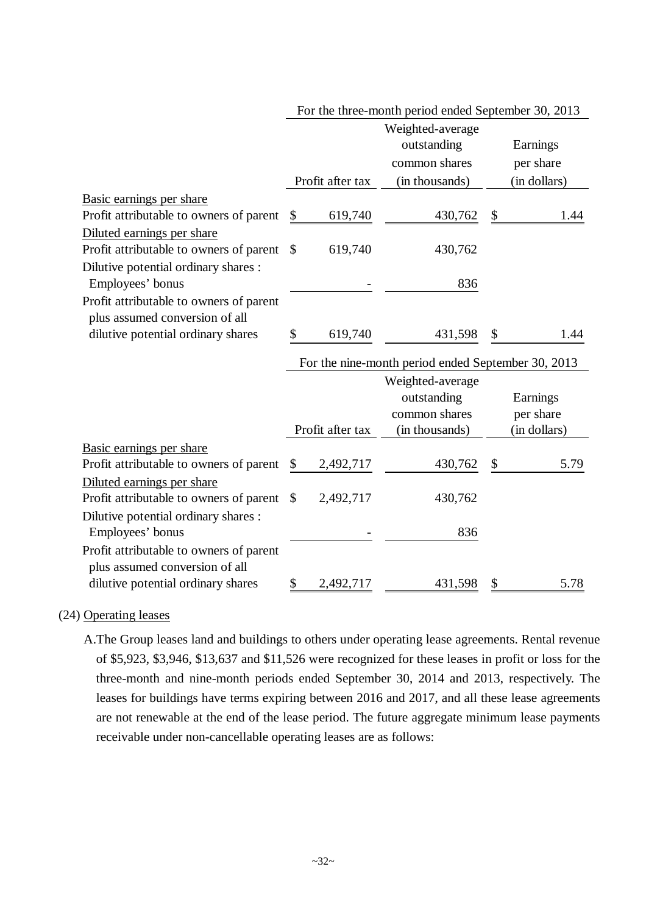| | For the three-month period ended September 30, 2013 | | |
|---|---|---|---|
| | Profit after tax | Weighted-average outstanding common shares (in thousands) | Earnings per share (in dollars) |
| Basic earnings per share | | | |
| Profit attributable to owners of parent | $ 619,740 | 430,762 | $ 1.44 |
| Diluted earnings per share | | | |
| Profit attributable to owners of parent | $ 619,740 | 430,762 | |
| Dilutive potential ordinary shares : | | | |
| Employees' bonus | - | 836 | |
| Profit attributable to owners of parent plus assumed conversion of all dilutive potential ordinary shares | $ 619,740 | 431,598 | $ 1.44 |

| | For the nine-month period ended September 30, 2013 | | |
|---|---|---|---|
| | Profit after tax | Weighted-average outstanding common shares (in thousands) | Earnings per share (in dollars) |
| Basic earnings per share | | | |
| Profit attributable to owners of parent | $ 2,492,717 | 430,762 | $ 5.79 |
| Diluted earnings per share | | | |
| Profit attributable to owners of parent | $ 2,492,717 | 430,762 | |
| Dilutive potential ordinary shares : | | | |
| Employees' bonus | - | 836 | |
| Profit attributable to owners of parent plus assumed conversion of all dilutive potential ordinary shares | $ 2,492,717 | 431,598 | $ 5.78 |

(24) Operating leases

A.The Group leases land and buildings to others under operating lease agreements. Rental revenue of $5,923, $3,946, $13,637 and $11,526 were recognized for these leases in profit or loss for the three-month and nine-month periods ended September 30, 2014 and 2013, respectively. The leases for buildings have terms expiring between 2016 and 2017, and all these lease agreements are not renewable at the end of the lease period. The future aggregate minimum lease payments receivable under non-cancellable operating leases are as follows: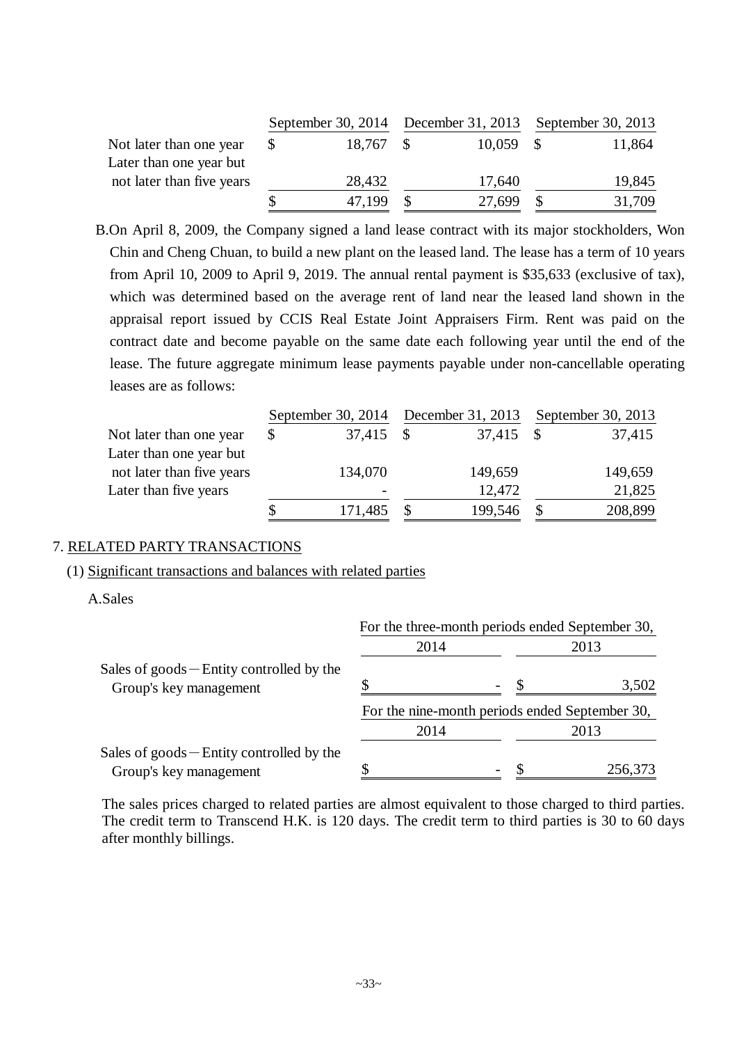| | September 30, 2014 | December 31, 2013 | September 30, 2013 |
|---|---|---|---|
| Not later than one year | $ 18,767 | $ 10,059 | $ 11,864 |
| Later than one year but not later than five years | 28,432 | 17,640 | 19,845 |
| | $ 47,199 | $ 27,699 | $ 31,709 |

B.On April 8, 2009, the Company signed a land lease contract with its major stockholders, Won Chin and Cheng Chuan, to build a new plant on the leased land. The lease has a term of 10 years from April 10, 2009 to April 9, 2019. The annual rental payment is $35,633 (exclusive of tax), which was determined based on the average rent of land near the leased land shown in the appraisal report issued by CCIS Real Estate Joint Appraisers Firm. Rent was paid on the contract date and become payable on the same date each following year until the end of the lease. The future aggregate minimum lease payments payable under non-cancellable operating leases are as follows:

| | September 30, 2014 | December 31, 2013 | September 30, 2013 |
|---|---|---|---|
| Not later than one year | $ 37,415 | $ 37,415 | $ 37,415 |
| Later than one year but not later than five years | 134,070 | 149,659 | 149,659 |
| Later than five years | - | 12,472 | 21,825 |
| | $ 171,485 | $ 199,546 | $ 208,899 |

7. RELATED PARTY TRANSACTIONS

(1) Significant transactions and balances with related parties

A.Sales

| | For the three-month periods ended September 30, | |
|---|---|---|
| | 2014 | 2013 |
| Sales of goods－Entity controlled by the Group's key management | $ - | $ 3,502 |

| | For the nine-month periods ended September 30, | |
|---|---|---|
| | 2014 | 2013 |
| Sales of goods－Entity controlled by the Group's key management | $ - | $ 256,373 |

The sales prices charged to related parties are almost equivalent to those charged to third parties. The credit term to Transcend H.K. is 120 days. The credit term to third parties is 30 to 60 days after monthly billings.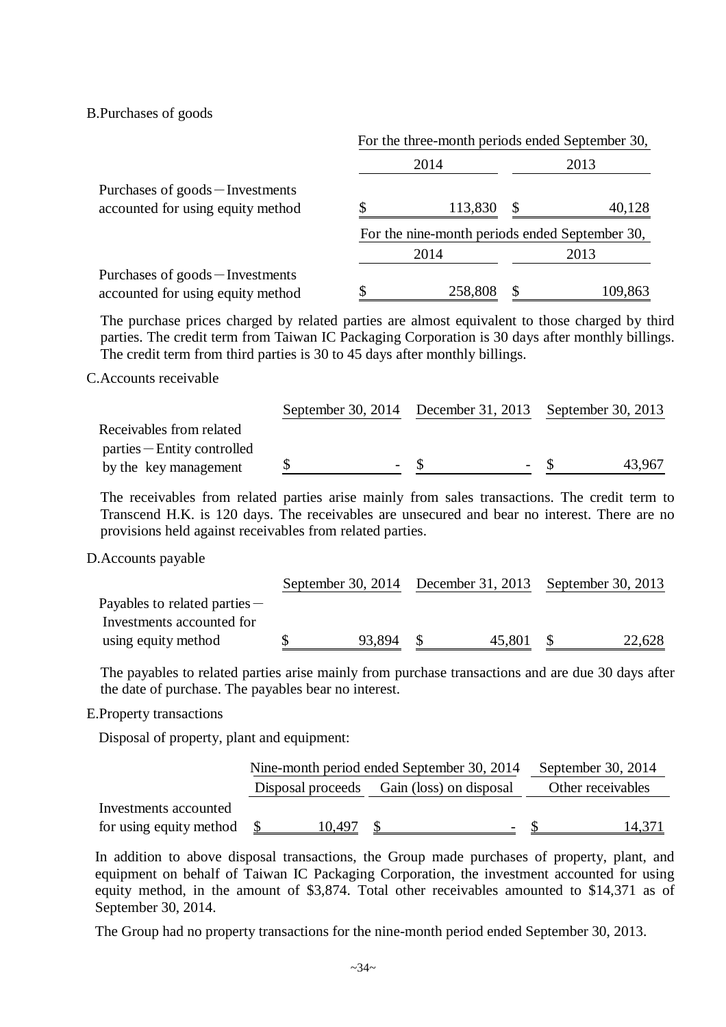B.Purchases of goods

| | For the three-month periods ended September 30, | |
|---|---|---|
| | 2014 | 2013 |
| Purchases of goods－Investments accounted for using equity method | $ 113,830 | $ 40,128 |
| | For the nine-month periods ended September 30, | |
| | 2014 | 2013 |
| Purchases of goods－Investments accounted for using equity method | $ 258,808 | $ 109,863 |

The purchase prices charged by related parties are almost equivalent to those charged by third parties. The credit term from Taiwan IC Packaging Corporation is 30 days after monthly billings. The credit term from third parties is 30 to 45 days after monthly billings.

C.Accounts receivable

| | September 30, 2014 | December 31, 2013 | September 30, 2013 |
|---|---|---|---|
| Receivables from related parties－Entity controlled by the key management | $ - | $ - | $ 43,967 |

The receivables from related parties arise mainly from sales transactions. The credit term to Transcend H.K. is 120 days. The receivables are unsecured and bear no interest. There are no provisions held against receivables from related parties.

D.Accounts payable

| | September 30, 2014 | December 31, 2013 | September 30, 2013 |
|---|---|---|---|
| Payables to related parties－Investments accounted for using equity method | $ 93,894 | $ 45,801 | $ 22,628 |

The payables to related parties arise mainly from purchase transactions and are due 30 days after the date of purchase. The payables bear no interest.

E.Property transactions

Disposal of property, plant and equipment:

| | Nine-month period ended September 30, 2014 | | September 30, 2014 |
|---|---|---|---|
| | Disposal proceeds | Gain (loss) on disposal | Other receivables |
| Investments accounted for using equity method | $ 10,497 | $ - | $ 14,371 |

In addition to above disposal transactions, the Group made purchases of property, plant, and equipment on behalf of Taiwan IC Packaging Corporation, the investment accounted for using equity method, in the amount of $3,874. Total other receivables amounted to $14,371 as of September 30, 2014.

The Group had no property transactions for the nine-month period ended September 30, 2013.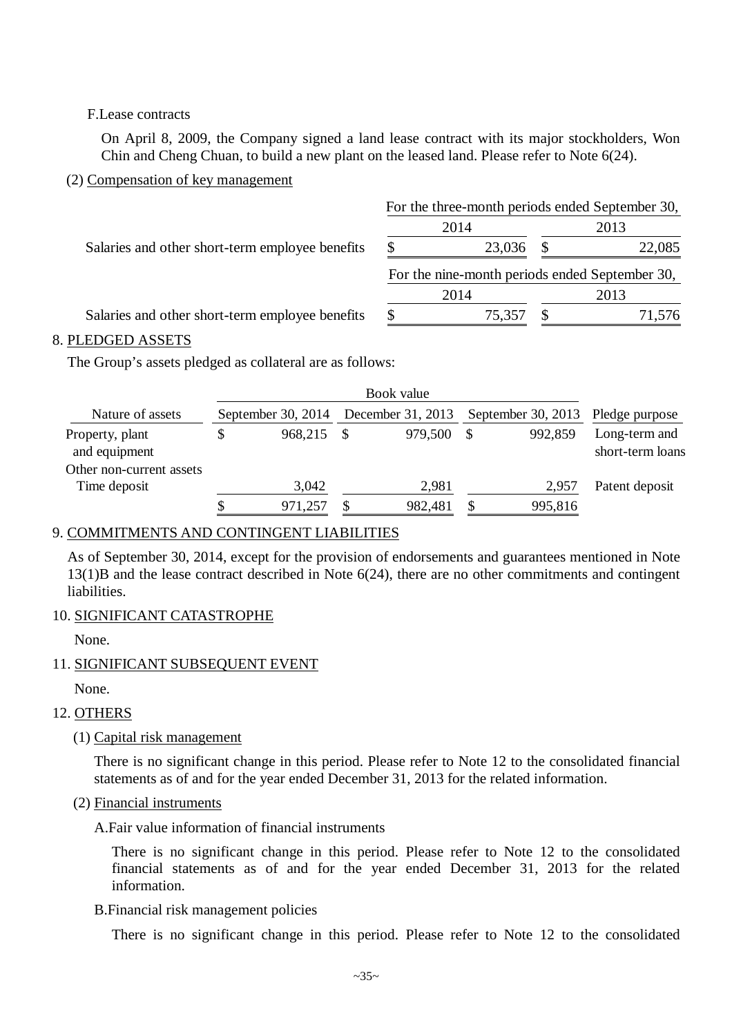F.Lease contracts

On April 8, 2009, the Company signed a land lease contract with its major stockholders, Won Chin and Cheng Chuan, to build a new plant on the leased land. Please refer to Note 6(24).

(2) Compensation of key management

| | For the three-month periods ended September 30, | |
|---|---|---|
| | 2014 | 2013 |
| Salaries and other short-term employee benefits | $ 23,036 | $ 22,085 |

| | For the nine-month periods ended September 30, | |
|---|---|---|
| | 2014 | 2013 |
| Salaries and other short-term employee benefits | $ 75,357 | $ 71,576 |

## 8. PLEDGED ASSETS

The Group's assets pledged as collateral are as follows:

| | Book value | | | |
|---|---|---|---|---|
| Nature of assets | September 30, 2014 | December 31, 2013 | September 30, 2013 | Pledge purpose |
| Property, plant and equipment | $ 968,215 | $ 979,500 | $ 992,859 | Long-term and short-term loans |
| Other non-current assets | | | | |
| Time deposit | 3,042 | 2,981 | 2,957 | Patent deposit |
| | $ 971,257 | $ 982,481 | $ 995,816 | |

## 9. COMMITMENTS AND CONTINGENT LIABILITIES

As of September 30, 2014, except for the provision of endorsements and guarantees mentioned in Note 13(1)B and the lease contract described in Note 6(24), there are no other commitments and contingent liabilities.

## 10. SIGNIFICANT CATASTROPHE

None.

## 11. SIGNIFICANT SUBSEQUENT EVENT

None.

## 12. OTHERS

(1) Capital risk management

There is no significant change in this period. Please refer to Note 12 to the consolidated financial statements as of and for the year ended December 31, 2013 for the related information.

(2) Financial instruments

A.Fair value information of financial instruments

There is no significant change in this period. Please refer to Note 12 to the consolidated financial statements as of and for the year ended December 31, 2013 for the related information.

B.Financial risk management policies

There is no significant change in this period. Please refer to Note 12 to the consolidated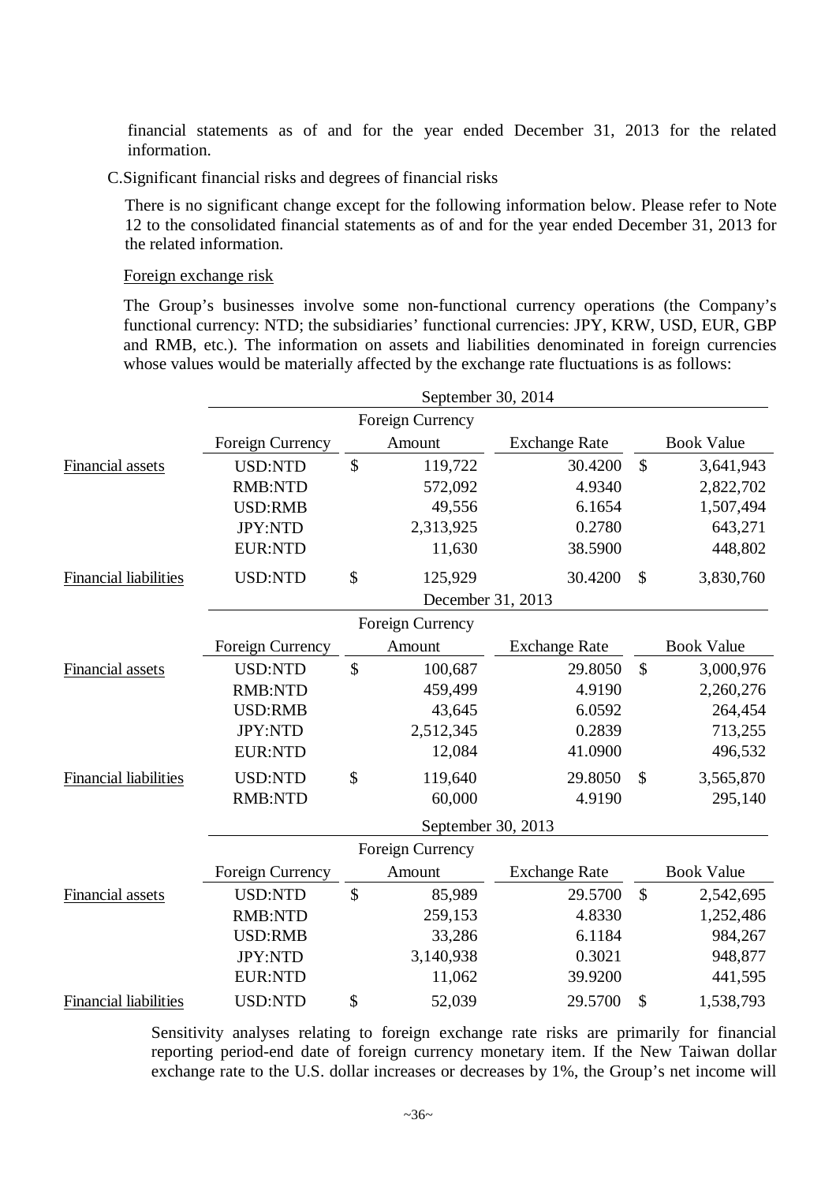financial statements as of and for the year ended December 31, 2013 for the related information.

C.Significant financial risks and degrees of financial risks

There is no significant change except for the following information below. Please refer to Note 12 to the consolidated financial statements as of and for the year ended December 31, 2013 for the related information.

Foreign exchange risk

The Group's businesses involve some non-functional currency operations (the Company's functional currency: NTD; the subsidiaries' functional currencies: JPY, KRW, USD, EUR, GBP and RMB, etc.). The information on assets and liabilities denominated in foreign currencies whose values would be materially affected by the exchange rate fluctuations is as follows:

| | September 30, 2014 | | | |
|---|---|---|---|---|
| | Foreign Currency | Foreign Currency Amount | Exchange Rate | Book Value |
| Financial assets | USD:NTD | $ 119,722 | 30.4200 | $ 3,641,943 |
| | RMB:NTD | 572,092 | 4.9340 | 2,822,702 |
| | USD:RMB | 49,556 | 6.1654 | 1,507,494 |
| | JPY:NTD | 2,313,925 | 0.2780 | 643,271 |
| | EUR:NTD | 11,630 | 38.5900 | 448,802 |
| Financial liabilities | USD:NTD | $ 125,929 | 30.4200 | $ 3,830,760 |

| | December 31, 2013 | | | |
|---|---|---|---|---|
| | Foreign Currency | Foreign Currency Amount | Exchange Rate | Book Value |
| Financial assets | USD:NTD | $ 100,687 | 29.8050 | $ 3,000,976 |
| | RMB:NTD | 459,499 | 4.9190 | 2,260,276 |
| | USD:RMB | 43,645 | 6.0592 | 264,454 |
| | JPY:NTD | 2,512,345 | 0.2839 | 713,255 |
| | EUR:NTD | 12,084 | 41.0900 | 496,532 |
| Financial liabilities | USD:NTD | $ 119,640 | 29.8050 | $ 3,565,870 |
| | RMB:NTD | 60,000 | 4.9190 | 295,140 |

| | September 30, 2013 | | | |
|---|---|---|---|---|
| | Foreign Currency | Foreign Currency Amount | Exchange Rate | Book Value |
| Financial assets | USD:NTD | $ 85,989 | 29.5700 | $ 2,542,695 |
| | RMB:NTD | 259,153 | 4.8330 | 1,252,486 |
| | USD:RMB | 33,286 | 6.1184 | 984,267 |
| | JPY:NTD | 3,140,938 | 0.3021 | 948,877 |
| | EUR:NTD | 11,062 | 39.9200 | 441,595 |
| Financial liabilities | USD:NTD | $ 52,039 | 29.5700 | $ 1,538,793 |

Sensitivity analyses relating to foreign exchange rate risks are primarily for financial reporting period-end date of foreign currency monetary item. If the New Taiwan dollar exchange rate to the U.S. dollar increases or decreases by 1%, the Group's net income will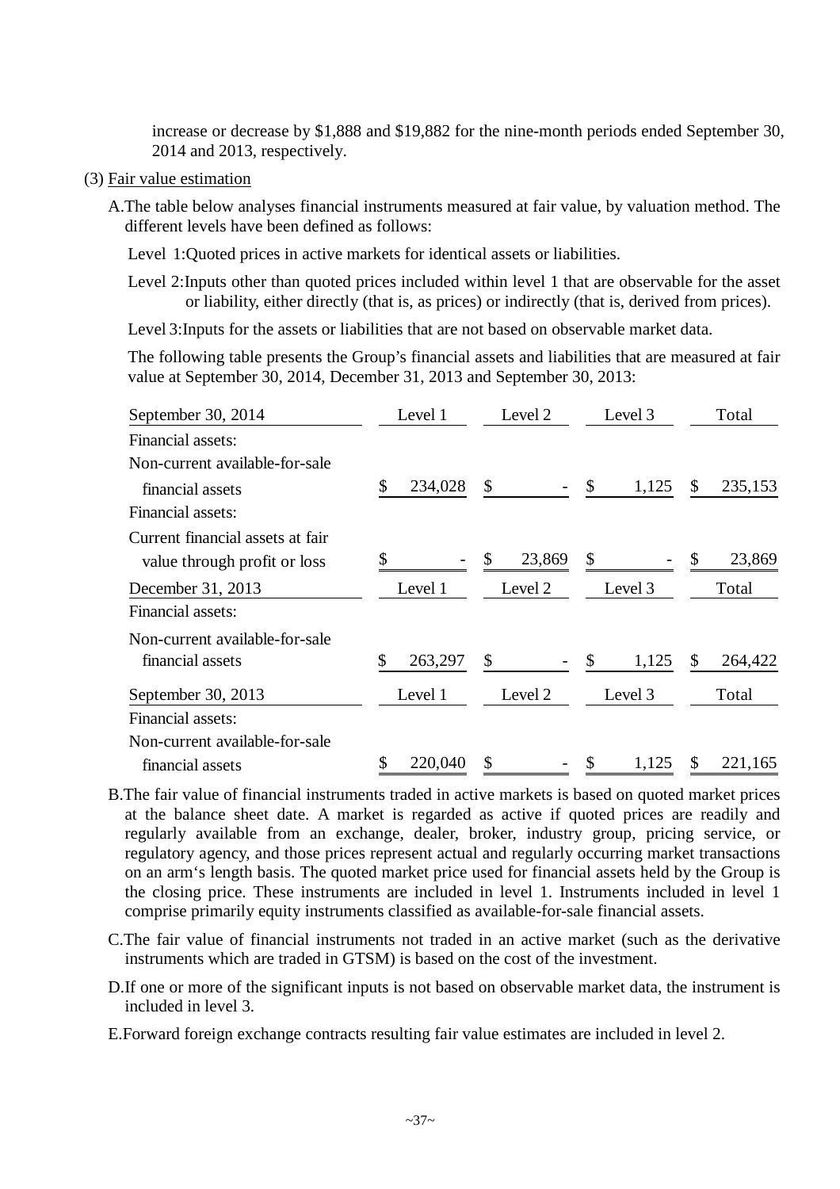increase or decrease by $1,888 and $19,882 for the nine-month periods ended September 30, 2014 and 2013, respectively.

(3) Fair value estimation

A.The table below analyses financial instruments measured at fair value, by valuation method. The different levels have been defined as follows:

Level 1:Quoted prices in active markets for identical assets or liabilities.

Level 2:Inputs other than quoted prices included within level 1 that are observable for the asset or liability, either directly (that is, as prices) or indirectly (that is, derived from prices).

Level 3:Inputs for the assets or liabilities that are not based on observable market data.

The following table presents the Group's financial assets and liabilities that are measured at fair value at September 30, 2014, December 31, 2013 and September 30, 2013:

| September 30, 2014 | Level 1 | Level 2 | Level 3 | Total |
|---|---|---|---|---|
| Financial assets: | | | | |
| Non-current available-for-sale financial assets | $ 234,028 | $ - | $ 1,125 | $ 235,153 |
| Financial assets: | | | | |
| Current financial assets at fair value through profit or loss | $ - | $ 23,869 | $ - | $ 23,869 |

| December 31, 2013 | Level 1 | Level 2 | Level 3 | Total |
|---|---|---|---|---|
| Financial assets: | | | | |
| Non-current available-for-sale financial assets | $ 263,297 | $ - | $ 1,125 | $ 264,422 |

| September 30, 2013 | Level 1 | Level 2 | Level 3 | Total |
|---|---|---|---|---|
| Financial assets: | | | | |
| Non-current available-for-sale financial assets | $ 220,040 | $ - | $ 1,125 | $ 221,165 |

B.The fair value of financial instruments traded in active markets is based on quoted market prices at the balance sheet date. A market is regarded as active if quoted prices are readily and regularly available from an exchange, dealer, broker, industry group, pricing service, or regulatory agency, and those prices represent actual and regularly occurring market transactions on an arm's length basis. The quoted market price used for financial assets held by the Group is the closing price. These instruments are included in level 1. Instruments included in level 1 comprise primarily equity instruments classified as available-for-sale financial assets.

C.The fair value of financial instruments not traded in an active market (such as the derivative instruments which are traded in GTSM) is based on the cost of the investment.

D.If one or more of the significant inputs is not based on observable market data, the instrument is included in level 3.

E.Forward foreign exchange contracts resulting fair value estimates are included in level 2.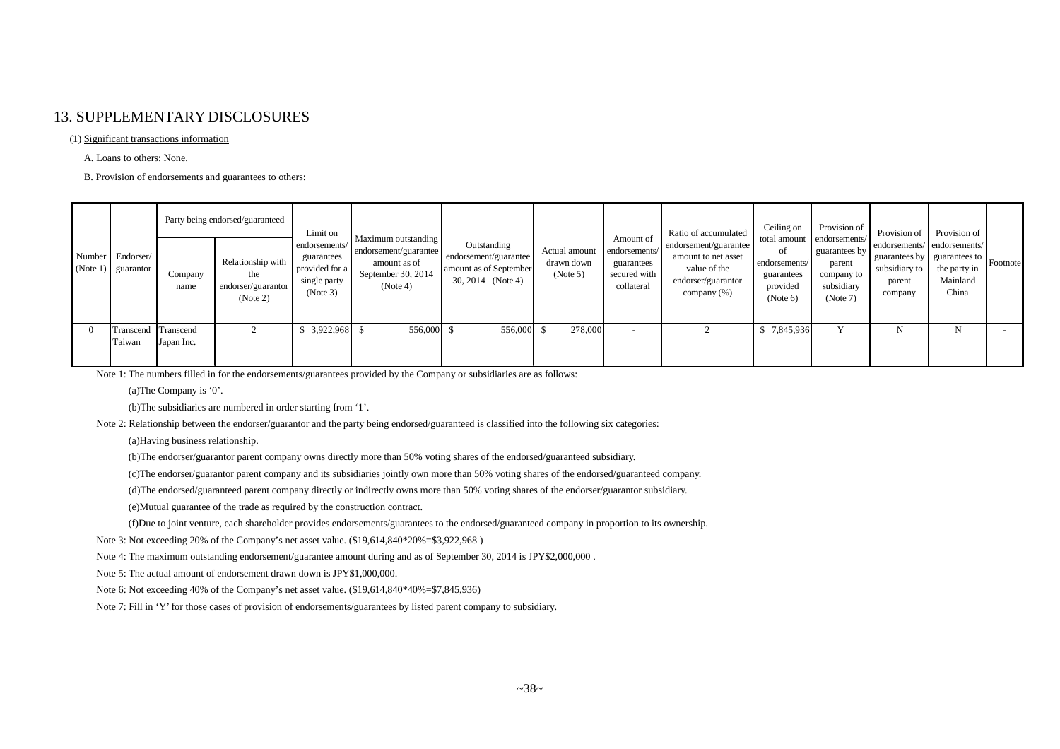## 13. SUPPLEMENTARY DISCLOSURES

(1) Significant transactions information

A. Loans to others: None.

B. Provision of endorsements and guarantees to others:

| Number (Note 1) | Endorser/ guarantor | Party being endorsed/guaranteed | | Limit on endorsements/ guarantees provided for a single party (Note 3) | Maximum outstanding endorsement/guarantee amount as of September 30, 2014 (Note 4) | Outstanding endorsement/guarantee amount as of September 30, 2014 (Note 4) | Actual amount drawn down (Note 5) | Amount of endorsements/ guarantees secured with collateral | Ratio of accumulated endorsement/guarantee amount to net asset value of the endorser/guarantor company (%) | Ceiling on total amount of endorsements/ guarantees provided (Note 6) | Provision of endorsements/ guarantees by parent company to subsidiary (Note 7) | Provision of endorsements/ guarantees by subsidiary to parent company | Provision of endorsements/ guarantees to the party in Mainland China | Footnote |
|---|---|---|---|---|---|---|---|---|---|---|---|---|---|---|
| | | Company name | Relationship with the endorser/guarantor (Note 2) | | | | | | | | | | | |
| 0 | Transcend Taiwan | Transcend Japan Inc. | 2 | $ 3,922,968 | $ 556,000 | $ 556,000 | $ 278,000 | - | 2 | $ 7,845,936 | Y | N | N | - |

Note 1: The numbers filled in for the endorsements/guarantees provided by the Company or subsidiaries are as follows:

(a)The Company is '0'.

(b)The subsidiaries are numbered in order starting from '1'.

Note 2: Relationship between the endorser/guarantor and the party being endorsed/guaranteed is classified into the following six categories:

(a)Having business relationship.

(b)The endorser/guarantor parent company owns directly more than 50% voting shares of the endorsed/guaranteed subsidiary.

(c)The endorser/guarantor parent company and its subsidiaries jointly own more than 50% voting shares of the endorsed/guaranteed company.

(d)The endorsed/guaranteed parent company directly or indirectly owns more than 50% voting shares of the endorser/guarantor subsidiary.

(e)Mutual guarantee of the trade as required by the construction contract.

(f)Due to joint venture, each shareholder provides endorsements/guarantees to the endorsed/guaranteed company in proportion to its ownership.

Note 3: Not exceeding 20% of the Company's net asset value. ($19,614,840*20%=$3,922,968 )

Note 4: The maximum outstanding endorsement/guarantee amount during and as of September 30, 2014 is JPY$2,000,000 .

Note 5: The actual amount of endorsement drawn down is JPY$1,000,000.

Note 6: Not exceeding 40% of the Company's net asset value. ($19,614,840*40%=$7,845,936)

Note 7: Fill in 'Y' for those cases of provision of endorsements/guarantees by listed parent company to subsidiary.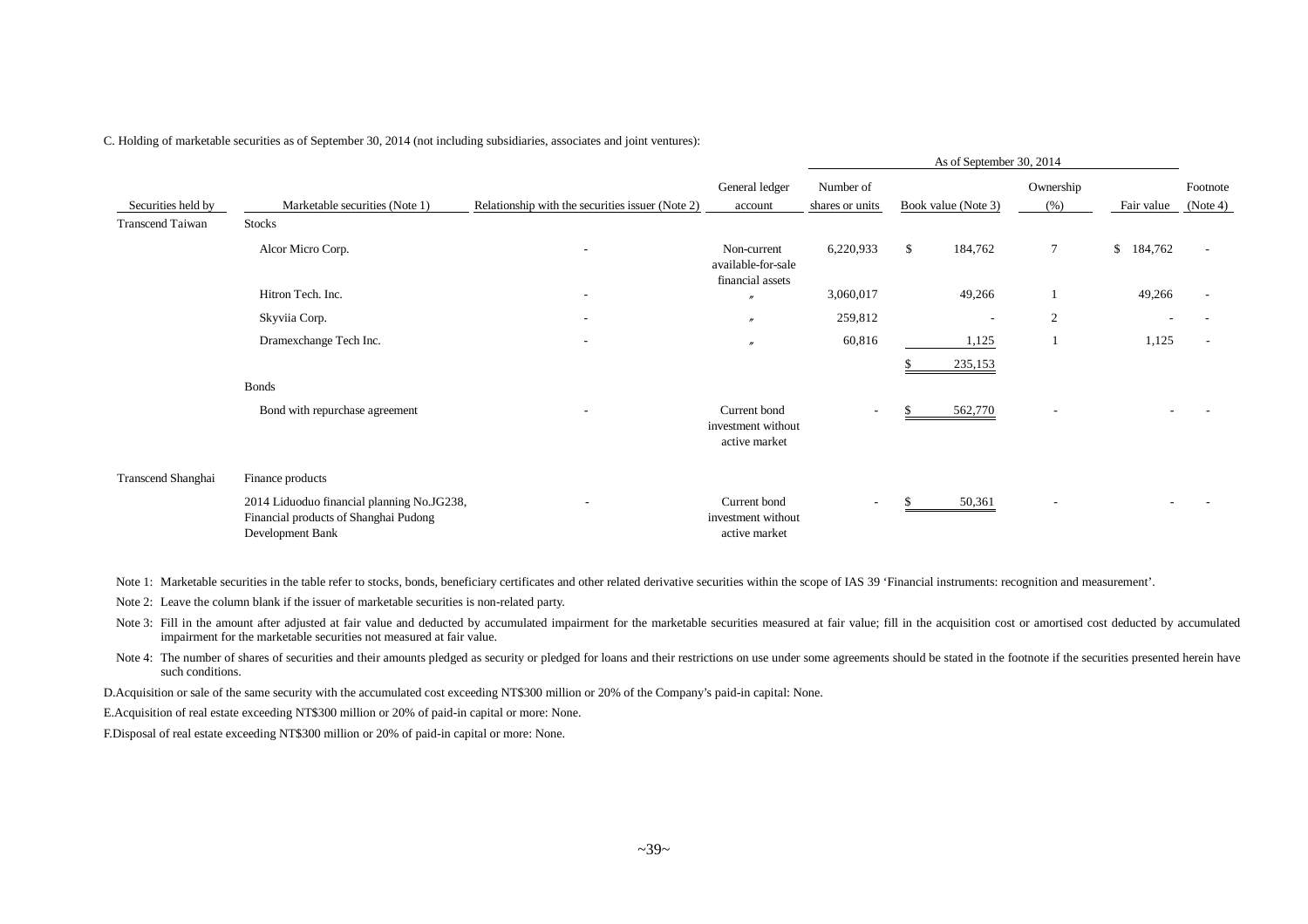C. Holding of marketable securities as of September 30, 2014 (not including subsidiaries, associates and joint ventures):

| | | | | As of September 30, 2014 | | | | |
|---|---|---|---|---|---|---|---|---|
| Securities held by | Marketable securities (Note 1) | Relationship with the securities issuer (Note 2) | General ledger account | Number of shares or units | Book value (Note 3) | Ownership (%) | Fair value | Footnote (Note 4) |
| Transcend Taiwan | Stocks | | | | | | | |
| | Alcor Micro Corp. | - | Non-current available-for-sale financial assets | 6,220,933 | $ 184,762 | 7 | $ 184,762 | - |
| | Hitron Tech. Inc. | - | 〃 | 3,060,017 | 49,266 | 1 | 49,266 | - |
| | Skyviia Corp. | - | 〃 | 259,812 | - | 2 | - | - |
| | Dramexchange Tech Inc. | - | 〃 | 60,816 | 1,125 | 1 | 1,125 | - |
| | | | | | $ 235,153 | | | |
| | Bonds | | | | | | | |
| | Bond with repurchase agreement | - | Current bond investment without active market | - | $ 562,770 | - | - | - |
| Transcend Shanghai | Finance products | | | | | | | |
| | 2014 Liduoduo financial planning No.JG238, Financial products of Shanghai Pudong Development Bank | - | Current bond investment without active market | - | $ 50,361 | - | - | - |

Note 1: Marketable securities in the table refer to stocks, bonds, beneficiary certificates and other related derivative securities within the scope of IAS 39 'Financial instruments: recognition and measurement'.

Note 2: Leave the column blank if the issuer of marketable securities is non-related party.

Note 3: Fill in the amount after adjusted at fair value and deducted by accumulated impairment for the marketable securities measured at fair value; fill in the acquisition cost or amortised cost deducted by accumulated impairment for the marketable securities not measured at fair value.

Note 4: The number of shares of securities and their amounts pledged as security or pledged for loans and their restrictions on use under some agreements should be stated in the footnote if the securities presented herein have such conditions.

D.Acquisition or sale of the same security with the accumulated cost exceeding NT$300 million or 20% of the Company's paid-in capital: None.

E.Acquisition of real estate exceeding NT$300 million or 20% of paid-in capital or more: None.

F.Disposal of real estate exceeding NT$300 million or 20% of paid-in capital or more: None.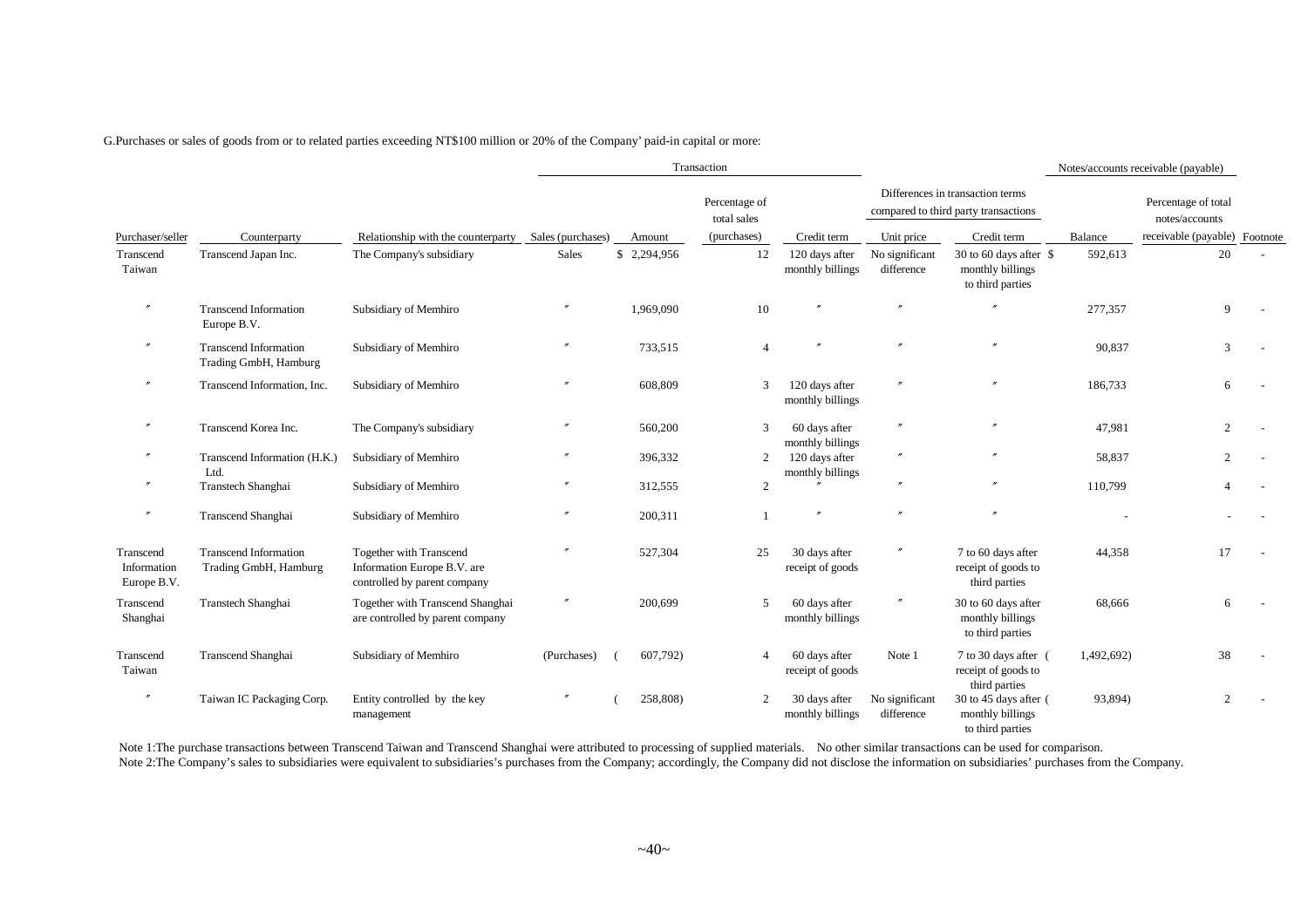G.Purchases or sales of goods from or to related parties exceeding NT$100 million or 20% of the Company' paid-in capital or more:

| | | | Transaction | | | | Differences in transaction terms compared to third party transactions | | Notes/accounts receivable (payable) | | |
|---|---|---|---|---|---|---|---|---|---|---|---|
| Purchaser/seller | Counterparty | Relationship with the counterparty | Sales (purchases) | Amount | Percentage of total sales (purchases) | Credit term | Unit price | Credit term | Balance | Percentage of total notes/accounts receivable (payable) | Footnote |
| Transcend Taiwan | Transcend Japan Inc. | The Company's subsidiary | Sales | $ 2,294,956 | 12 | 120 days after monthly billings | No significant difference | 30 to 60 days after monthly billings to third parties | $ 592,613 | 20 | - |
| 〃 | Transcend Information Europe B.V. | Subsidiary of Memhiro | 〃 | 1,969,090 | 10 | 〃 | 〃 | 〃 | 277,357 | 9 | - |
| 〃 | Transcend Information Trading GmbH, Hamburg | Subsidiary of Memhiro | 〃 | 733,515 | 4 | 〃 | 〃 | 〃 | 90,837 | 3 | - |
| 〃 | Transcend Information, Inc. | Subsidiary of Memhiro | 〃 | 608,809 | 3 | 120 days after monthly billings | 〃 | 〃 | 186,733 | 6 | - |
| 〃 | Transcend Korea Inc. | The Company's subsidiary | 〃 | 560,200 | 3 | 60 days after monthly billings | 〃 | 〃 | 47,981 | 2 | - |
| 〃 | Transcend Information (H.K.) Ltd. | Subsidiary of Memhiro | 〃 | 396,332 | 2 | 120 days after monthly billings | 〃 | 〃 | 58,837 | 2 | - |
| 〃 | Transtech Shanghai | Subsidiary of Memhiro | 〃 | 312,555 | 2 | 〃 | 〃 | 〃 | 110,799 | 4 | - |
| 〃 | Transcend Shanghai | Subsidiary of Memhiro | 〃 | 200,311 | 1 | 〃 | 〃 | 〃 | - | - | - |
| Transcend Information Europe B.V. | Transcend Information Trading GmbH, Hamburg | Together with Transcend Information Europe B.V. are controlled by parent company | 〃 | 527,304 | 25 | 30 days after receipt of goods | 〃 | 7 to 60 days after receipt of goods to third parties | 44,358 | 17 | - |
| Transcend Shanghai | Transtech Shanghai | Together with Transcend Shanghai are controlled by parent company | 〃 | 200,699 | 5 | 60 days after monthly billings | 〃 | 30 to 60 days after monthly billings to third parties | 68,666 | 6 | - |
| Transcend Taiwan | Transcend Shanghai | Subsidiary of Memhiro | (Purchases) | ( 607,792) | 4 | 60 days after receipt of goods | Note 1 | 7 to 30 days after receipt of goods to third parties | ( 1,492,692) | 38 | - |
| 〃 | Taiwan IC Packaging Corp. | Entity controlled by the key management | 〃 | ( 258,808) | 2 | 30 days after monthly billings | No significant difference | 30 to 45 days after monthly billings to third parties | ( 93,894) | 2 | - |

Note 1:The purchase transactions between Transcend Taiwan and Transcend Shanghai were attributed to processing of supplied materials. No other similar transactions can be used for comparison.
Note 2:The Company's sales to subsidiaries were equivalent to subsidiaries's purchases from the Company; accordingly, the Company did not disclose the information on subsidiaries' purchases from the Company.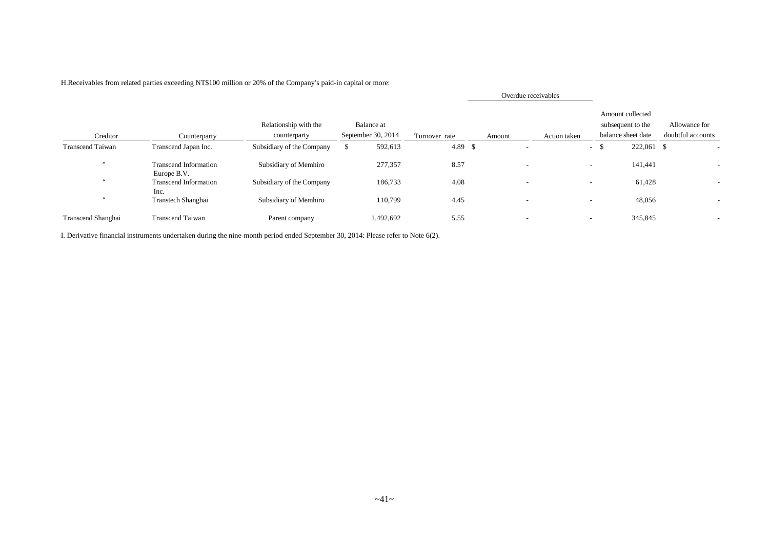H.Receivables from related parties exceeding NT$100 million or 20% of the Company's paid-in capital or more:

| Creditor | Counterparty | Relationship with the counterparty | Balance at September 30, 2014 | Turnover rate | Overdue receivables | | Amount collected subsequent to the balance sheet date | Allowance for doubtful accounts |
|---|---|---|---|---|---|---|---|---|
| | | | | | Amount | Action taken | | |
| Transcend Taiwan | Transcend Japan Inc. | Subsidiary of the Company | $ 592,613 | 4.89 | $ - | - | $ 222,061 | $ - |
| 〃 | Transcend Information Europe B.V. | Subsidiary of Memhiro | 277,357 | 8.57 | - | - | 141,441 | - |
| 〃 | Transcend Information Inc. | Subsidiary of the Company | 186,733 | 4.08 | - | - | 61,428 | - |
| 〃 | Transtech Shanghai | Subsidiary of Memhiro | 110,799 | 4.45 | - | - | 48,056 | - |
| Transcend Shanghai | Transcend Taiwan | Parent company | 1,492,692 | 5.55 | - | - | 345,845 | - |

I. Derivative financial instruments undertaken during the nine-month period ended September 30, 2014: Please refer to Note 6(2).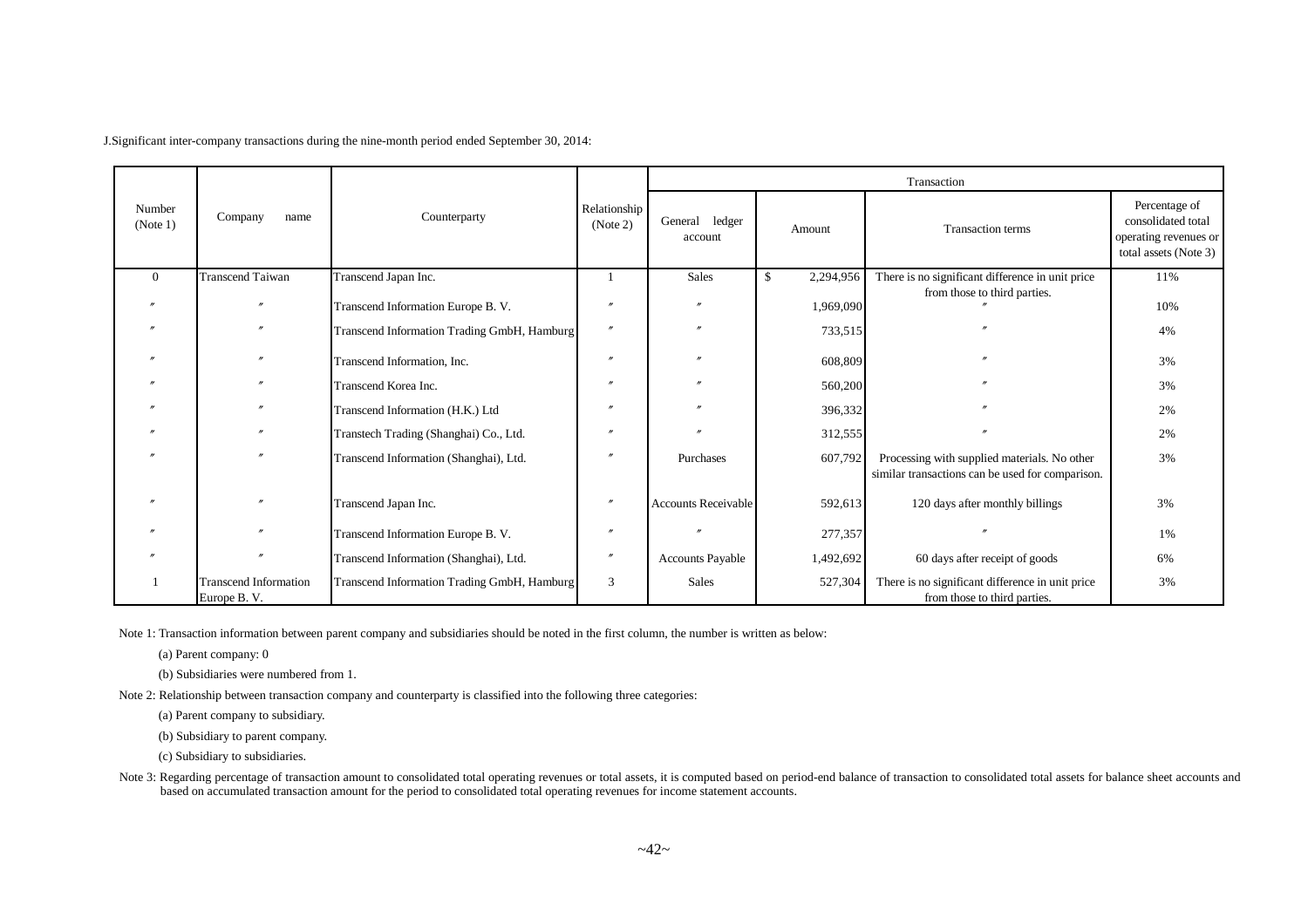J.Significant inter-company transactions during the nine-month period ended September 30, 2014:

| Number (Note 1) | Company name | Counterparty | Relationship (Note 2) | Transaction | | | |
|---|---|---|---|---|---|---|---|
| | | | | General ledger account | Amount | Transaction terms | Percentage of consolidated total operating revenues or total assets (Note 3) |
| 0 | Transcend Taiwan | Transcend Japan Inc. | 1 | Sales | $ 2,294,956 | There is no significant difference in unit price from those to third parties. | 11% |
| 〃 | 〃 | Transcend Information Europe B. V. | 〃 | 〃 | 1,969,090 | 〃 | 10% |
| 〃 | 〃 | Transcend Information Trading GmbH, Hamburg | 〃 | 〃 | 733,515 | 〃 | 4% |
| 〃 | 〃 | Transcend Information, Inc. | 〃 | 〃 | 608,809 | 〃 | 3% |
| 〃 | 〃 | Transcend Korea Inc. | 〃 | 〃 | 560,200 | 〃 | 3% |
| 〃 | 〃 | Transcend Information (H.K.) Ltd | 〃 | 〃 | 396,332 | 〃 | 2% |
| 〃 | 〃 | Transtech Trading (Shanghai) Co., Ltd. | 〃 | 〃 | 312,555 | 〃 | 2% |
| 〃 | 〃 | Transcend Information (Shanghai), Ltd. | 〃 | Purchases | 607,792 | Processing with supplied materials. No other similar transactions can be used for comparison. | 3% |
| 〃 | 〃 | Transcend Japan Inc. | 〃 | Accounts Receivable | 592,613 | 120 days after monthly billings | 3% |
| 〃 | 〃 | Transcend Information Europe B. V. | 〃 | 〃 | 277,357 | 〃 | 1% |
| 〃 | 〃 | Transcend Information (Shanghai), Ltd. | 〃 | Accounts Payable | 1,492,692 | 60 days after receipt of goods | 6% |
| 1 | Transcend Information Europe B. V. | Transcend Information Trading GmbH, Hamburg | 3 | Sales | 527,304 | There is no significant difference in unit price from those to third parties. | 3% |

Note 1: Transaction information between parent company and subsidiaries should be noted in the first column, the number is written as below:

(a) Parent company: 0

(b) Subsidiaries were numbered from 1.

Note 2: Relationship between transaction company and counterparty is classified into the following three categories:

(a) Parent company to subsidiary.

(b) Subsidiary to parent company.

(c) Subsidiary to subsidiaries.

Note 3: Regarding percentage of transaction amount to consolidated total operating revenues or total assets, it is computed based on period-end balance of transaction to consolidated total assets for balance sheet accounts and based on accumulated transaction amount for the period to consolidated total operating revenues for income statement accounts.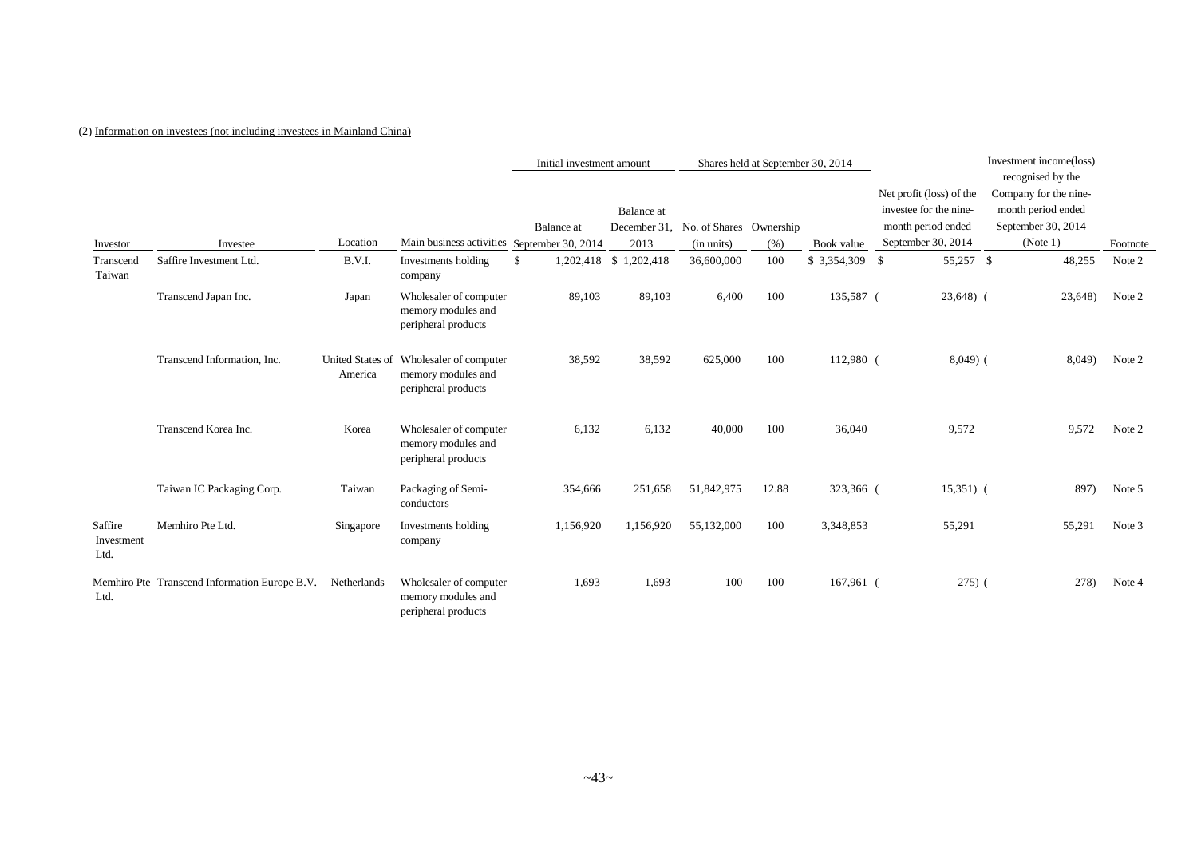(2) Information on investees (not including investees in Mainland China)

| Investor | Investee | Location | Main business activities | Initial investment amount | | Shares held at September 30, 2014 | | | Net profit (loss) of the investee for the nine-month period ended September 30, 2014 | Investment income(loss) recognised by the Company for the nine-month period ended September 30, 2014 (Note 1) | Footnote |
|---|---|---|---|---|---|---|---|---|---|---|---|
| | | | | Balance at September 30, 2014 | Balance at December 31, 2013 | No. of Shares (in units) | Ownership (%) | Book value | | | |
| Transcend Taiwan | Saffire Investment Ltd. | B.V.I. | Investments holding company | $ 1,202,418 | $ 1,202,418 | 36,600,000 | 100 | $ 3,354,309 | $ 55,257 | $ 48,255 | Note 2 |
| | Transcend Japan Inc. | Japan | Wholesaler of computer memory modules and peripheral products | 89,103 | 89,103 | 6,400 | 100 | 135,587 | ( 23,648) | ( 23,648) | Note 2 |
| | Transcend Information, Inc. | United States of America | Wholesaler of computer memory modules and peripheral products | 38,592 | 38,592 | 625,000 | 100 | 112,980 | ( 8,049) | ( 8,049) | Note 2 |
| | Transcend Korea Inc. | Korea | Wholesaler of computer memory modules and peripheral products | 6,132 | 6,132 | 40,000 | 100 | 36,040 | 9,572 | 9,572 | Note 2 |
| | Taiwan IC Packaging Corp. | Taiwan | Packaging of Semi-conductors | 354,666 | 251,658 | 51,842,975 | 12.88 | 323,366 | ( 15,351) | ( 897) | Note 5 |
| Saffire Investment Ltd. | Memhiro Pte Ltd. | Singapore | Investments holding company | 1,156,920 | 1,156,920 | 55,132,000 | 100 | 3,348,853 | 55,291 | 55,291 | Note 3 |
| Memhiro Pte Ltd. | Transcend Information Europe B.V. | Netherlands | Wholesaler of computer memory modules and peripheral products | 1,693 | 1,693 | 100 | 100 | 167,961 | ( 275) | ( 278) | Note 4 |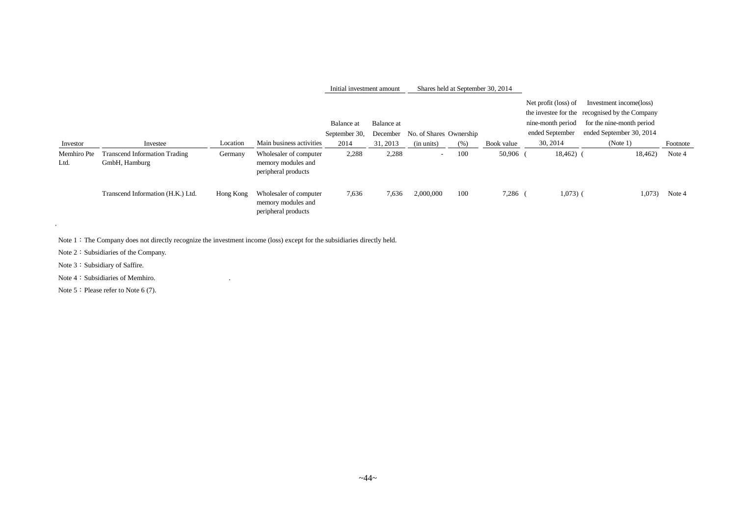| Investor | Investee | Location | Main business activities | Initial investment amount | | Shares held at September 30, 2014 | | | Net profit (loss) of the investee for the nine-month period ended September 30, 2014 | Investment income(loss) recognised by the Company for the nine-month period ended September 30, 2014 (Note 1) | Footnote |
|---|---|---|---|---|---|---|---|---|---|---|---|
| | | | | Balance at September 30, 2014 | Balance at December 31, 2013 | No. of Shares (in units) | Ownership (%) | Book value | | | |
| Memhiro Pte Ltd. | Transcend Information Trading GmbH, Hamburg | Germany | Wholesaler of computer memory modules and peripheral products | 2,288 | 2,288 | - | 100 | 50,906 | ( 18,462) | ( 18,462) | Note 4 |
| | Transcend Information (H.K.) Ltd. | Hong Kong | Wholesaler of computer memory modules and peripheral products | 7,636 | 7,636 | 2,000,000 | 100 | 7,286 | ( 1,073) | ( 1,073) | Note 4 |

Note 1：The Company does not directly recognize the investment income (loss) except for the subsidiaries directly held.

Note 2：Subsidiaries of the Company.

Note 3：Subsidiary of Saffire.

Note 4：Subsidiaries of Memhiro.

Note 5：Please refer to Note 6 (7).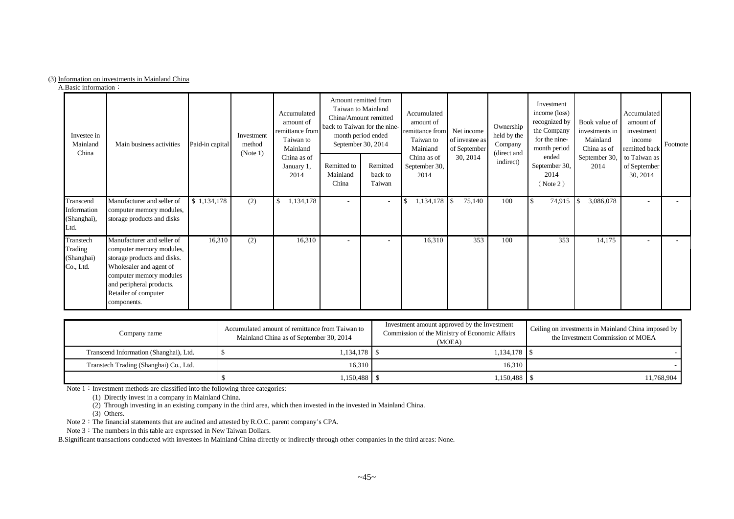(3) Information on investments in Mainland China

A.Basic information：

| Investee in Mainland China | Main business activities | Paid-in capital | Investment method (Note 1) | Accumulated amount of remittance from Taiwan to Mainland China as of January 1, 2014 | Amount remitted from Taiwan to Mainland China/Amount remitted back to Taiwan for the nine-month period ended September 30, 2014 | | Accumulated amount of remittance from Taiwan to Mainland China as of September 30, 2014 | Net income of investee as of September 30, 2014 | Ownership held by the Company (direct and indirect) | Investment income (loss) recognized by the Company for the nine-month period ended September 30, 2014 (Note 2) | Book value of investments in Mainland China as of September 30, 2014 | Accumulated amount of investment income remitted back to Taiwan as of September 30, 2014 | Footnote |
|---|---|---|---|---|---|---|---|---|---|---|---|---|---|
| | | | | | Remitted to Mainland China | Remitted back to Taiwan | | | | | | | |
| Transcend Information (Shanghai), Ltd. | Manufacturer and seller of computer memory modules, storage products and disks | $ 1,134,178 | (2) | $ 1,134,178 | - | - | $ 1,134,178 | $ 75,140 | 100 | $ 74,915 | $ 3,086,078 | - | - |
| Transtech Trading (Shanghai) Co., Ltd. | Manufacturer and seller of computer memory modules, storage products and disks. Wholesaler and agent of computer memory modules and peripheral products. Retailer of computer components. | 16,310 | (2) | 16,310 | - | - | 16,310 | 353 | 100 | 353 | 14,175 | - | - |

| Company name | Accumulated amount of remittance from Taiwan to Mainland China as of September 30, 2014 | Investment amount approved by the Investment Commission of the Ministry of Economic Affairs (MOEA) | Ceiling on investments in Mainland China imposed by the Investment Commission of MOEA |
|---|---|---|---|
| Transcend Information (Shanghai), Ltd. | $ 1,134,178 | $ 1,134,178 | $ - |
| Transtech Trading (Shanghai) Co., Ltd. | 16,310 | 16,310 | - |
| | $ 1,150,488 | $ 1,150,488 | $ 11,768,904 |

Note 1：Investment methods are classified into the following three categories:

(1) Directly invest in a company in Mainland China.

(2) Through investing in an existing company in the third area, which then invested in the invested in Mainland China.

(3) Others.

Note 2：The financial statements that are audited and attested by R.O.C. parent company's CPA.

Note 3：The numbers in this table are expressed in New Taiwan Dollars.

B.Significant transactions conducted with investees in Mainland China directly or indirectly through other companies in the third areas: None.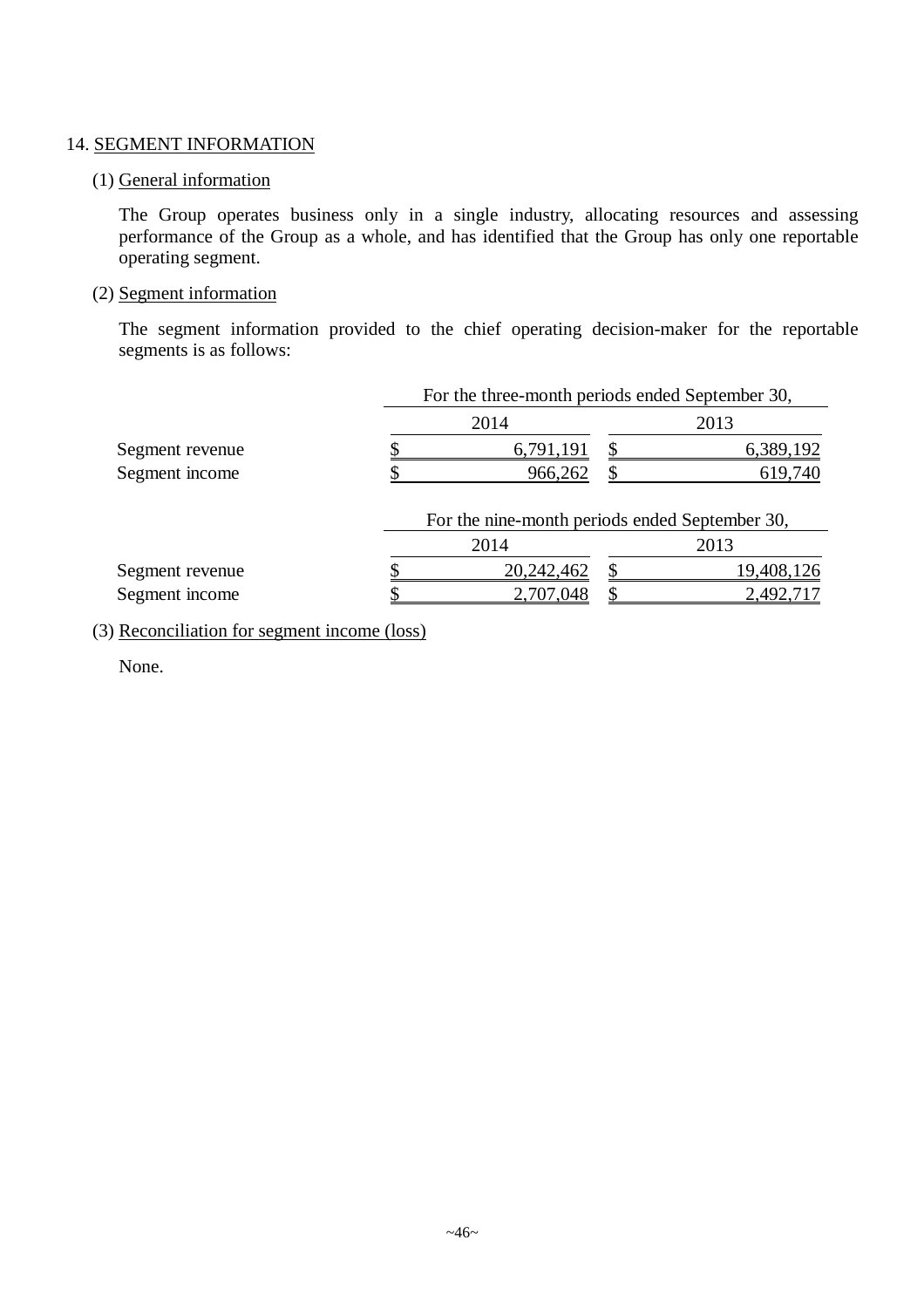## 14. SEGMENT INFORMATION

### (1) General information

The Group operates business only in a single industry, allocating resources and assessing performance of the Group as a whole, and has identified that the Group has only one reportable operating segment.

### (2) Segment information

The segment information provided to the chief operating decision-maker for the reportable segments is as follows:

| | For the three-month periods ended September 30, | |
|---|---|---|
| | 2014 | 2013 |
| Segment revenue | $ 6,791,191 | $ 6,389,192 |
| Segment income | $ 966,262 | $ 619,740 |

| | For the nine-month periods ended September 30, | |
|---|---|---|
| | 2014 | 2013 |
| Segment revenue | $ 20,242,462 | $ 19,408,126 |
| Segment income | $ 2,707,048 | $ 2,492,717 |

### (3) Reconciliation for segment income (loss)

None.